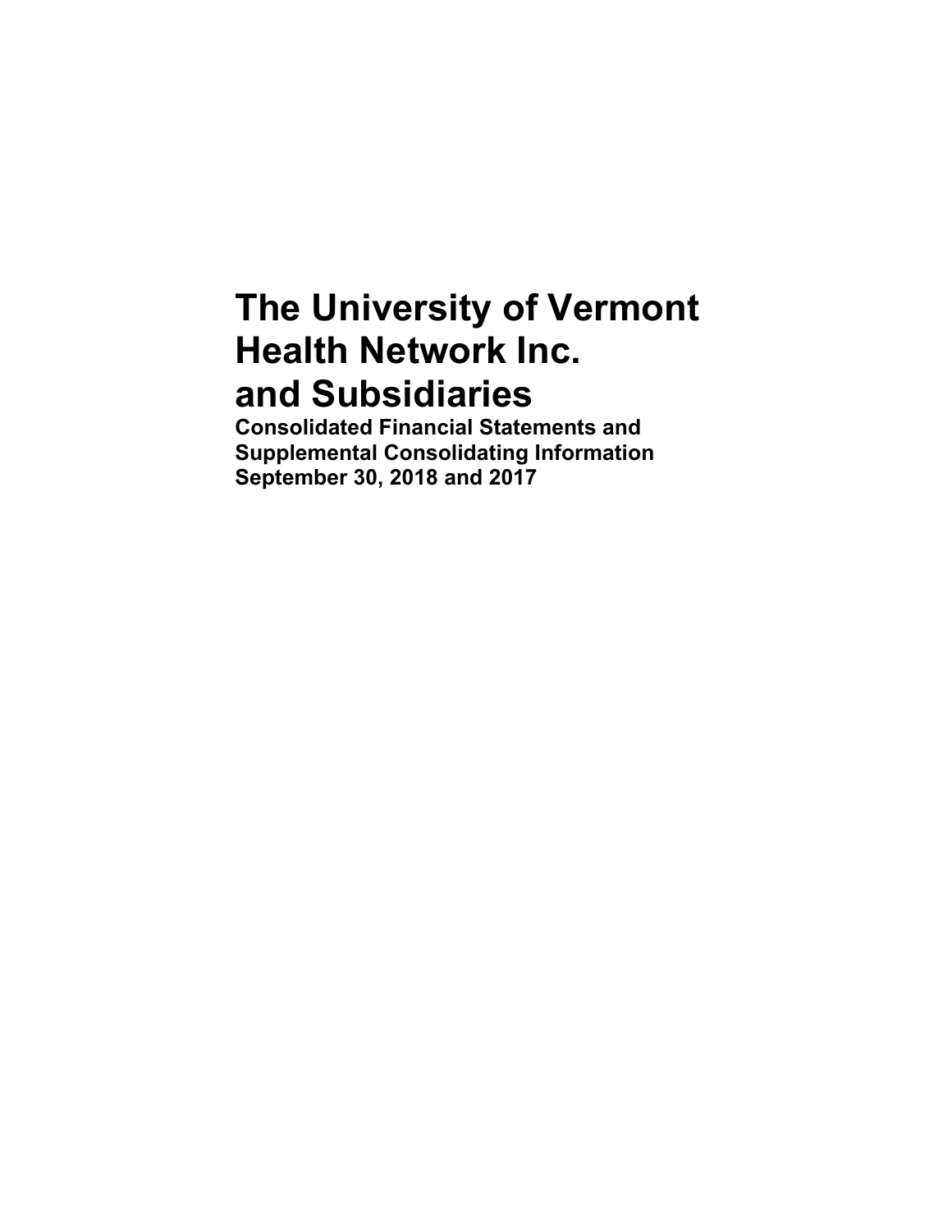# The University of Vermont Health Network Inc. and Subsidiaries

**Consolidated Financial Statements and Supplemental Consolidating Information**
**September 30, 2018 and 2017**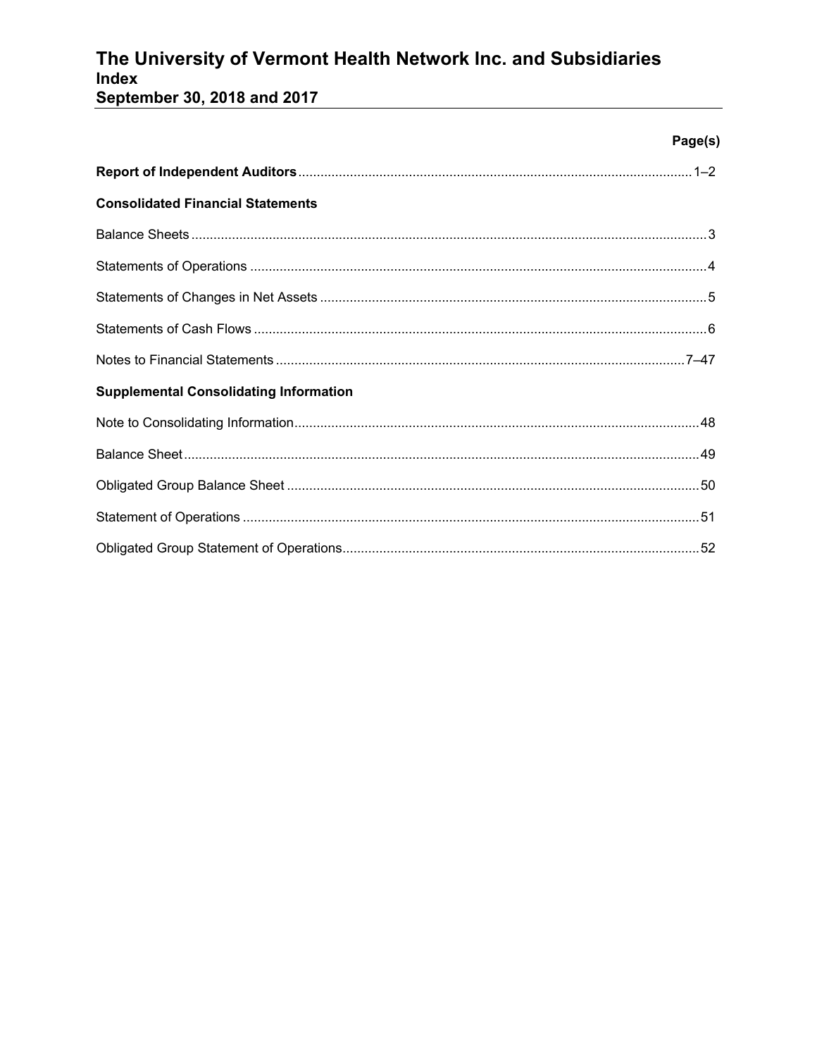# The University of Vermont Health Network Inc. and Subsidiaries
## Index
## September 30, 2018 and 2017

| | Page(s) |
|---|---|
| **Report of Independent Auditors** | 1–2 |
| **Consolidated Financial Statements** | |
| Balance Sheets | 3 |
| Statements of Operations | 4 |
| Statements of Changes in Net Assets | 5 |
| Statements of Cash Flows | 6 |
| Notes to Financial Statements | 7–47 |
| **Supplemental Consolidating Information** | |
| Note to Consolidating Information | 48 |
| Balance Sheet | 49 |
| Obligated Group Balance Sheet | 50 |
| Statement of Operations | 51 |
| Obligated Group Statement of Operations | 52 |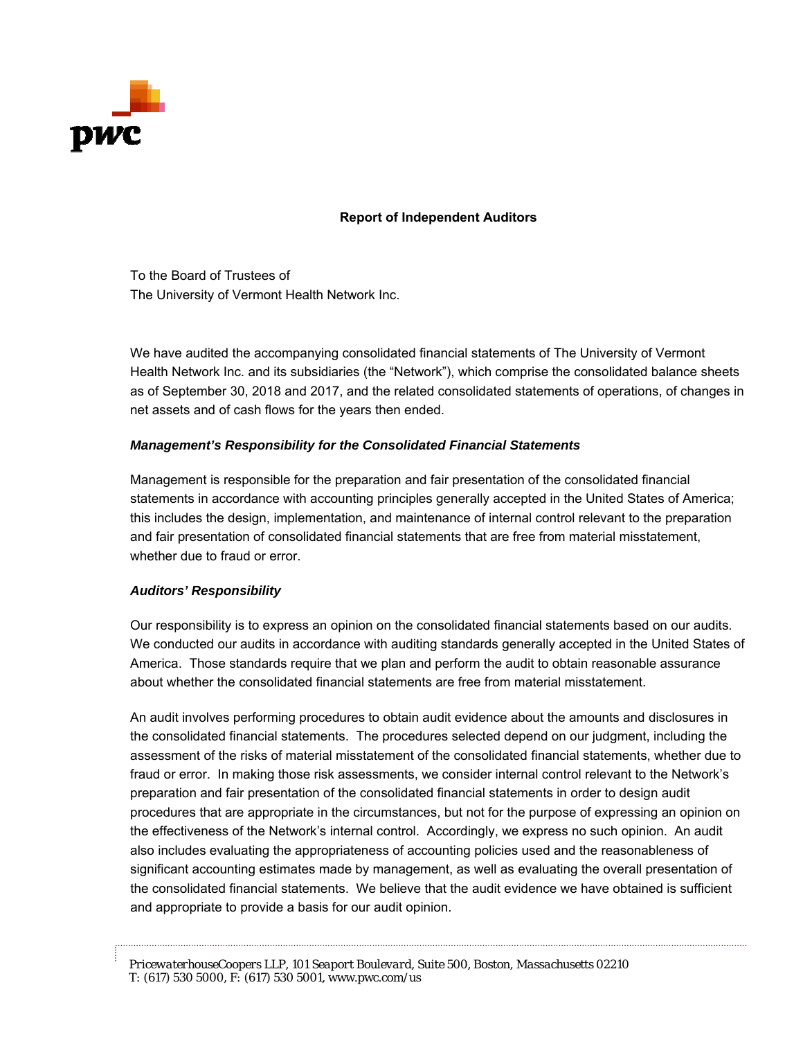## Report of Independent Auditors

To the Board of Trustees of
The University of Vermont Health Network Inc.

We have audited the accompanying consolidated financial statements of The University of Vermont Health Network Inc. and its subsidiaries (the "Network"), which comprise the consolidated balance sheets as of September 30, 2018 and 2017, and the related consolidated statements of operations, of changes in net assets and of cash flows for the years then ended.

### *Management's Responsibility for the Consolidated Financial Statements*

Management is responsible for the preparation and fair presentation of the consolidated financial statements in accordance with accounting principles generally accepted in the United States of America; this includes the design, implementation, and maintenance of internal control relevant to the preparation and fair presentation of consolidated financial statements that are free from material misstatement, whether due to fraud or error.

### *Auditors' Responsibility*

Our responsibility is to express an opinion on the consolidated financial statements based on our audits. We conducted our audits in accordance with auditing standards generally accepted in the United States of America. Those standards require that we plan and perform the audit to obtain reasonable assurance about whether the consolidated financial statements are free from material misstatement.

An audit involves performing procedures to obtain audit evidence about the amounts and disclosures in the consolidated financial statements. The procedures selected depend on our judgment, including the assessment of the risks of material misstatement of the consolidated financial statements, whether due to fraud or error. In making those risk assessments, we consider internal control relevant to the Network's preparation and fair presentation of the consolidated financial statements in order to design audit procedures that are appropriate in the circumstances, but not for the purpose of expressing an opinion on the effectiveness of the Network's internal control. Accordingly, we express no such opinion. An audit also includes evaluating the appropriateness of accounting policies used and the reasonableness of significant accounting estimates made by management, as well as evaluating the overall presentation of the consolidated financial statements. We believe that the audit evidence we have obtained is sufficient and appropriate to provide a basis for our audit opinion.

*PricewaterhouseCoopers LLP, 101 Seaport Boulevard, Suite 500, Boston, Massachusetts 02210*
*T: (617) 530 5000, F: (617) 530 5001, www.pwc.com/us*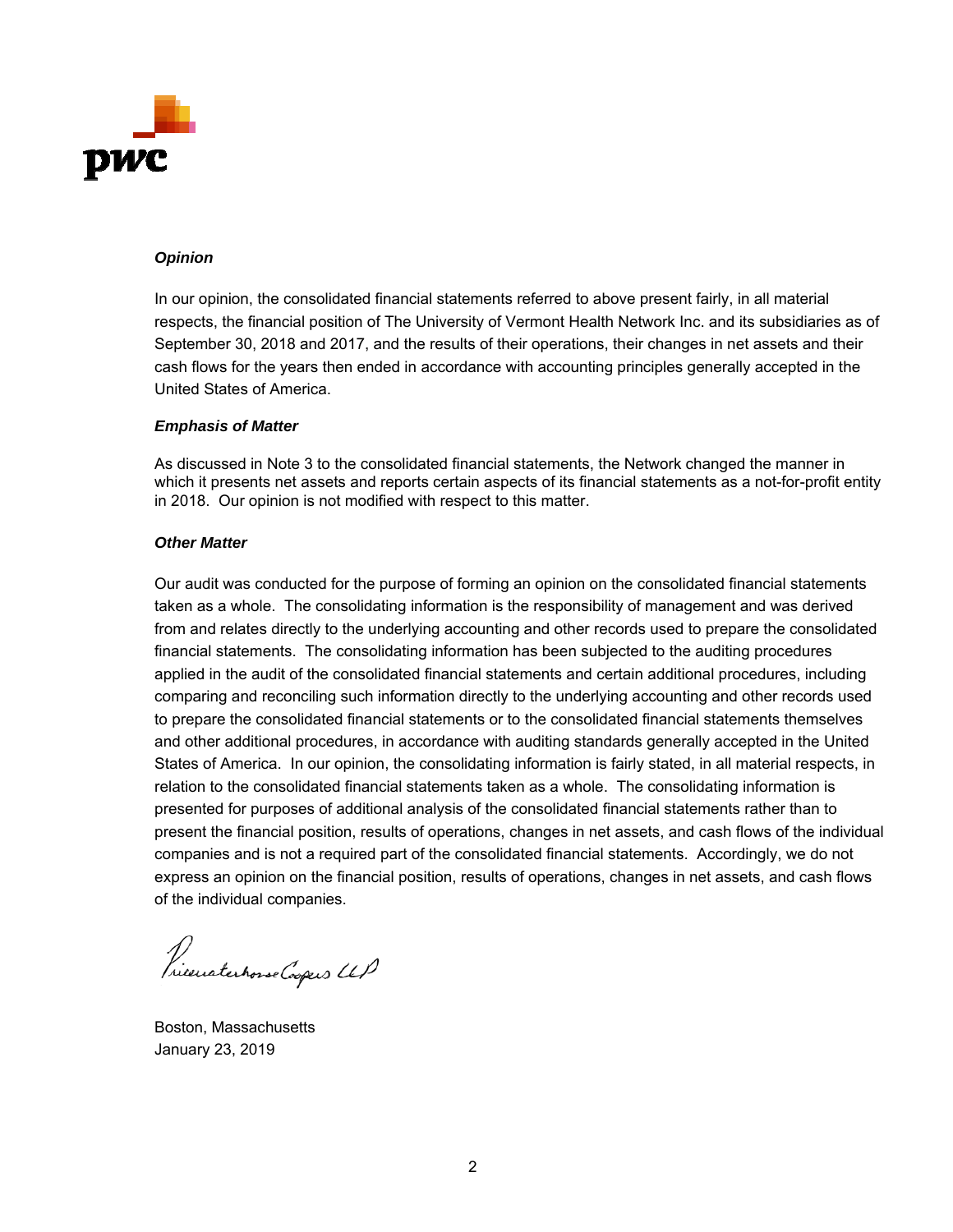### *Opinion*

In our opinion, the consolidated financial statements referred to above present fairly, in all material respects, the financial position of The University of Vermont Health Network Inc. and its subsidiaries as of September 30, 2018 and 2017, and the results of their operations, their changes in net assets and their cash flows for the years then ended in accordance with accounting principles generally accepted in the United States of America.

### *Emphasis of Matter*

As discussed in Note 3 to the consolidated financial statements, the Network changed the manner in which it presents net assets and reports certain aspects of its financial statements as a not-for-profit entity in 2018. Our opinion is not modified with respect to this matter.

### *Other Matter*

Our audit was conducted for the purpose of forming an opinion on the consolidated financial statements taken as a whole. The consolidating information is the responsibility of management and was derived from and relates directly to the underlying accounting and other records used to prepare the consolidated financial statements. The consolidating information has been subjected to the auditing procedures applied in the audit of the consolidated financial statements and certain additional procedures, including comparing and reconciling such information directly to the underlying accounting and other records used to prepare the consolidated financial statements or to the consolidated financial statements themselves and other additional procedures, in accordance with auditing standards generally accepted in the United States of America. In our opinion, the consolidating information is fairly stated, in all material respects, in relation to the consolidated financial statements taken as a whole. The consolidating information is presented for purposes of additional analysis of the consolidated financial statements rather than to present the financial position, results of operations, changes in net assets, and cash flows of the individual companies and is not a required part of the consolidated financial statements. Accordingly, we do not express an opinion on the financial position, results of operations, changes in net assets, and cash flows of the individual companies.

PricewaterhouseCoopers LLP

Boston, Massachusetts
January 23, 2019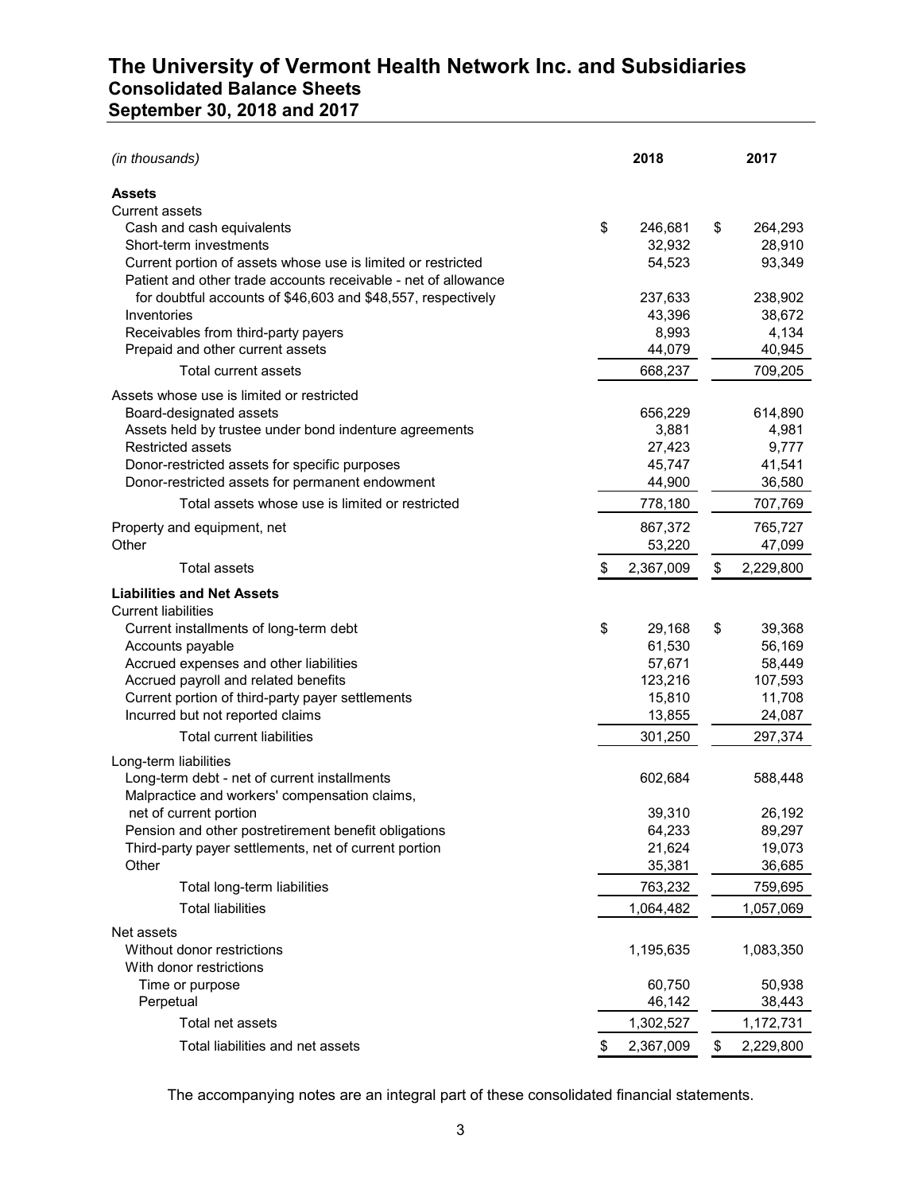# The University of Vermont Health Network Inc. and Subsidiaries
## Consolidated Balance Sheets
## September 30, 2018 and 2017

| *(in thousands)* | 2018 | 2017 |
|---|---|---|
| **Assets** | | |
| Current assets | | |
| Cash and cash equivalents | $ 246,681 | $ 264,293 |
| Short-term investments | 32,932 | 28,910 |
| Current portion of assets whose use is limited or restricted | 54,523 | 93,349 |
| Patient and other trade accounts receivable - net of allowance for doubtful accounts of $46,603 and $48,557, respectively | 237,633 | 238,902 |
| Inventories | 43,396 | 38,672 |
| Receivables from third-party payers | 8,993 | 4,134 |
| Prepaid and other current assets | 44,079 | 40,945 |
| Total current assets | 668,237 | 709,205 |
| Assets whose use is limited or restricted | | |
| Board-designated assets | 656,229 | 614,890 |
| Assets held by trustee under bond indenture agreements | 3,881 | 4,981 |
| Restricted assets | 27,423 | 9,777 |
| Donor-restricted assets for specific purposes | 45,747 | 41,541 |
| Donor-restricted assets for permanent endowment | 44,900 | 36,580 |
| Total assets whose use is limited or restricted | 778,180 | 707,769 |
| Property and equipment, net | 867,372 | 765,727 |
| Other | 53,220 | 47,099 |
| Total assets | $ 2,367,009 | $ 2,229,800 |
| **Liabilities and Net Assets** | | |
| Current liabilities | | |
| Current installments of long-term debt | $ 29,168 | $ 39,368 |
| Accounts payable | 61,530 | 56,169 |
| Accrued expenses and other liabilities | 57,671 | 58,449 |
| Accrued payroll and related benefits | 123,216 | 107,593 |
| Current portion of third-party payer settlements | 15,810 | 11,708 |
| Incurred but not reported claims | 13,855 | 24,087 |
| Total current liabilities | 301,250 | 297,374 |
| Long-term liabilities | | |
| Long-term debt - net of current installments | 602,684 | 588,448 |
| Malpractice and workers' compensation claims, net of current portion | 39,310 | 26,192 |
| Pension and other postretirement benefit obligations | 64,233 | 89,297 |
| Third-party payer settlements, net of current portion | 21,624 | 19,073 |
| Other | 35,381 | 36,685 |
| Total long-term liabilities | 763,232 | 759,695 |
| Total liabilities | 1,064,482 | 1,057,069 |
| Net assets | | |
| Without donor restrictions | 1,195,635 | 1,083,350 |
| With donor restrictions | | |
| Time or purpose | 60,750 | 50,938 |
| Perpetual | 46,142 | 38,443 |
| Total net assets | 1,302,527 | 1,172,731 |
| Total liabilities and net assets | $ 2,367,009 | $ 2,229,800 |

The accompanying notes are an integral part of these consolidated financial statements.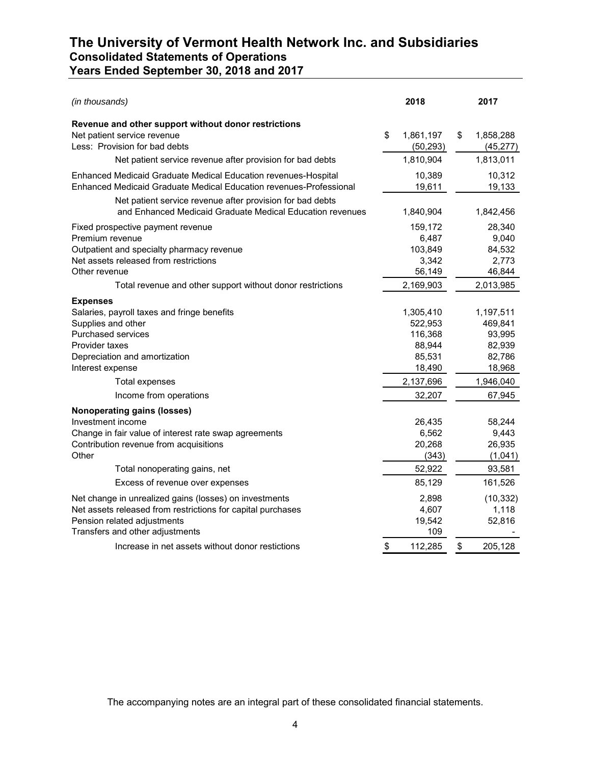# The University of Vermont Health Network Inc. and Subsidiaries
## Consolidated Statements of Operations
## Years Ended September 30, 2018 and 2017

| *(in thousands)* | 2018 | 2017 |
|---|---|---|
| **Revenue and other support without donor restrictions** | | |
| Net patient service revenue | $ 1,861,197 | $ 1,858,288 |
| Less: Provision for bad debts | (50,293) | (45,277) |
| Net patient service revenue after provision for bad debts | 1,810,904 | 1,813,011 |
| Enhanced Medicaid Graduate Medical Education revenues-Hospital | 10,389 | 10,312 |
| Enhanced Medicaid Graduate Medical Education revenues-Professional | 19,611 | 19,133 |
| Net patient service revenue after provision for bad debts and Enhanced Medicaid Graduate Medical Education revenues | 1,840,904 | 1,842,456 |
| Fixed prospective payment revenue | 159,172 | 28,340 |
| Premium revenue | 6,487 | 9,040 |
| Outpatient and specialty pharmacy revenue | 103,849 | 84,532 |
| Net assets released from restrictions | 3,342 | 2,773 |
| Other revenue | 56,149 | 46,844 |
| Total revenue and other support without donor restrictions | 2,169,903 | 2,013,985 |
| **Expenses** | | |
| Salaries, payroll taxes and fringe benefits | 1,305,410 | 1,197,511 |
| Supplies and other | 522,953 | 469,841 |
| Purchased services | 116,368 | 93,995 |
| Provider taxes | 88,944 | 82,939 |
| Depreciation and amortization | 85,531 | 82,786 |
| Interest expense | 18,490 | 18,968 |
| Total expenses | 2,137,696 | 1,946,040 |
| Income from operations | 32,207 | 67,945 |
| **Nonoperating gains (losses)** | | |
| Investment income | 26,435 | 58,244 |
| Change in fair value of interest rate swap agreements | 6,562 | 9,443 |
| Contribution revenue from acquisitions | 20,268 | 26,935 |
| Other | (343) | (1,041) |
| Total nonoperating gains, net | 52,922 | 93,581 |
| Excess of revenue over expenses | 85,129 | 161,526 |
| Net change in unrealized gains (losses) on investments | 2,898 | (10,332) |
| Net assets released from restrictions for capital purchases | 4,607 | 1,118 |
| Pension related adjustments | 19,542 | 52,816 |
| Transfers and other adjustments | 109 | - |
| Increase in net assets without donor restictions | $ 112,285 | $ 205,128 |

The accompanying notes are an integral part of these consolidated financial statements.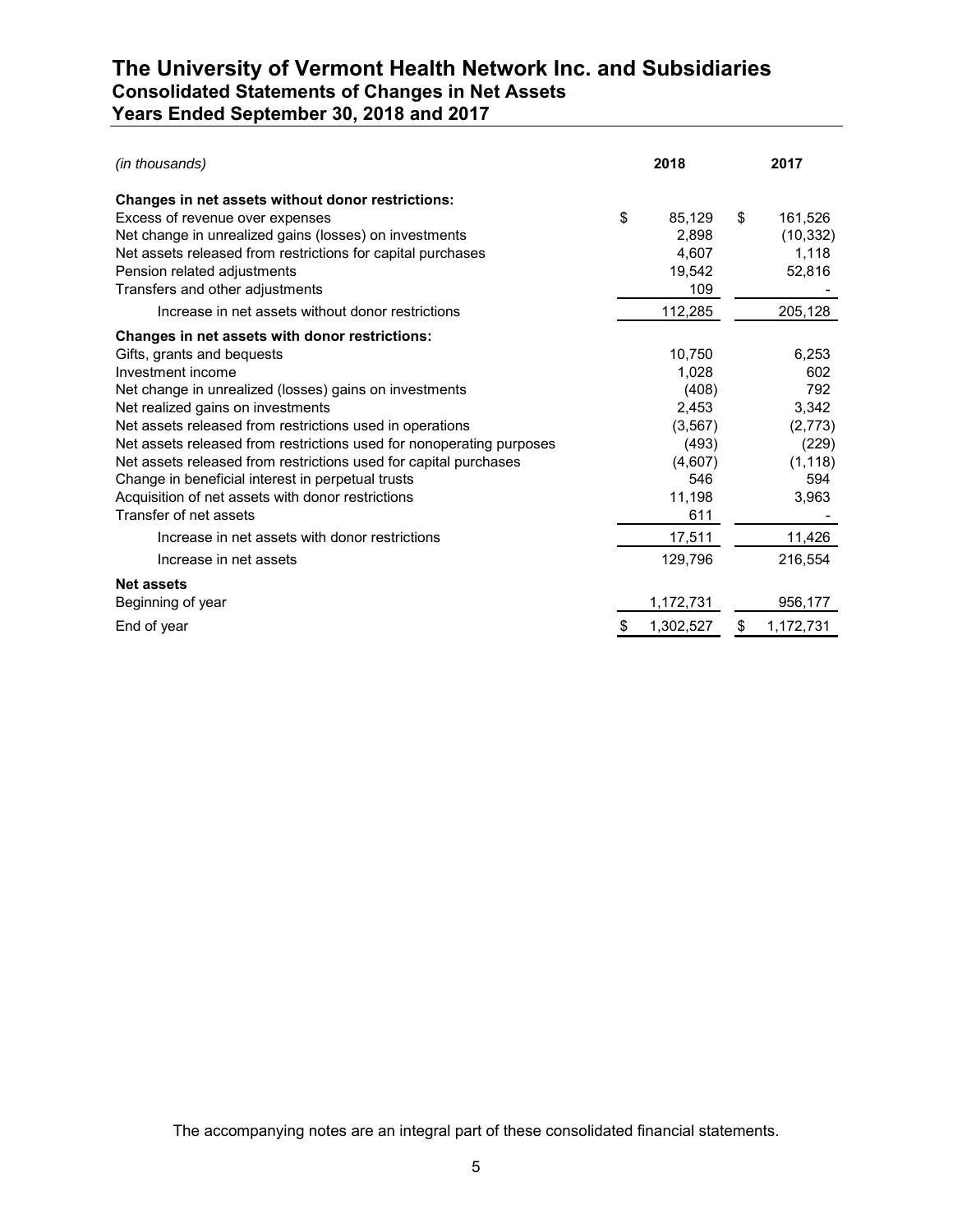# The University of Vermont Health Network Inc. and Subsidiaries
## Consolidated Statements of Changes in Net Assets
## Years Ended September 30, 2018 and 2017

| *(in thousands)* | 2018 | 2017 |
|---|---|---|
| **Changes in net assets without donor restrictions:** | | |
| Excess of revenue over expenses | $ 85,129 | $ 161,526 |
| Net change in unrealized gains (losses) on investments | 2,898 | (10,332) |
| Net assets released from restrictions for capital purchases | 4,607 | 1,118 |
| Pension related adjustments | 19,542 | 52,816 |
| Transfers and other adjustments | 109 | - |
| Increase in net assets without donor restrictions | 112,285 | 205,128 |
| **Changes in net assets with donor restrictions:** | | |
| Gifts, grants and bequests | 10,750 | 6,253 |
| Investment income | 1,028 | 602 |
| Net change in unrealized (losses) gains on investments | (408) | 792 |
| Net realized gains on investments | 2,453 | 3,342 |
| Net assets released from restrictions used in operations | (3,567) | (2,773) |
| Net assets released from restrictions used for nonoperating purposes | (493) | (229) |
| Net assets released from restrictions used for capital purchases | (4,607) | (1,118) |
| Change in beneficial interest in perpetual trusts | 546 | 594 |
| Acquisition of net assets with donor restrictions | 11,198 | 3,963 |
| Transfer of net assets | 611 | - |
| Increase in net assets with donor restrictions | 17,511 | 11,426 |
| Increase in net assets | 129,796 | 216,554 |
| **Net assets** | | |
| Beginning of year | 1,172,731 | 956,177 |
| End of year | $ 1,302,527 | $ 1,172,731 |

The accompanying notes are an integral part of these consolidated financial statements.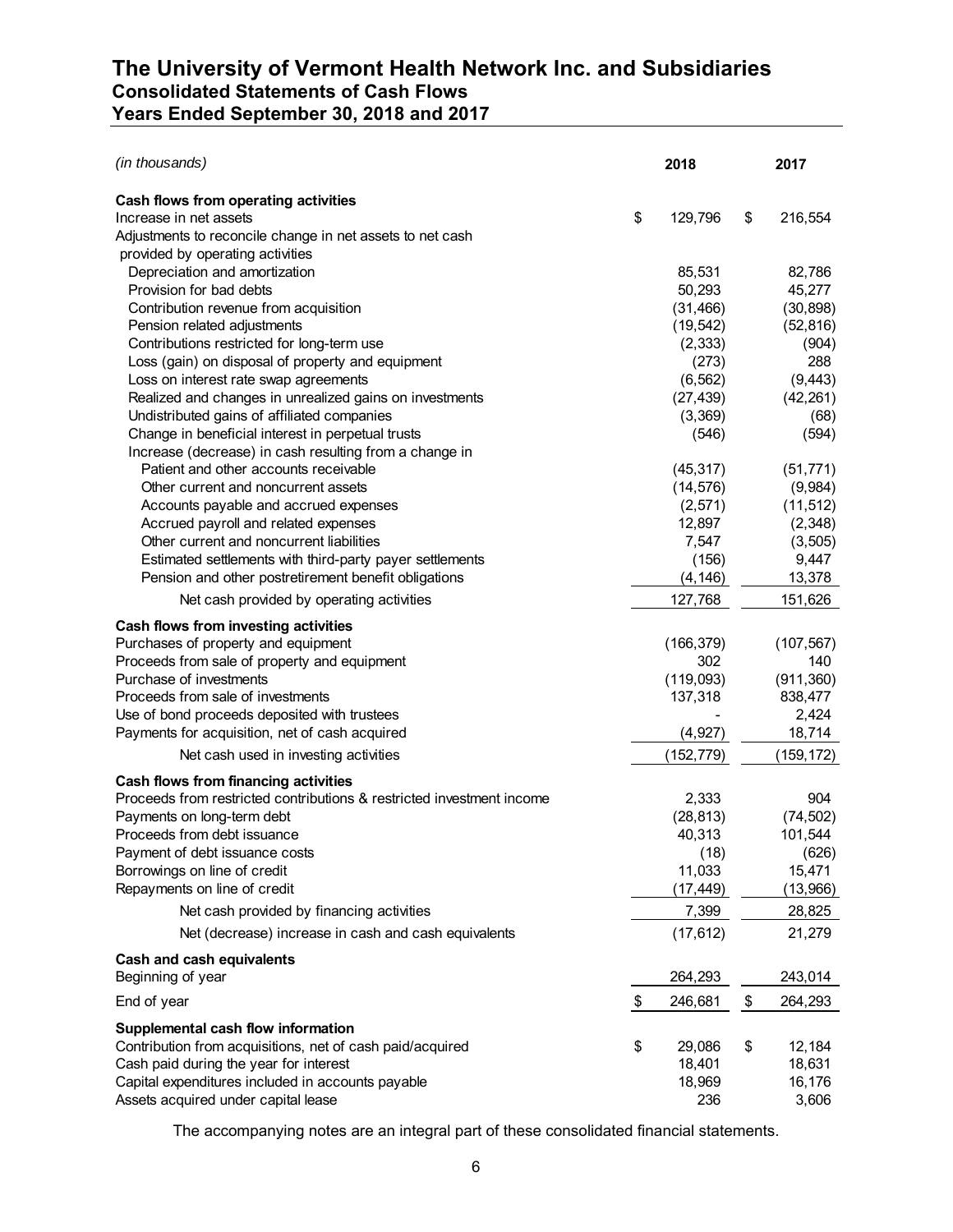# The University of Vermont Health Network Inc. and Subsidiaries
## Consolidated Statements of Cash Flows
## Years Ended September 30, 2018 and 2017

| *(in thousands)* | 2018 | 2017 |
|---|---|---|
| **Cash flows from operating activities** | | |
| Increase in net assets | $ 129,796 | $ 216,554 |
| Adjustments to reconcile change in net assets to net cash provided by operating activities | | |
| Depreciation and amortization | 85,531 | 82,786 |
| Provision for bad debts | 50,293 | 45,277 |
| Contribution revenue from acquisition | (31,466) | (30,898) |
| Pension related adjustments | (19,542) | (52,816) |
| Contributions restricted for long-term use | (2,333) | (904) |
| Loss (gain) on disposal of property and equipment | (273) | 288 |
| Loss on interest rate swap agreements | (6,562) | (9,443) |
| Realized and changes in unrealized gains on investments | (27,439) | (42,261) |
| Undistributed gains of affiliated companies | (3,369) | (68) |
| Change in beneficial interest in perpetual trusts | (546) | (594) |
| Increase (decrease) in cash resulting from a change in | | |
| Patient and other accounts receivable | (45,317) | (51,771) |
| Other current and noncurrent assets | (14,576) | (9,984) |
| Accounts payable and accrued expenses | (2,571) | (11,512) |
| Accrued payroll and related expenses | 12,897 | (2,348) |
| Other current and noncurrent liabilities | 7,547 | (3,505) |
| Estimated settlements with third-party payer settlements | (156) | 9,447 |
| Pension and other postretirement benefit obligations | (4,146) | 13,378 |
| Net cash provided by operating activities | 127,768 | 151,626 |
| **Cash flows from investing activities** | | |
| Purchases of property and equipment | (166,379) | (107,567) |
| Proceeds from sale of property and equipment | 302 | 140 |
| Purchase of investments | (119,093) | (911,360) |
| Proceeds from sale of investments | 137,318 | 838,477 |
| Use of bond proceeds deposited with trustees | - | 2,424 |
| Payments for acquisition, net of cash acquired | (4,927) | 18,714 |
| Net cash used in investing activities | (152,779) | (159,172) |
| **Cash flows from financing activities** | | |
| Proceeds from restricted contributions & restricted investment income | 2,333 | 904 |
| Payments on long-term debt | (28,813) | (74,502) |
| Proceeds from debt issuance | 40,313 | 101,544 |
| Payment of debt issuance costs | (18) | (626) |
| Borrowings on line of credit | 11,033 | 15,471 |
| Repayments on line of credit | (17,449) | (13,966) |
| Net cash provided by financing activities | 7,399 | 28,825 |
| Net (decrease) increase in cash and cash equivalents | (17,612) | 21,279 |
| **Cash and cash equivalents** | | |
| Beginning of year | 264,293 | 243,014 |
| End of year | $ 246,681 | $ 264,293 |
| **Supplemental cash flow information** | | |
| Contribution from acquisitions, net of cash paid/acquired | $ 29,086 | $ 12,184 |
| Cash paid during the year for interest | 18,401 | 18,631 |
| Capital expenditures included in accounts payable | 18,969 | 16,176 |
| Assets acquired under capital lease | 236 | 3,606 |

The accompanying notes are an integral part of these consolidated financial statements.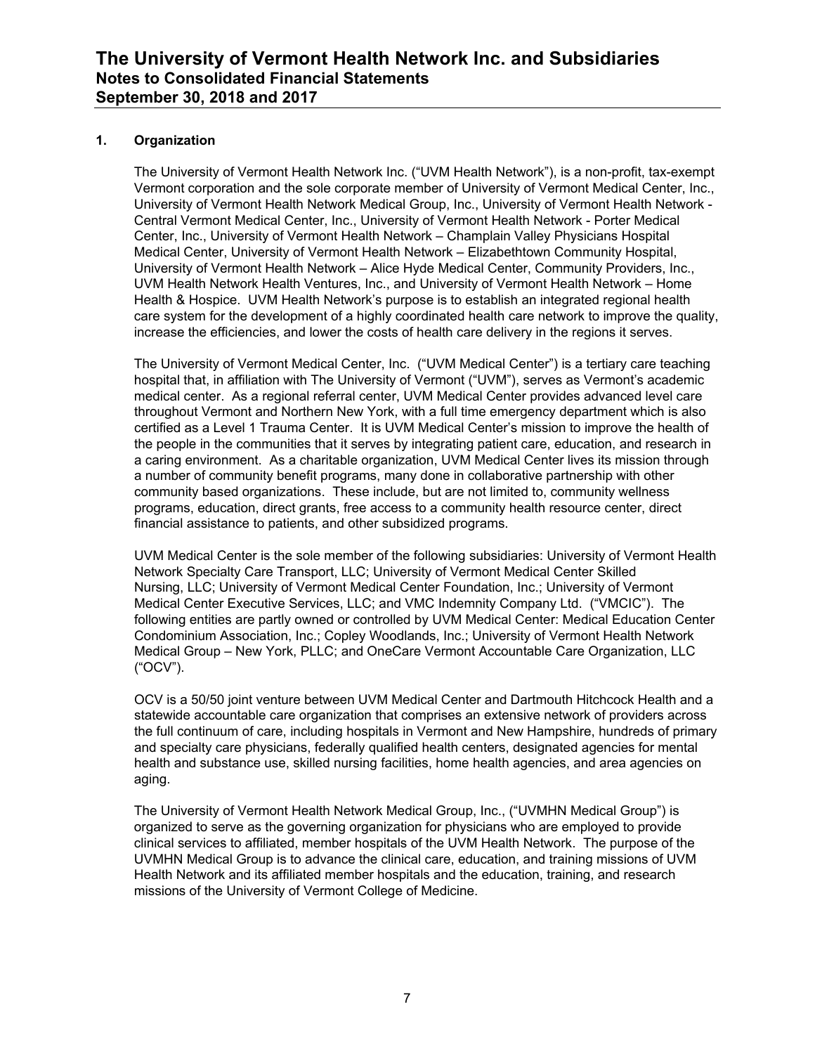## 1. Organization

The University of Vermont Health Network Inc. ("UVM Health Network"), is a non-profit, tax-exempt Vermont corporation and the sole corporate member of University of Vermont Medical Center, Inc., University of Vermont Health Network Medical Group, Inc., University of Vermont Health Network - Central Vermont Medical Center, Inc., University of Vermont Health Network - Porter Medical Center, Inc., University of Vermont Health Network – Champlain Valley Physicians Hospital Medical Center, University of Vermont Health Network – Elizabethtown Community Hospital, University of Vermont Health Network – Alice Hyde Medical Center, Community Providers, Inc., UVM Health Network Health Ventures, Inc., and University of Vermont Health Network – Home Health & Hospice. UVM Health Network's purpose is to establish an integrated regional health care system for the development of a highly coordinated health care network to improve the quality, increase the efficiencies, and lower the costs of health care delivery in the regions it serves.

The University of Vermont Medical Center, Inc. ("UVM Medical Center") is a tertiary care teaching hospital that, in affiliation with The University of Vermont ("UVM"), serves as Vermont's academic medical center. As a regional referral center, UVM Medical Center provides advanced level care throughout Vermont and Northern New York, with a full time emergency department which is also certified as a Level 1 Trauma Center. It is UVM Medical Center's mission to improve the health of the people in the communities that it serves by integrating patient care, education, and research in a caring environment. As a charitable organization, UVM Medical Center lives its mission through a number of community benefit programs, many done in collaborative partnership with other community based organizations. These include, but are not limited to, community wellness programs, education, direct grants, free access to a community health resource center, direct financial assistance to patients, and other subsidized programs.

UVM Medical Center is the sole member of the following subsidiaries: University of Vermont Health Network Specialty Care Transport, LLC; University of Vermont Medical Center Skilled Nursing, LLC; University of Vermont Medical Center Foundation, Inc.; University of Vermont Medical Center Executive Services, LLC; and VMC Indemnity Company Ltd. ("VMCIC"). The following entities are partly owned or controlled by UVM Medical Center: Medical Education Center Condominium Association, Inc.; Copley Woodlands, Inc.; University of Vermont Health Network Medical Group – New York, PLLC; and OneCare Vermont Accountable Care Organization, LLC ("OCV").

OCV is a 50/50 joint venture between UVM Medical Center and Dartmouth Hitchcock Health and a statewide accountable care organization that comprises an extensive network of providers across the full continuum of care, including hospitals in Vermont and New Hampshire, hundreds of primary and specialty care physicians, federally qualified health centers, designated agencies for mental health and substance use, skilled nursing facilities, home health agencies, and area agencies on aging.

The University of Vermont Health Network Medical Group, Inc., ("UVMHN Medical Group") is organized to serve as the governing organization for physicians who are employed to provide clinical services to affiliated, member hospitals of the UVM Health Network. The purpose of the UVMHN Medical Group is to advance the clinical care, education, and training missions of UVM Health Network and its affiliated member hospitals and the education, training, and research missions of the University of Vermont College of Medicine.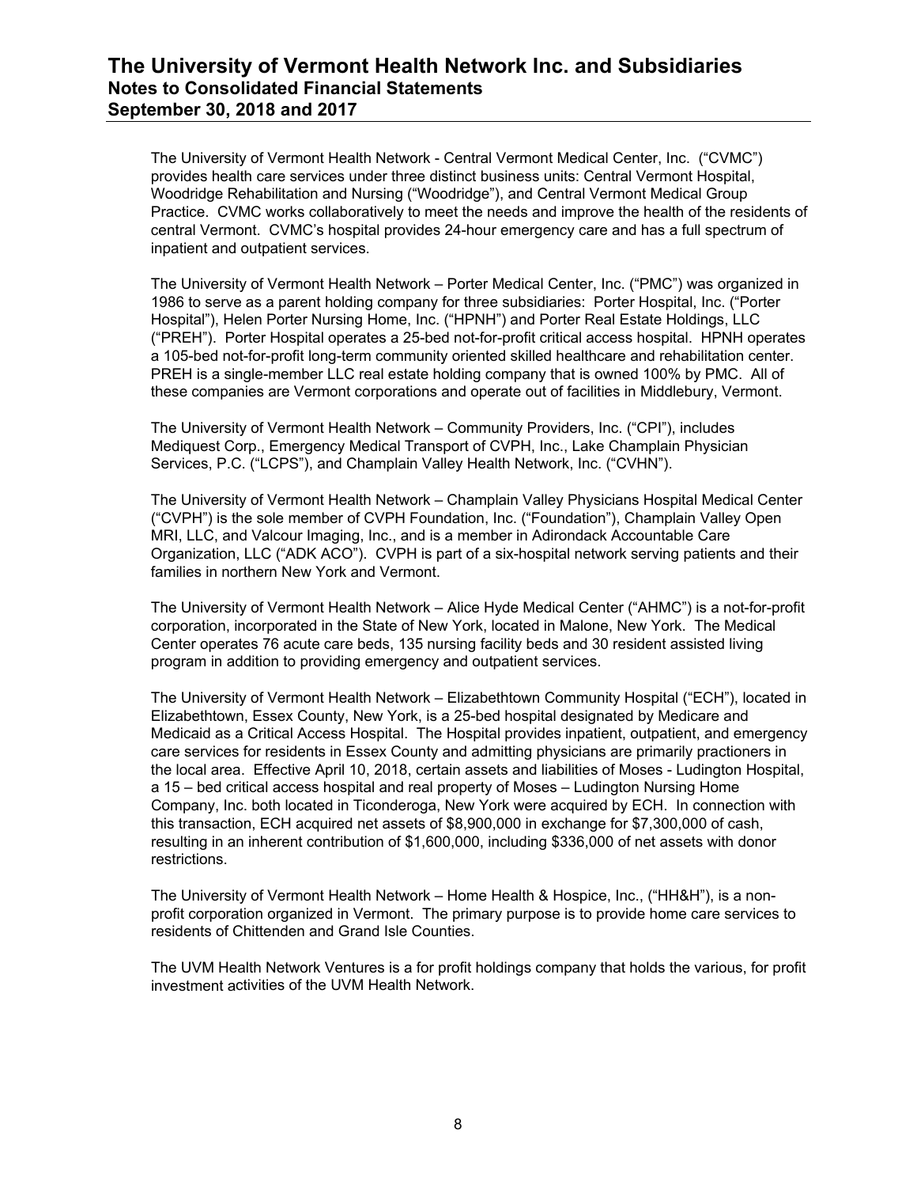The University of Vermont Health Network - Central Vermont Medical Center, Inc. ("CVMC") provides health care services under three distinct business units: Central Vermont Hospital, Woodridge Rehabilitation and Nursing ("Woodridge"), and Central Vermont Medical Group Practice. CVMC works collaboratively to meet the needs and improve the health of the residents of central Vermont. CVMC's hospital provides 24-hour emergency care and has a full spectrum of inpatient and outpatient services.

The University of Vermont Health Network – Porter Medical Center, Inc. ("PMC") was organized in 1986 to serve as a parent holding company for three subsidiaries: Porter Hospital, Inc. ("Porter Hospital"), Helen Porter Nursing Home, Inc. ("HPNH") and Porter Real Estate Holdings, LLC ("PREH"). Porter Hospital operates a 25-bed not-for-profit critical access hospital. HPNH operates a 105-bed not-for-profit long-term community oriented skilled healthcare and rehabilitation center. PREH is a single-member LLC real estate holding company that is owned 100% by PMC. All of these companies are Vermont corporations and operate out of facilities in Middlebury, Vermont.

The University of Vermont Health Network – Community Providers, Inc. ("CPI"), includes Mediquest Corp., Emergency Medical Transport of CVPH, Inc., Lake Champlain Physician Services, P.C. ("LCPS"), and Champlain Valley Health Network, Inc. ("CVHN").

The University of Vermont Health Network – Champlain Valley Physicians Hospital Medical Center ("CVPH") is the sole member of CVPH Foundation, Inc. ("Foundation"), Champlain Valley Open MRI, LLC, and Valcour Imaging, Inc., and is a member in Adirondack Accountable Care Organization, LLC ("ADK ACO"). CVPH is part of a six-hospital network serving patients and their families in northern New York and Vermont.

The University of Vermont Health Network – Alice Hyde Medical Center ("AHMC") is a not-for-profit corporation, incorporated in the State of New York, located in Malone, New York. The Medical Center operates 76 acute care beds, 135 nursing facility beds and 30 resident assisted living program in addition to providing emergency and outpatient services.

The University of Vermont Health Network – Elizabethtown Community Hospital ("ECH"), located in Elizabethtown, Essex County, New York, is a 25-bed hospital designated by Medicare and Medicaid as a Critical Access Hospital. The Hospital provides inpatient, outpatient, and emergency care services for residents in Essex County and admitting physicians are primarily practioners in the local area. Effective April 10, 2018, certain assets and liabilities of Moses - Ludington Hospital, a 15 – bed critical access hospital and real property of Moses – Ludington Nursing Home Company, Inc. both located in Ticonderoga, New York were acquired by ECH. In connection with this transaction, ECH acquired net assets of $8,900,000 in exchange for $7,300,000 of cash, resulting in an inherent contribution of $1,600,000, including $336,000 of net assets with donor restrictions.

The University of Vermont Health Network – Home Health & Hospice, Inc., ("HH&H"), is a non-profit corporation organized in Vermont. The primary purpose is to provide home care services to residents of Chittenden and Grand Isle Counties.

The UVM Health Network Ventures is a for profit holdings company that holds the various, for profit investment activities of the UVM Health Network.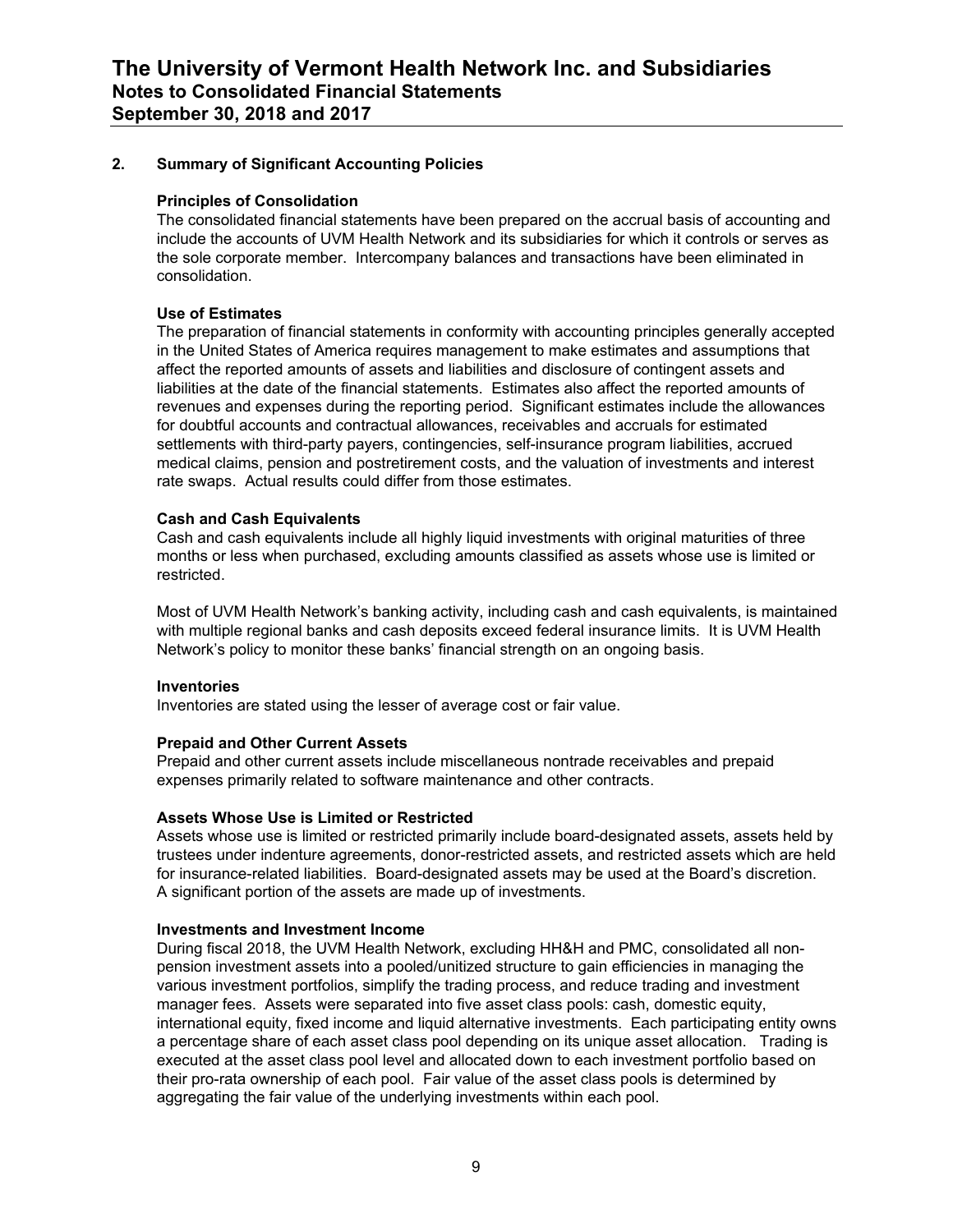## 2. Summary of Significant Accounting Policies

### Principles of Consolidation

The consolidated financial statements have been prepared on the accrual basis of accounting and include the accounts of UVM Health Network and its subsidiaries for which it controls or serves as the sole corporate member. Intercompany balances and transactions have been eliminated in consolidation.

### Use of Estimates

The preparation of financial statements in conformity with accounting principles generally accepted in the United States of America requires management to make estimates and assumptions that affect the reported amounts of assets and liabilities and disclosure of contingent assets and liabilities at the date of the financial statements. Estimates also affect the reported amounts of revenues and expenses during the reporting period. Significant estimates include the allowances for doubtful accounts and contractual allowances, receivables and accruals for estimated settlements with third-party payers, contingencies, self-insurance program liabilities, accrued medical claims, pension and postretirement costs, and the valuation of investments and interest rate swaps. Actual results could differ from those estimates.

### Cash and Cash Equivalents

Cash and cash equivalents include all highly liquid investments with original maturities of three months or less when purchased, excluding amounts classified as assets whose use is limited or restricted.

Most of UVM Health Network's banking activity, including cash and cash equivalents, is maintained with multiple regional banks and cash deposits exceed federal insurance limits. It is UVM Health Network's policy to monitor these banks' financial strength on an ongoing basis.

### Inventories

Inventories are stated using the lesser of average cost or fair value.

### Prepaid and Other Current Assets

Prepaid and other current assets include miscellaneous nontrade receivables and prepaid expenses primarily related to software maintenance and other contracts.

### Assets Whose Use is Limited or Restricted

Assets whose use is limited or restricted primarily include board-designated assets, assets held by trustees under indenture agreements, donor-restricted assets, and restricted assets which are held for insurance-related liabilities. Board-designated assets may be used at the Board's discretion. A significant portion of the assets are made up of investments.

### Investments and Investment Income

During fiscal 2018, the UVM Health Network, excluding HH&H and PMC, consolidated all non-pension investment assets into a pooled/unitized structure to gain efficiencies in managing the various investment portfolios, simplify the trading process, and reduce trading and investment manager fees. Assets were separated into five asset class pools: cash, domestic equity, international equity, fixed income and liquid alternative investments. Each participating entity owns a percentage share of each asset class pool depending on its unique asset allocation. Trading is executed at the asset class pool level and allocated down to each investment portfolio based on their pro-rata ownership of each pool. Fair value of the asset class pools is determined by aggregating the fair value of the underlying investments within each pool.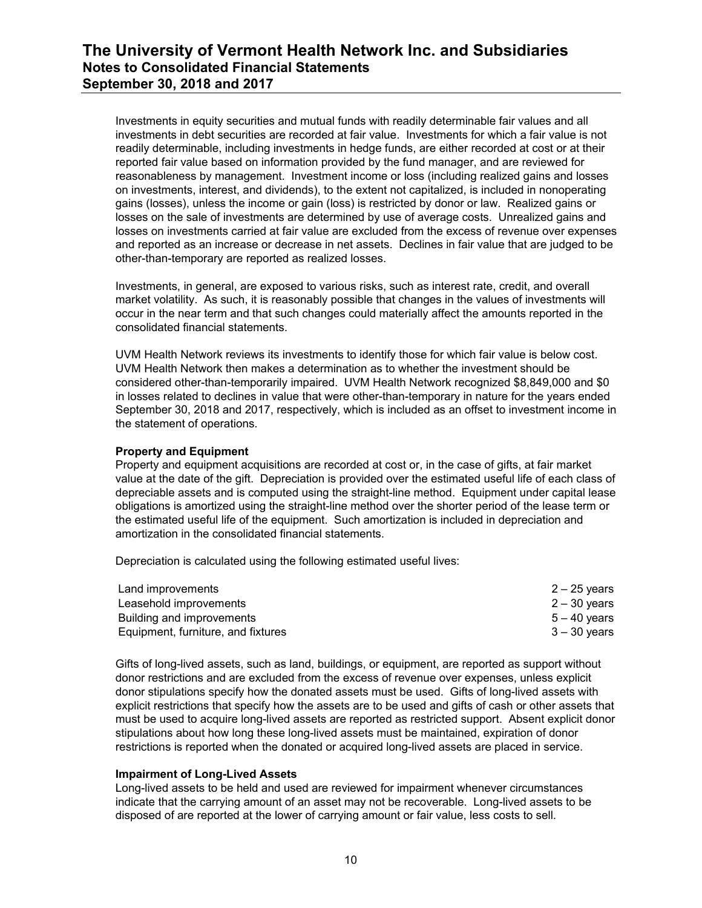Investments in equity securities and mutual funds with readily determinable fair values and all investments in debt securities are recorded at fair value. Investments for which a fair value is not readily determinable, including investments in hedge funds, are either recorded at cost or at their reported fair value based on information provided by the fund manager, and are reviewed for reasonableness by management. Investment income or loss (including realized gains and losses on investments, interest, and dividends), to the extent not capitalized, is included in nonoperating gains (losses), unless the income or gain (loss) is restricted by donor or law. Realized gains or losses on the sale of investments are determined by use of average costs. Unrealized gains and losses on investments carried at fair value are excluded from the excess of revenue over expenses and reported as an increase or decrease in net assets. Declines in fair value that are judged to be other-than-temporary are reported as realized losses.

Investments, in general, are exposed to various risks, such as interest rate, credit, and overall market volatility. As such, it is reasonably possible that changes in the values of investments will occur in the near term and that such changes could materially affect the amounts reported in the consolidated financial statements.

UVM Health Network reviews its investments to identify those for which fair value is below cost. UVM Health Network then makes a determination as to whether the investment should be considered other-than-temporarily impaired. UVM Health Network recognized $8,849,000 and $0 in losses related to declines in value that were other-than-temporary in nature for the years ended September 30, 2018 and 2017, respectively, which is included as an offset to investment income in the statement of operations.

**Property and Equipment**

Property and equipment acquisitions are recorded at cost or, in the case of gifts, at fair market value at the date of the gift. Depreciation is provided over the estimated useful life of each class of depreciable assets and is computed using the straight-line method. Equipment under capital lease obligations is amortized using the straight-line method over the shorter period of the lease term or the estimated useful life of the equipment. Such amortization is included in depreciation and amortization in the consolidated financial statements.

Depreciation is calculated using the following estimated useful lives:

| | |
|---|---|
| Land improvements | 2 – 25 years |
| Leasehold improvements | 2 – 30 years |
| Building and improvements | 5 – 40 years |
| Equipment, furniture, and fixtures | 3 – 30 years |

Gifts of long-lived assets, such as land, buildings, or equipment, are reported as support without donor restrictions and are excluded from the excess of revenue over expenses, unless explicit donor stipulations specify how the donated assets must be used. Gifts of long-lived assets with explicit restrictions that specify how the assets are to be used and gifts of cash or other assets that must be used to acquire long-lived assets are reported as restricted support. Absent explicit donor stipulations about how long these long-lived assets must be maintained, expiration of donor restrictions is reported when the donated or acquired long-lived assets are placed in service.

**Impairment of Long-Lived Assets**

Long-lived assets to be held and used are reviewed for impairment whenever circumstances indicate that the carrying amount of an asset may not be recoverable. Long-lived assets to be disposed of are reported at the lower of carrying amount or fair value, less costs to sell.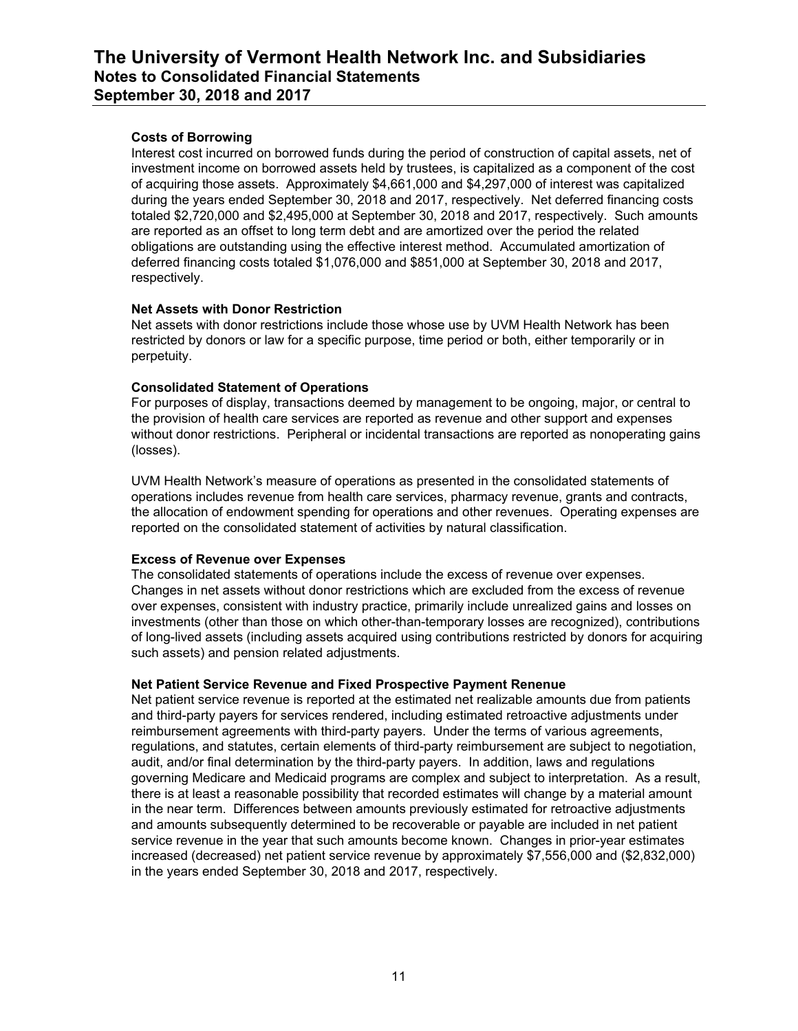**Costs of Borrowing**

Interest cost incurred on borrowed funds during the period of construction of capital assets, net of investment income on borrowed assets held by trustees, is capitalized as a component of the cost of acquiring those assets. Approximately $4,661,000 and $4,297,000 of interest was capitalized during the years ended September 30, 2018 and 2017, respectively. Net deferred financing costs totaled $2,720,000 and $2,495,000 at September 30, 2018 and 2017, respectively. Such amounts are reported as an offset to long term debt and are amortized over the period the related obligations are outstanding using the effective interest method. Accumulated amortization of deferred financing costs totaled $1,076,000 and $851,000 at September 30, 2018 and 2017, respectively.

**Net Assets with Donor Restriction**

Net assets with donor restrictions include those whose use by UVM Health Network has been restricted by donors or law for a specific purpose, time period or both, either temporarily or in perpetuity.

**Consolidated Statement of Operations**

For purposes of display, transactions deemed by management to be ongoing, major, or central to the provision of health care services are reported as revenue and other support and expenses without donor restrictions. Peripheral or incidental transactions are reported as nonoperating gains (losses).

UVM Health Network's measure of operations as presented in the consolidated statements of operations includes revenue from health care services, pharmacy revenue, grants and contracts, the allocation of endowment spending for operations and other revenues. Operating expenses are reported on the consolidated statement of activities by natural classification.

**Excess of Revenue over Expenses**

The consolidated statements of operations include the excess of revenue over expenses. Changes in net assets without donor restrictions which are excluded from the excess of revenue over expenses, consistent with industry practice, primarily include unrealized gains and losses on investments (other than those on which other-than-temporary losses are recognized), contributions of long-lived assets (including assets acquired using contributions restricted by donors for acquiring such assets) and pension related adjustments.

**Net Patient Service Revenue and Fixed Prospective Payment Renenue**

Net patient service revenue is reported at the estimated net realizable amounts due from patients and third-party payers for services rendered, including estimated retroactive adjustments under reimbursement agreements with third-party payers. Under the terms of various agreements, regulations, and statutes, certain elements of third-party reimbursement are subject to negotiation, audit, and/or final determination by the third-party payers. In addition, laws and regulations governing Medicare and Medicaid programs are complex and subject to interpretation. As a result, there is at least a reasonable possibility that recorded estimates will change by a material amount in the near term. Differences between amounts previously estimated for retroactive adjustments and amounts subsequently determined to be recoverable or payable are included in net patient service revenue in the year that such amounts become known. Changes in prior-year estimates increased (decreased) net patient service revenue by approximately $7,556,000 and ($2,832,000) in the years ended September 30, 2018 and 2017, respectively.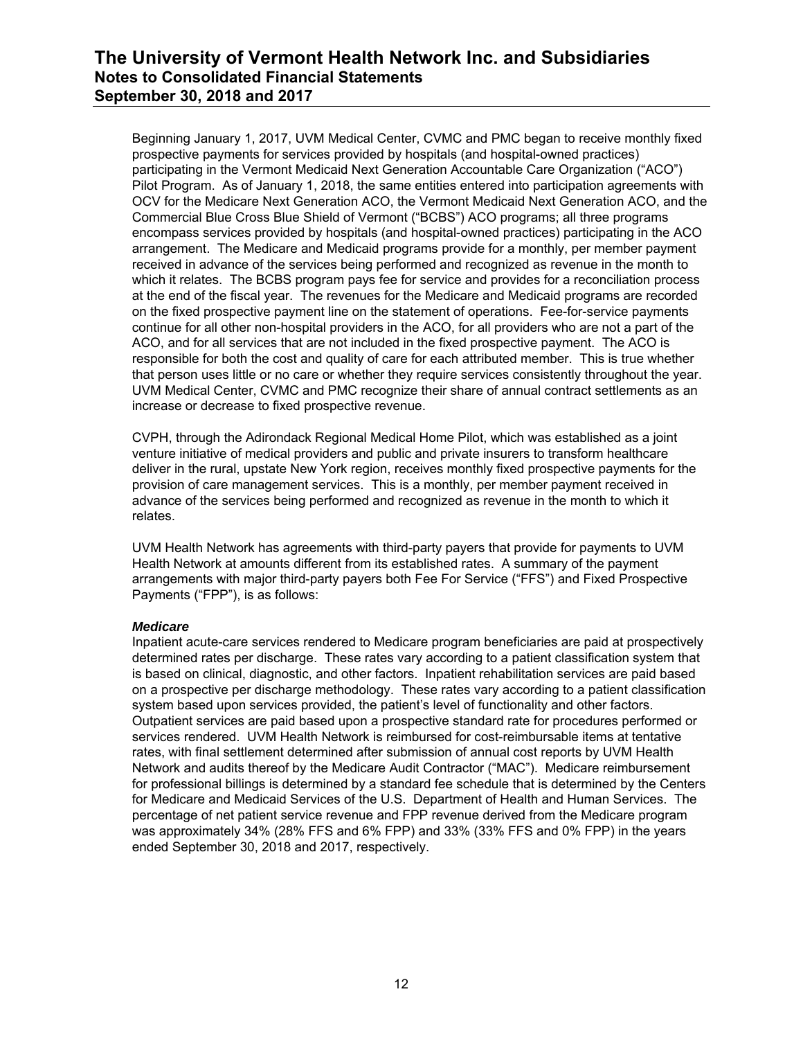Beginning January 1, 2017, UVM Medical Center, CVMC and PMC began to receive monthly fixed prospective payments for services provided by hospitals (and hospital-owned practices) participating in the Vermont Medicaid Next Generation Accountable Care Organization ("ACO") Pilot Program. As of January 1, 2018, the same entities entered into participation agreements with OCV for the Medicare Next Generation ACO, the Vermont Medicaid Next Generation ACO, and the Commercial Blue Cross Blue Shield of Vermont ("BCBS") ACO programs; all three programs encompass services provided by hospitals (and hospital-owned practices) participating in the ACO arrangement. The Medicare and Medicaid programs provide for a monthly, per member payment received in advance of the services being performed and recognized as revenue in the month to which it relates. The BCBS program pays fee for service and provides for a reconciliation process at the end of the fiscal year. The revenues for the Medicare and Medicaid programs are recorded on the fixed prospective payment line on the statement of operations. Fee-for-service payments continue for all other non-hospital providers in the ACO, for all providers who are not a part of the ACO, and for all services that are not included in the fixed prospective payment. The ACO is responsible for both the cost and quality of care for each attributed member. This is true whether that person uses little or no care or whether they require services consistently throughout the year. UVM Medical Center, CVMC and PMC recognize their share of annual contract settlements as an increase or decrease to fixed prospective revenue.

CVPH, through the Adirondack Regional Medical Home Pilot, which was established as a joint venture initiative of medical providers and public and private insurers to transform healthcare deliver in the rural, upstate New York region, receives monthly fixed prospective payments for the provision of care management services. This is a monthly, per member payment received in advance of the services being performed and recognized as revenue in the month to which it relates.

UVM Health Network has agreements with third-party payers that provide for payments to UVM Health Network at amounts different from its established rates. A summary of the payment arrangements with major third-party payers both Fee For Service ("FFS") and Fixed Prospective Payments ("FPP"), is as follows:

***Medicare***

Inpatient acute-care services rendered to Medicare program beneficiaries are paid at prospectively determined rates per discharge. These rates vary according to a patient classification system that is based on clinical, diagnostic, and other factors. Inpatient rehabilitation services are paid based on a prospective per discharge methodology. These rates vary according to a patient classification system based upon services provided, the patient's level of functionality and other factors. Outpatient services are paid based upon a prospective standard rate for procedures performed or services rendered. UVM Health Network is reimbursed for cost-reimbursable items at tentative rates, with final settlement determined after submission of annual cost reports by UVM Health Network and audits thereof by the Medicare Audit Contractor ("MAC"). Medicare reimbursement for professional billings is determined by a standard fee schedule that is determined by the Centers for Medicare and Medicaid Services of the U.S. Department of Health and Human Services. The percentage of net patient service revenue and FPP revenue derived from the Medicare program was approximately 34% (28% FFS and 6% FPP) and 33% (33% FFS and 0% FPP) in the years ended September 30, 2018 and 2017, respectively.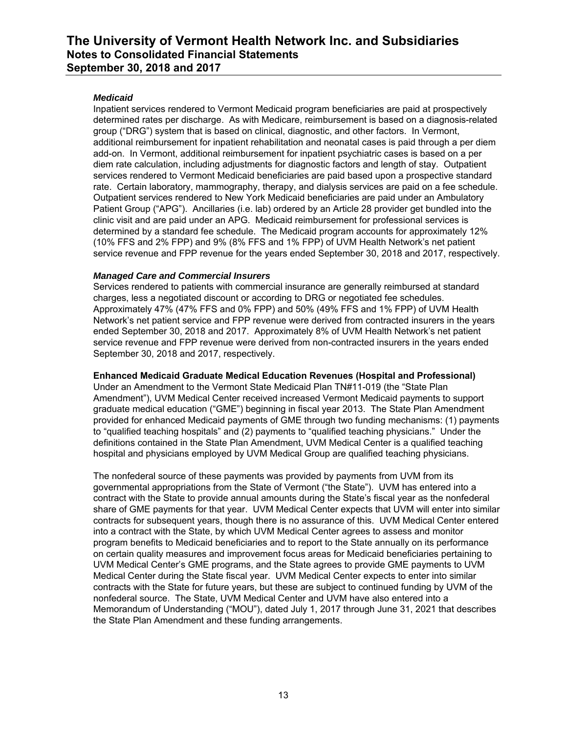***Medicaid***

Inpatient services rendered to Vermont Medicaid program beneficiaries are paid at prospectively determined rates per discharge. As with Medicare, reimbursement is based on a diagnosis-related group ("DRG") system that is based on clinical, diagnostic, and other factors. In Vermont, additional reimbursement for inpatient rehabilitation and neonatal cases is paid through a per diem add-on. In Vermont, additional reimbursement for inpatient psychiatric cases is based on a per diem rate calculation, including adjustments for diagnostic factors and length of stay. Outpatient services rendered to Vermont Medicaid beneficiaries are paid based upon a prospective standard rate. Certain laboratory, mammography, therapy, and dialysis services are paid on a fee schedule. Outpatient services rendered to New York Medicaid beneficiaries are paid under an Ambulatory Patient Group ("APG"). Ancillaries (i.e. lab) ordered by an Article 28 provider get bundled into the clinic visit and are paid under an APG. Medicaid reimbursement for professional services is determined by a standard fee schedule. The Medicaid program accounts for approximately 12% (10% FFS and 2% FPP) and 9% (8% FFS and 1% FPP) of UVM Health Network's net patient service revenue and FPP revenue for the years ended September 30, 2018 and 2017, respectively.

***Managed Care and Commercial Insurers***

Services rendered to patients with commercial insurance are generally reimbursed at standard charges, less a negotiated discount or according to DRG or negotiated fee schedules. Approximately 47% (47% FFS and 0% FPP) and 50% (49% FFS and 1% FPP) of UVM Health Network's net patient service and FPP revenue were derived from contracted insurers in the years ended September 30, 2018 and 2017. Approximately 8% of UVM Health Network's net patient service revenue and FPP revenue were derived from non-contracted insurers in the years ended September 30, 2018 and 2017, respectively.

**Enhanced Medicaid Graduate Medical Education Revenues (Hospital and Professional)**

Under an Amendment to the Vermont State Medicaid Plan TN#11-019 (the "State Plan Amendment"), UVM Medical Center received increased Vermont Medicaid payments to support graduate medical education ("GME") beginning in fiscal year 2013. The State Plan Amendment provided for enhanced Medicaid payments of GME through two funding mechanisms: (1) payments to "qualified teaching hospitals" and (2) payments to "qualified teaching physicians." Under the definitions contained in the State Plan Amendment, UVM Medical Center is a qualified teaching hospital and physicians employed by UVM Medical Group are qualified teaching physicians.

The nonfederal source of these payments was provided by payments from UVM from its governmental appropriations from the State of Vermont ("the State"). UVM has entered into a contract with the State to provide annual amounts during the State's fiscal year as the nonfederal share of GME payments for that year. UVM Medical Center expects that UVM will enter into similar contracts for subsequent years, though there is no assurance of this. UVM Medical Center entered into a contract with the State, by which UVM Medical Center agrees to assess and monitor program benefits to Medicaid beneficiaries and to report to the State annually on its performance on certain quality measures and improvement focus areas for Medicaid beneficiaries pertaining to UVM Medical Center's GME programs, and the State agrees to provide GME payments to UVM Medical Center during the State fiscal year. UVM Medical Center expects to enter into similar contracts with the State for future years, but these are subject to continued funding by UVM of the nonfederal source. The State, UVM Medical Center and UVM have also entered into a Memorandum of Understanding ("MOU"), dated July 1, 2017 through June 31, 2021 that describes the State Plan Amendment and these funding arrangements.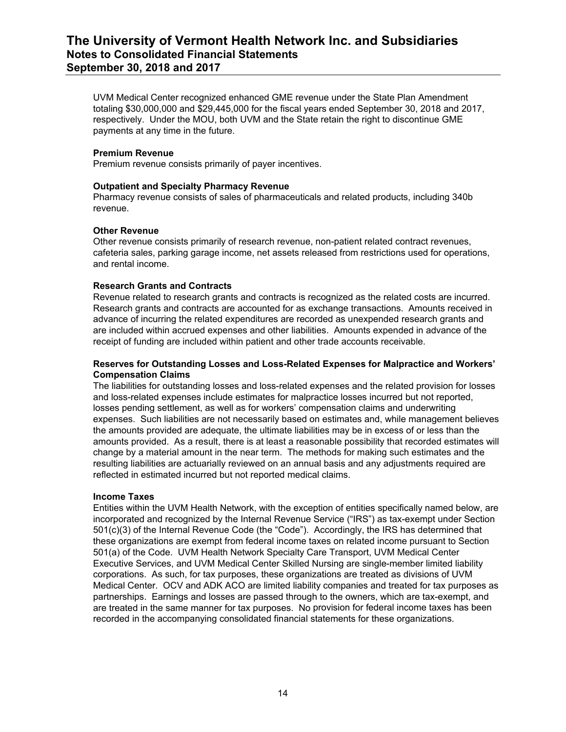UVM Medical Center recognized enhanced GME revenue under the State Plan Amendment totaling $30,000,000 and $29,445,000 for the fiscal years ended September 30, 2018 and 2017, respectively. Under the MOU, both UVM and the State retain the right to discontinue GME payments at any time in the future.

**Premium Revenue**
Premium revenue consists primarily of payer incentives.

**Outpatient and Specialty Pharmacy Revenue**
Pharmacy revenue consists of sales of pharmaceuticals and related products, including 340b revenue.

**Other Revenue**
Other revenue consists primarily of research revenue, non-patient related contract revenues, cafeteria sales, parking garage income, net assets released from restrictions used for operations, and rental income.

**Research Grants and Contracts**
Revenue related to research grants and contracts is recognized as the related costs are incurred. Research grants and contracts are accounted for as exchange transactions. Amounts received in advance of incurring the related expenditures are recorded as unexpended research grants and are included within accrued expenses and other liabilities. Amounts expended in advance of the receipt of funding are included within patient and other trade accounts receivable.

**Reserves for Outstanding Losses and Loss-Related Expenses for Malpractice and Workers' Compensation Claims**
The liabilities for outstanding losses and loss-related expenses and the related provision for losses and loss-related expenses include estimates for malpractice losses incurred but not reported, losses pending settlement, as well as for workers' compensation claims and underwriting expenses. Such liabilities are not necessarily based on estimates and, while management believes the amounts provided are adequate, the ultimate liabilities may be in excess of or less than the amounts provided. As a result, there is at least a reasonable possibility that recorded estimates will change by a material amount in the near term. The methods for making such estimates and the resulting liabilities are actuarially reviewed on an annual basis and any adjustments required are reflected in estimated incurred but not reported medical claims.

**Income Taxes**
Entities within the UVM Health Network, with the exception of entities specifically named below, are incorporated and recognized by the Internal Revenue Service ("IRS") as tax-exempt under Section 501(c)(3) of the Internal Revenue Code (the "Code"). Accordingly, the IRS has determined that these organizations are exempt from federal income taxes on related income pursuant to Section 501(a) of the Code. UVM Health Network Specialty Care Transport, UVM Medical Center Executive Services, and UVM Medical Center Skilled Nursing are single-member limited liability corporations. As such, for tax purposes, these organizations are treated as divisions of UVM Medical Center. OCV and ADK ACO are limited liability companies and treated for tax purposes as partnerships. Earnings and losses are passed through to the owners, which are tax-exempt, and are treated in the same manner for tax purposes. No provision for federal income taxes has been recorded in the accompanying consolidated financial statements for these organizations.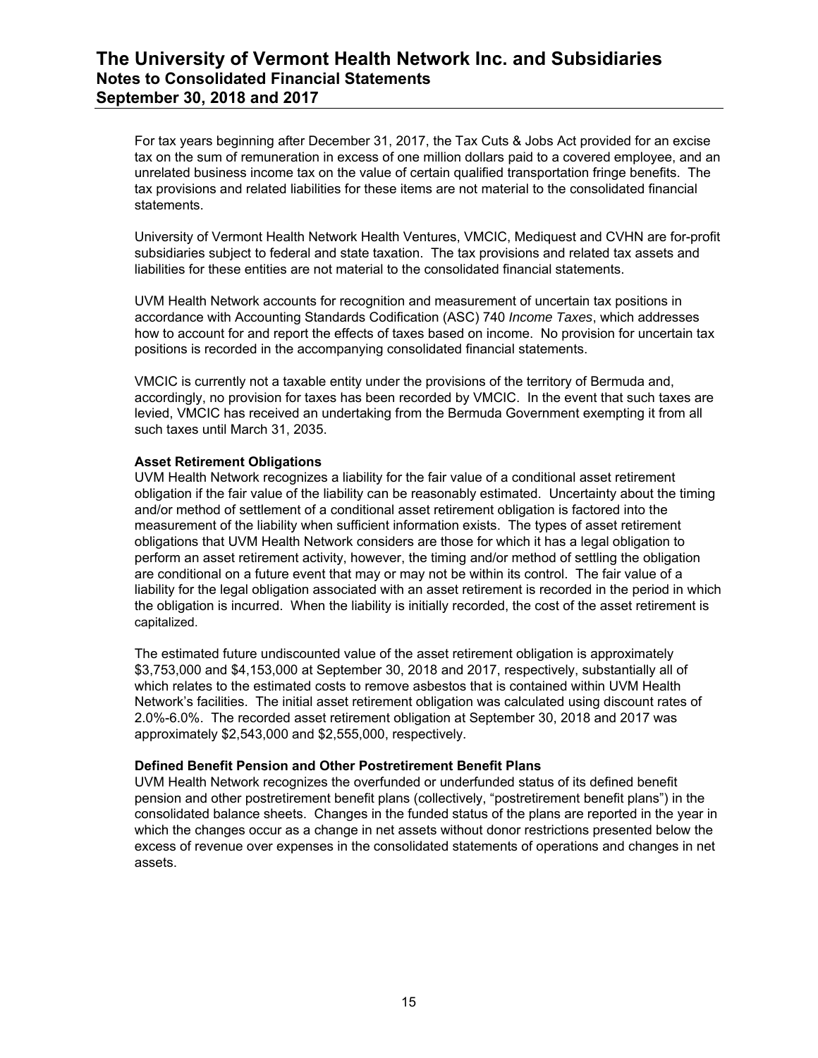For tax years beginning after December 31, 2017, the Tax Cuts & Jobs Act provided for an excise tax on the sum of remuneration in excess of one million dollars paid to a covered employee, and an unrelated business income tax on the value of certain qualified transportation fringe benefits. The tax provisions and related liabilities for these items are not material to the consolidated financial statements.

University of Vermont Health Network Health Ventures, VMCIC, Mediquest and CVHN are for-profit subsidiaries subject to federal and state taxation. The tax provisions and related tax assets and liabilities for these entities are not material to the consolidated financial statements.

UVM Health Network accounts for recognition and measurement of uncertain tax positions in accordance with Accounting Standards Codification (ASC) 740 *Income Taxes*, which addresses how to account for and report the effects of taxes based on income. No provision for uncertain tax positions is recorded in the accompanying consolidated financial statements.

VMCIC is currently not a taxable entity under the provisions of the territory of Bermuda and, accordingly, no provision for taxes has been recorded by VMCIC. In the event that such taxes are levied, VMCIC has received an undertaking from the Bermuda Government exempting it from all such taxes until March 31, 2035.

**Asset Retirement Obligations**

UVM Health Network recognizes a liability for the fair value of a conditional asset retirement obligation if the fair value of the liability can be reasonably estimated. Uncertainty about the timing and/or method of settlement of a conditional asset retirement obligation is factored into the measurement of the liability when sufficient information exists. The types of asset retirement obligations that UVM Health Network considers are those for which it has a legal obligation to perform an asset retirement activity, however, the timing and/or method of settling the obligation are conditional on a future event that may or may not be within its control. The fair value of a liability for the legal obligation associated with an asset retirement is recorded in the period in which the obligation is incurred. When the liability is initially recorded, the cost of the asset retirement is capitalized.

The estimated future undiscounted value of the asset retirement obligation is approximately $3,753,000 and $4,153,000 at September 30, 2018 and 2017, respectively, substantially all of which relates to the estimated costs to remove asbestos that is contained within UVM Health Network's facilities. The initial asset retirement obligation was calculated using discount rates of 2.0%-6.0%. The recorded asset retirement obligation at September 30, 2018 and 2017 was approximately $2,543,000 and $2,555,000, respectively.

**Defined Benefit Pension and Other Postretirement Benefit Plans**

UVM Health Network recognizes the overfunded or underfunded status of its defined benefit pension and other postretirement benefit plans (collectively, "postretirement benefit plans") in the consolidated balance sheets. Changes in the funded status of the plans are reported in the year in which the changes occur as a change in net assets without donor restrictions presented below the excess of revenue over expenses in the consolidated statements of operations and changes in net assets.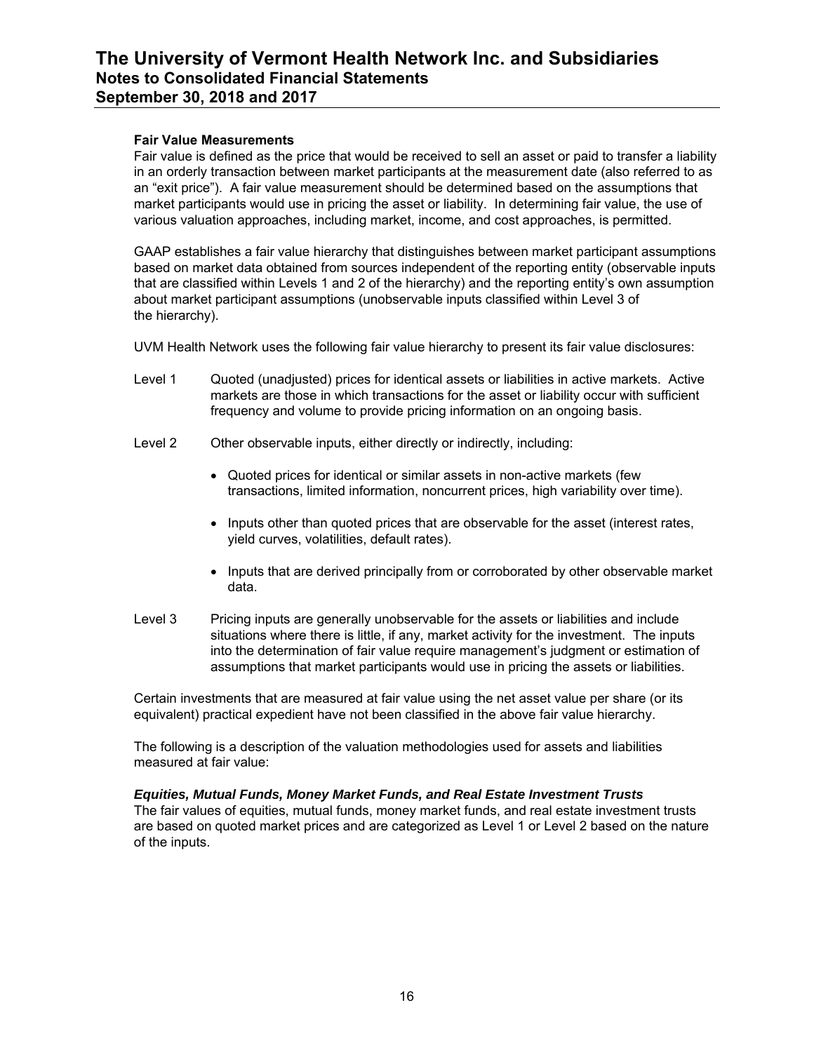### Fair Value Measurements

Fair value is defined as the price that would be received to sell an asset or paid to transfer a liability in an orderly transaction between market participants at the measurement date (also referred to as an "exit price"). A fair value measurement should be determined based on the assumptions that market participants would use in pricing the asset or liability. In determining fair value, the use of various valuation approaches, including market, income, and cost approaches, is permitted.

GAAP establishes a fair value hierarchy that distinguishes between market participant assumptions based on market data obtained from sources independent of the reporting entity (observable inputs that are classified within Levels 1 and 2 of the hierarchy) and the reporting entity's own assumption about market participant assumptions (unobservable inputs classified within Level 3 of the hierarchy).

UVM Health Network uses the following fair value hierarchy to present its fair value disclosures:

Level 1 Quoted (unadjusted) prices for identical assets or liabilities in active markets. Active markets are those in which transactions for the asset or liability occur with sufficient frequency and volume to provide pricing information on an ongoing basis.

Level 2 Other observable inputs, either directly or indirectly, including:

- Quoted prices for identical or similar assets in non-active markets (few transactions, limited information, noncurrent prices, high variability over time).
- Inputs other than quoted prices that are observable for the asset (interest rates, yield curves, volatilities, default rates).
- Inputs that are derived principally from or corroborated by other observable market data.

Level 3 Pricing inputs are generally unobservable for the assets or liabilities and include situations where there is little, if any, market activity for the investment. The inputs into the determination of fair value require management's judgment or estimation of assumptions that market participants would use in pricing the assets or liabilities.

Certain investments that are measured at fair value using the net asset value per share (or its equivalent) practical expedient have not been classified in the above fair value hierarchy.

The following is a description of the valuation methodologies used for assets and liabilities measured at fair value:

#### *Equities, Mutual Funds, Money Market Funds, and Real Estate Investment Trusts*

The fair values of equities, mutual funds, money market funds, and real estate investment trusts are based on quoted market prices and are categorized as Level 1 or Level 2 based on the nature of the inputs.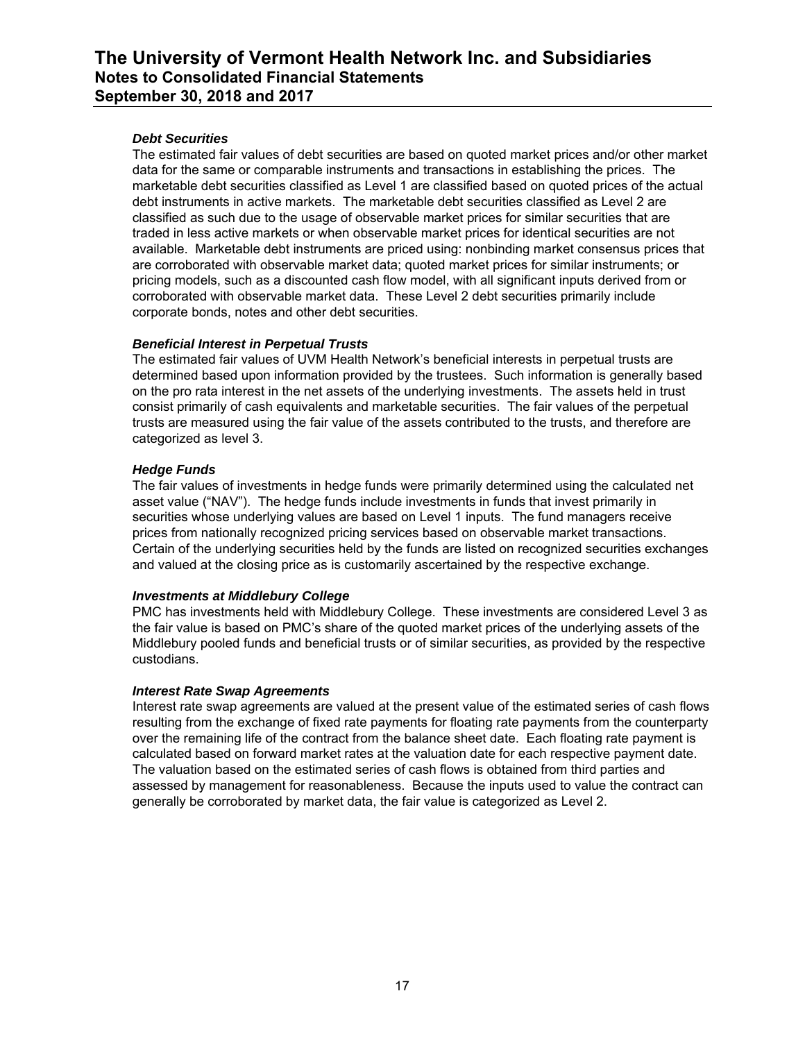### *Debt Securities*

The estimated fair values of debt securities are based on quoted market prices and/or other market data for the same or comparable instruments and transactions in establishing the prices. The marketable debt securities classified as Level 1 are classified based on quoted prices of the actual debt instruments in active markets. The marketable debt securities classified as Level 2 are classified as such due to the usage of observable market prices for similar securities that are traded in less active markets or when observable market prices for identical securities are not available. Marketable debt instruments are priced using: nonbinding market consensus prices that are corroborated with observable market data; quoted market prices for similar instruments; or pricing models, such as a discounted cash flow model, with all significant inputs derived from or corroborated with observable market data. These Level 2 debt securities primarily include corporate bonds, notes and other debt securities.

### *Beneficial Interest in Perpetual Trusts*

The estimated fair values of UVM Health Network's beneficial interests in perpetual trusts are determined based upon information provided by the trustees. Such information is generally based on the pro rata interest in the net assets of the underlying investments. The assets held in trust consist primarily of cash equivalents and marketable securities. The fair values of the perpetual trusts are measured using the fair value of the assets contributed to the trusts, and therefore are categorized as level 3.

### *Hedge Funds*

The fair values of investments in hedge funds were primarily determined using the calculated net asset value ("NAV"). The hedge funds include investments in funds that invest primarily in securities whose underlying values are based on Level 1 inputs. The fund managers receive prices from nationally recognized pricing services based on observable market transactions. Certain of the underlying securities held by the funds are listed on recognized securities exchanges and valued at the closing price as is customarily ascertained by the respective exchange.

### *Investments at Middlebury College*

PMC has investments held with Middlebury College. These investments are considered Level 3 as the fair value is based on PMC's share of the quoted market prices of the underlying assets of the Middlebury pooled funds and beneficial trusts or of similar securities, as provided by the respective custodians.

### *Interest Rate Swap Agreements*

Interest rate swap agreements are valued at the present value of the estimated series of cash flows resulting from the exchange of fixed rate payments for floating rate payments from the counterparty over the remaining life of the contract from the balance sheet date. Each floating rate payment is calculated based on forward market rates at the valuation date for each respective payment date. The valuation based on the estimated series of cash flows is obtained from third parties and assessed by management for reasonableness. Because the inputs used to value the contract can generally be corroborated by market data, the fair value is categorized as Level 2.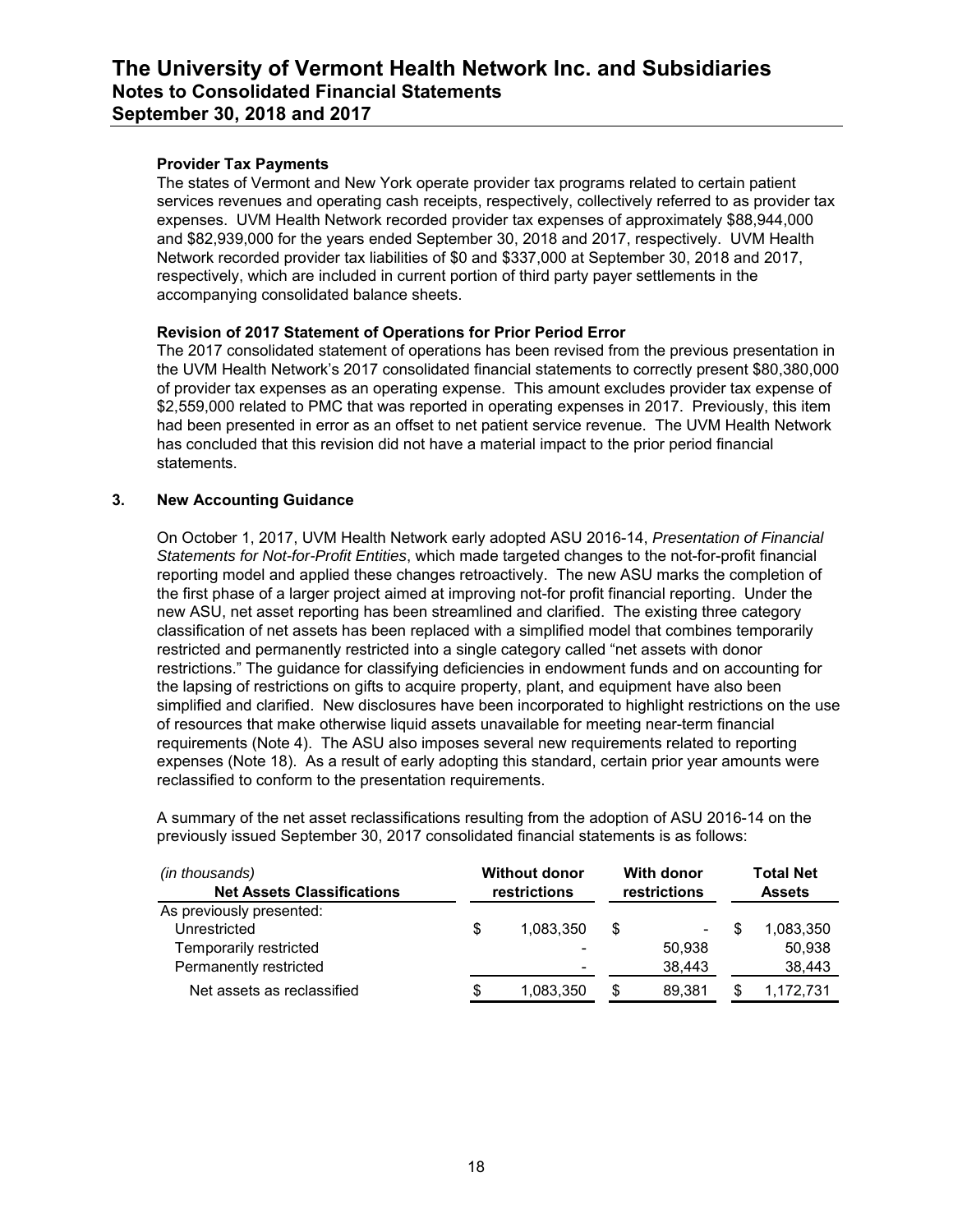**Provider Tax Payments**

The states of Vermont and New York operate provider tax programs related to certain patient services revenues and operating cash receipts, respectively, collectively referred to as provider tax expenses. UVM Health Network recorded provider tax expenses of approximately \$88,944,000 and \$82,939,000 for the years ended September 30, 2018 and 2017, respectively. UVM Health Network recorded provider tax liabilities of \$0 and \$337,000 at September 30, 2018 and 2017, respectively, which are included in current portion of third party payer settlements in the accompanying consolidated balance sheets.

**Revision of 2017 Statement of Operations for Prior Period Error**

The 2017 consolidated statement of operations has been revised from the previous presentation in the UVM Health Network's 2017 consolidated financial statements to correctly present \$80,380,000 of provider tax expenses as an operating expense. This amount excludes provider tax expense of \$2,559,000 related to PMC that was reported in operating expenses in 2017. Previously, this item had been presented in error as an offset to net patient service revenue. The UVM Health Network has concluded that this revision did not have a material impact to the prior period financial statements.

## 3. New Accounting Guidance

On October 1, 2017, UVM Health Network early adopted ASU 2016-14, *Presentation of Financial Statements for Not-for-Profit Entities*, which made targeted changes to the not-for-profit financial reporting model and applied these changes retroactively. The new ASU marks the completion of the first phase of a larger project aimed at improving not-for profit financial reporting. Under the new ASU, net asset reporting has been streamlined and clarified. The existing three category classification of net assets has been replaced with a simplified model that combines temporarily restricted and permanently restricted into a single category called "net assets with donor restrictions." The guidance for classifying deficiencies in endowment funds and on accounting for the lapsing of restrictions on gifts to acquire property, plant, and equipment have also been simplified and clarified. New disclosures have been incorporated to highlight restrictions on the use of resources that make otherwise liquid assets unavailable for meeting near-term financial requirements (Note 4). The ASU also imposes several new requirements related to reporting expenses (Note 18). As a result of early adopting this standard, certain prior year amounts were reclassified to conform to the presentation requirements.

A summary of the net asset reclassifications resulting from the adoption of ASU 2016-14 on the previously issued September 30, 2017 consolidated financial statements is as follows:

| *(in thousands)* **Net Assets Classifications** | **Without donor restrictions** | **With donor restrictions** | **Total Net Assets** |
|---|---|---|---|
| As previously presented: | | | |
| Unrestricted | \$ 1,083,350 | \$ - | \$ 1,083,350 |
| Temporarily restricted | - | 50,938 | 50,938 |
| Permanently restricted | - | 38,443 | 38,443 |
| Net assets as reclassified | \$ 1,083,350 | \$ 89,381 | \$ 1,172,731 |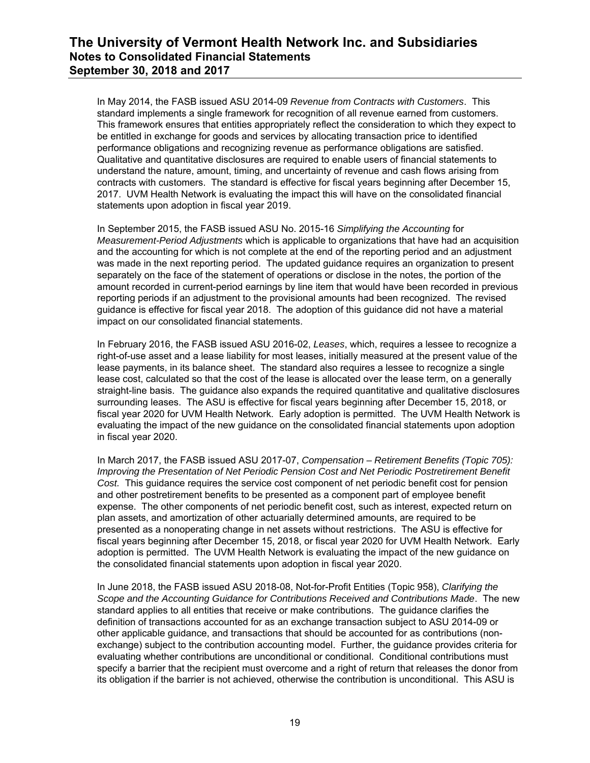In May 2014, the FASB issued ASU 2014-09 *Revenue from Contracts with Customers*. This standard implements a single framework for recognition of all revenue earned from customers. This framework ensures that entities appropriately reflect the consideration to which they expect to be entitled in exchange for goods and services by allocating transaction price to identified performance obligations and recognizing revenue as performance obligations are satisfied. Qualitative and quantitative disclosures are required to enable users of financial statements to understand the nature, amount, timing, and uncertainty of revenue and cash flows arising from contracts with customers. The standard is effective for fiscal years beginning after December 15, 2017. UVM Health Network is evaluating the impact this will have on the consolidated financial statements upon adoption in fiscal year 2019.

In September 2015, the FASB issued ASU No. 2015-16 *Simplifying the Accounting* for *Measurement-Period Adjustments* which is applicable to organizations that have had an acquisition and the accounting for which is not complete at the end of the reporting period and an adjustment was made in the next reporting period. The updated guidance requires an organization to present separately on the face of the statement of operations or disclose in the notes, the portion of the amount recorded in current-period earnings by line item that would have been recorded in previous reporting periods if an adjustment to the provisional amounts had been recognized. The revised guidance is effective for fiscal year 2018. The adoption of this guidance did not have a material impact on our consolidated financial statements.

In February 2016, the FASB issued ASU 2016-02, *Leases*, which, requires a lessee to recognize a right-of-use asset and a lease liability for most leases, initially measured at the present value of the lease payments, in its balance sheet. The standard also requires a lessee to recognize a single lease cost, calculated so that the cost of the lease is allocated over the lease term, on a generally straight-line basis. The guidance also expands the required quantitative and qualitative disclosures surrounding leases. The ASU is effective for fiscal years beginning after December 15, 2018, or fiscal year 2020 for UVM Health Network. Early adoption is permitted. The UVM Health Network is evaluating the impact of the new guidance on the consolidated financial statements upon adoption in fiscal year 2020.

In March 2017, the FASB issued ASU 2017-07, *Compensation – Retirement Benefits (Topic 705): Improving the Presentation of Net Periodic Pension Cost and Net Periodic Postretirement Benefit Cost.* This guidance requires the service cost component of net periodic benefit cost for pension and other postretirement benefits to be presented as a component part of employee benefit expense. The other components of net periodic benefit cost, such as interest, expected return on plan assets, and amortization of other actuarially determined amounts, are required to be presented as a nonoperating change in net assets without restrictions. The ASU is effective for fiscal years beginning after December 15, 2018, or fiscal year 2020 for UVM Health Network. Early adoption is permitted. The UVM Health Network is evaluating the impact of the new guidance on the consolidated financial statements upon adoption in fiscal year 2020.

In June 2018, the FASB issued ASU 2018-08, Not-for-Profit Entities (Topic 958), *Clarifying the Scope and the Accounting Guidance for Contributions Received and Contributions Made*. The new standard applies to all entities that receive or make contributions. The guidance clarifies the definition of transactions accounted for as an exchange transaction subject to ASU 2014-09 or other applicable guidance, and transactions that should be accounted for as contributions (non-exchange) subject to the contribution accounting model. Further, the guidance provides criteria for evaluating whether contributions are unconditional or conditional. Conditional contributions must specify a barrier that the recipient must overcome and a right of return that releases the donor from its obligation if the barrier is not achieved, otherwise the contribution is unconditional. This ASU is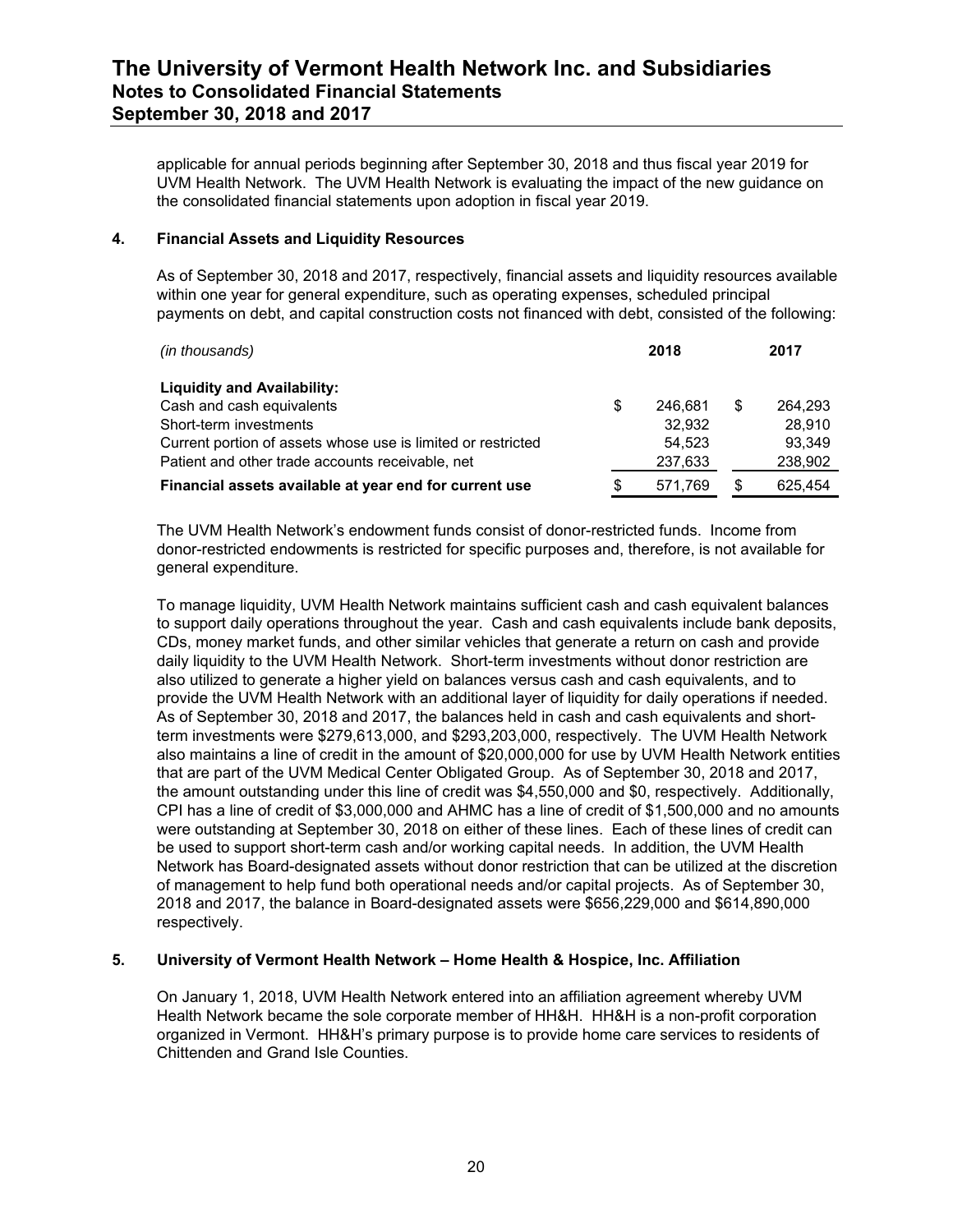applicable for annual periods beginning after September 30, 2018 and thus fiscal year 2019 for UVM Health Network. The UVM Health Network is evaluating the impact of the new guidance on the consolidated financial statements upon adoption in fiscal year 2019.

## 4. Financial Assets and Liquidity Resources

As of September 30, 2018 and 2017, respectively, financial assets and liquidity resources available within one year for general expenditure, such as operating expenses, scheduled principal payments on debt, and capital construction costs not financed with debt, consisted of the following:

| *(in thousands)* | | 2018 | | 2017 |
|---|---|---|---|---|
| **Liquidity and Availability:** | | | | |
| Cash and cash equivalents | $ | 246,681 | $ | 264,293 |
| Short-term investments | | 32,932 | | 28,910 |
| Current portion of assets whose use is limited or restricted | | 54,523 | | 93,349 |
| Patient and other trade accounts receivable, net | | 237,633 | | 238,902 |
| **Financial assets available at year end for current use** | $ | 571,769 | $ | 625,454 |

The UVM Health Network's endowment funds consist of donor-restricted funds. Income from donor-restricted endowments is restricted for specific purposes and, therefore, is not available for general expenditure.

To manage liquidity, UVM Health Network maintains sufficient cash and cash equivalent balances to support daily operations throughout the year. Cash and cash equivalents include bank deposits, CDs, money market funds, and other similar vehicles that generate a return on cash and provide daily liquidity to the UVM Health Network. Short-term investments without donor restriction are also utilized to generate a higher yield on balances versus cash and cash equivalents, and to provide the UVM Health Network with an additional layer of liquidity for daily operations if needed. As of September 30, 2018 and 2017, the balances held in cash and cash equivalents and short-term investments were $279,613,000, and $293,203,000, respectively. The UVM Health Network also maintains a line of credit in the amount of $20,000,000 for use by UVM Health Network entities that are part of the UVM Medical Center Obligated Group. As of September 30, 2018 and 2017, the amount outstanding under this line of credit was $4,550,000 and $0, respectively. Additionally, CPI has a line of credit of $3,000,000 and AHMC has a line of credit of $1,500,000 and no amounts were outstanding at September 30, 2018 on either of these lines. Each of these lines of credit can be used to support short-term cash and/or working capital needs. In addition, the UVM Health Network has Board-designated assets without donor restriction that can be utilized at the discretion of management to help fund both operational needs and/or capital projects. As of September 30, 2018 and 2017, the balance in Board-designated assets were $656,229,000 and $614,890,000 respectively.

## 5. University of Vermont Health Network – Home Health & Hospice, Inc. Affiliation

On January 1, 2018, UVM Health Network entered into an affiliation agreement whereby UVM Health Network became the sole corporate member of HH&H. HH&H is a non-profit corporation organized in Vermont. HH&H's primary purpose is to provide home care services to residents of Chittenden and Grand Isle Counties.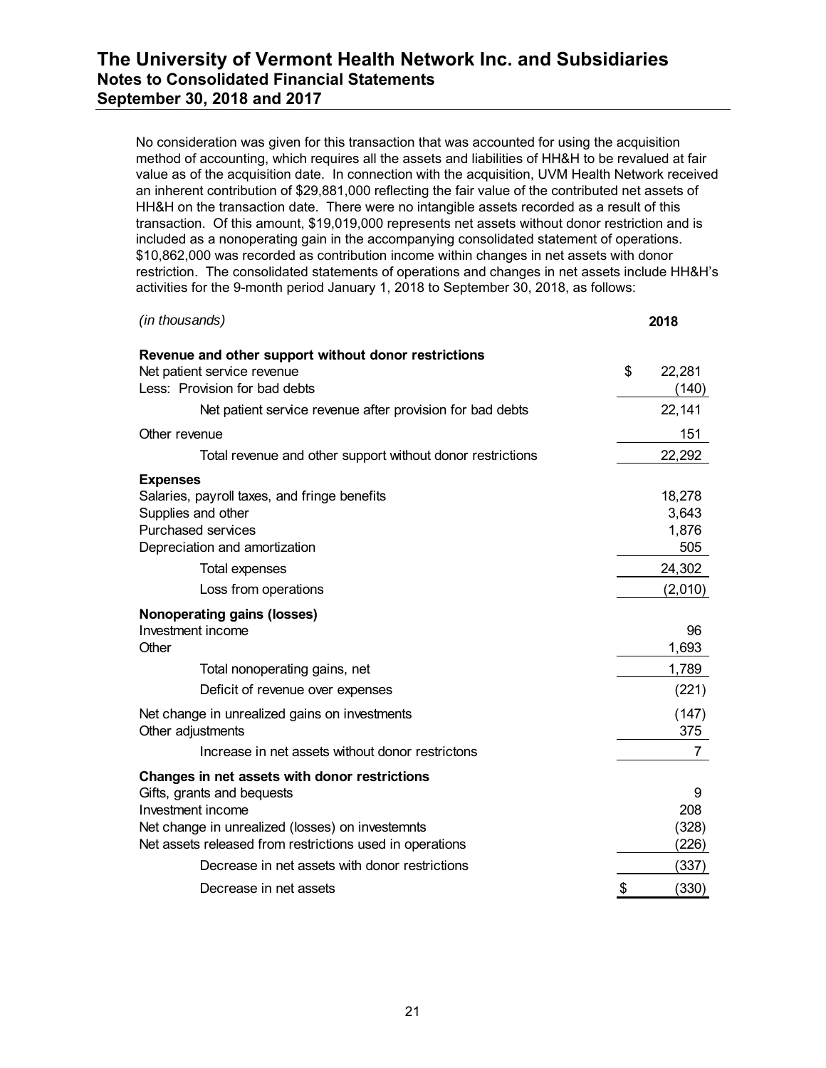No consideration was given for this transaction that was accounted for using the acquisition method of accounting, which requires all the assets and liabilities of HH&H to be revalued at fair value as of the acquisition date. In connection with the acquisition, UVM Health Network received an inherent contribution of $29,881,000 reflecting the fair value of the contributed net assets of HH&H on the transaction date. There were no intangible assets recorded as a result of this transaction. Of this amount, $19,019,000 represents net assets without donor restriction and is included as a nonoperating gain in the accompanying consolidated statement of operations. $10,862,000 was recorded as contribution income within changes in net assets with donor restriction. The consolidated statements of operations and changes in net assets include HH&H's activities for the 9-month period January 1, 2018 to September 30, 2018, as follows:

| *(in thousands)* | 2018 |
|---|---|
| **Revenue and other support without donor restrictions** | |
| Net patient service revenue | $ 22,281 |
| Less: Provision for bad debts | (140) |
| Net patient service revenue after provision for bad debts | 22,141 |
| Other revenue | 151 |
| Total revenue and other support without donor restrictions | 22,292 |
| **Expenses** | |
| Salaries, payroll taxes, and fringe benefits | 18,278 |
| Supplies and other | 3,643 |
| Purchased services | 1,876 |
| Depreciation and amortization | 505 |
| Total expenses | 24,302 |
| Loss from operations | (2,010) |
| **Nonoperating gains (losses)** | |
| Investment income | 96 |
| Other | 1,693 |
| Total nonoperating gains, net | 1,789 |
| Deficit of revenue over expenses | (221) |
| Net change in unrealized gains on investments | (147) |
| Other adjustments | 375 |
| Increase in net assets without donor restrictons | 7 |
| **Changes in net assets with donor restrictions** | |
| Gifts, grants and bequests | 9 |
| Investment income | 208 |
| Net change in unrealized (losses) on investemnts | (328) |
| Net assets released from restrictions used in operations | (226) |
| Decrease in net assets with donor restrictions | (337) |
| Decrease in net assets | $ (330) |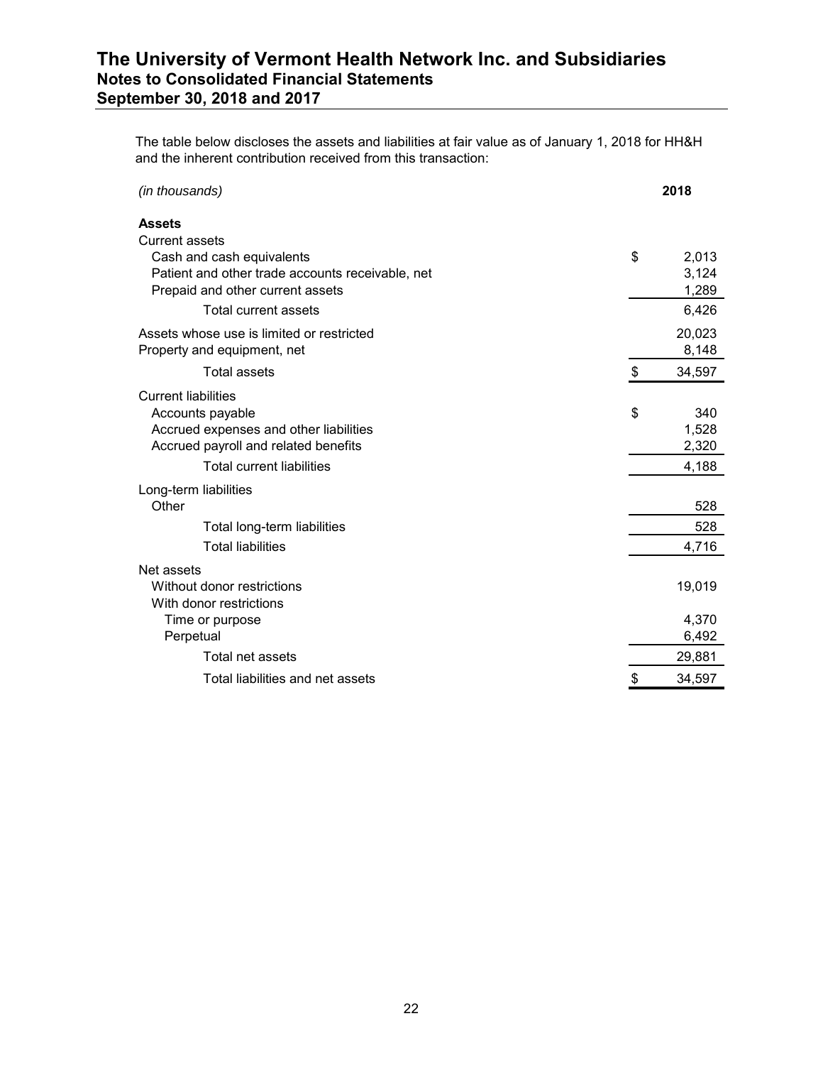The table below discloses the assets and liabilities at fair value as of January 1, 2018 for HH&H and the inherent contribution received from this transaction:

| *(in thousands)* | 2018 |
|---|---|
| **Assets** | |
| Current assets | |
| Cash and cash equivalents | $ 2,013 |
| Patient and other trade accounts receivable, net | 3,124 |
| Prepaid and other current assets | 1,289 |
| Total current assets | 6,426 |
| Assets whose use is limited or restricted | 20,023 |
| Property and equipment, net | 8,148 |
| Total assets | $ 34,597 |
| Current liabilities | |
| Accounts payable | $ 340 |
| Accrued expenses and other liabilities | 1,528 |
| Accrued payroll and related benefits | 2,320 |
| Total current liabilities | 4,188 |
| Long-term liabilities | |
| Other | 528 |
| Total long-term liabilities | 528 |
| Total liabilities | 4,716 |
| Net assets | |
| Without donor restrictions | 19,019 |
| With donor restrictions | |
| Time or purpose | 4,370 |
| Perpetual | 6,492 |
| Total net assets | 29,881 |
| Total liabilities and net assets | $ 34,597 |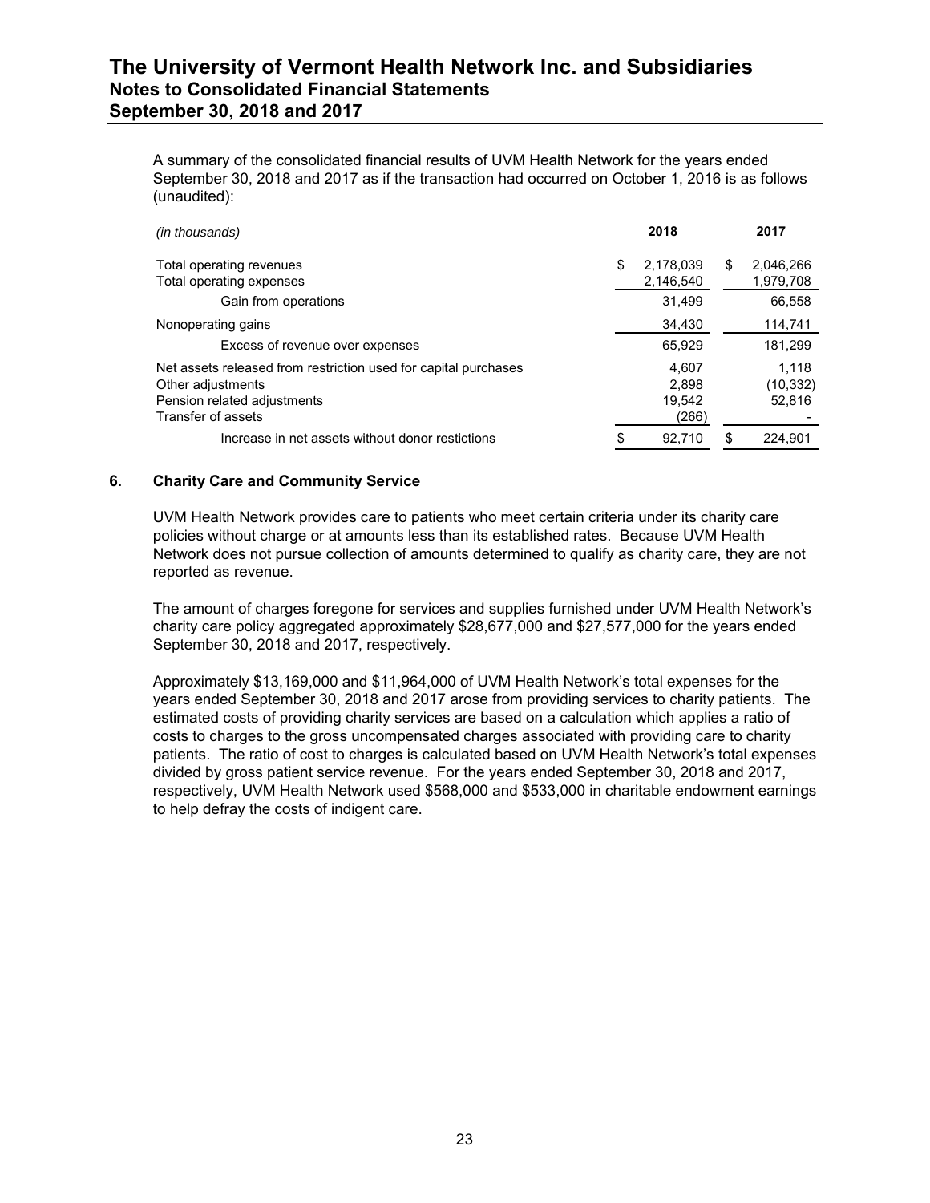A summary of the consolidated financial results of UVM Health Network for the years ended September 30, 2018 and 2017 as if the transaction had occurred on October 1, 2016 is as follows (unaudited):

| *(in thousands)* | 2018 | 2017 |
|---|---|---|
| Total operating revenues | $ 2,178,039 | $ 2,046,266 |
| Total operating expenses | 2,146,540 | 1,979,708 |
| Gain from operations | 31,499 | 66,558 |
| Nonoperating gains | 34,430 | 114,741 |
| Excess of revenue over expenses | 65,929 | 181,299 |
| Net assets released from restriction used for capital purchases | 4,607 | 1,118 |
| Other adjustments | 2,898 | (10,332) |
| Pension related adjustments | 19,542 | 52,816 |
| Transfer of assets | (266) | - |
| Increase in net assets without donor restictions | $ 92,710 | $ 224,901 |

## 6. Charity Care and Community Service

UVM Health Network provides care to patients who meet certain criteria under its charity care policies without charge or at amounts less than its established rates. Because UVM Health Network does not pursue collection of amounts determined to qualify as charity care, they are not reported as revenue.

The amount of charges foregone for services and supplies furnished under UVM Health Network's charity care policy aggregated approximately $28,677,000 and $27,577,000 for the years ended September 30, 2018 and 2017, respectively.

Approximately $13,169,000 and $11,964,000 of UVM Health Network's total expenses for the years ended September 30, 2018 and 2017 arose from providing services to charity patients. The estimated costs of providing charity services are based on a calculation which applies a ratio of costs to charges to the gross uncompensated charges associated with providing care to charity patients. The ratio of cost to charges is calculated based on UVM Health Network's total expenses divided by gross patient service revenue. For the years ended September 30, 2018 and 2017, respectively, UVM Health Network used $568,000 and $533,000 in charitable endowment earnings to help defray the costs of indigent care.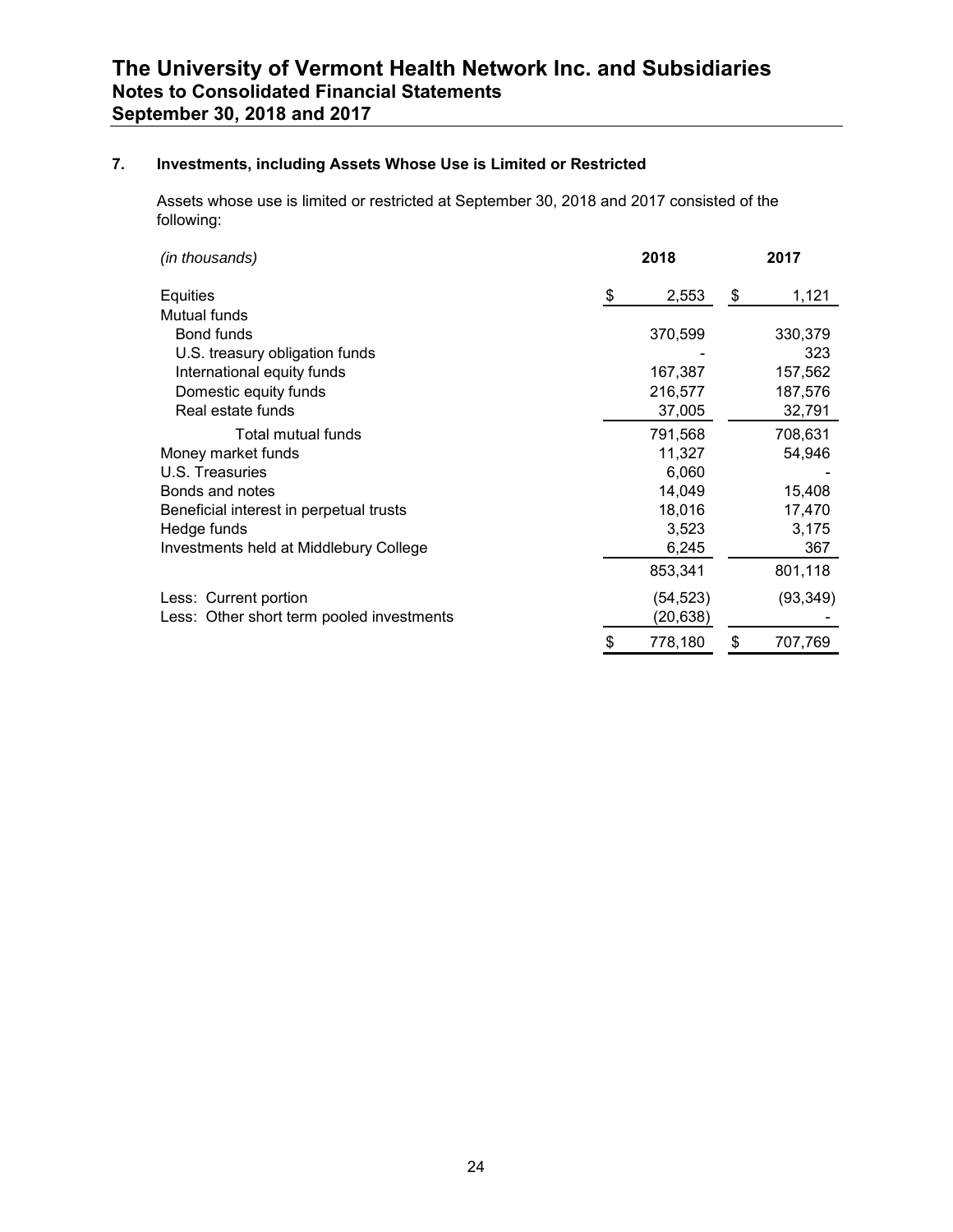## 7. Investments, including Assets Whose Use is Limited or Restricted

Assets whose use is limited or restricted at September 30, 2018 and 2017 consisted of the following:

| *(in thousands)* | 2018 | 2017 |
|---|---|---|
| Equities | $ 2,553 | $ 1,121 |
| Mutual funds | | |
| Bond funds | 370,599 | 330,379 |
| U.S. treasury obligation funds | - | 323 |
| International equity funds | 167,387 | 157,562 |
| Domestic equity funds | 216,577 | 187,576 |
| Real estate funds | 37,005 | 32,791 |
| Total mutual funds | 791,568 | 708,631 |
| Money market funds | 11,327 | 54,946 |
| U.S. Treasuries | 6,060 | - |
| Bonds and notes | 14,049 | 15,408 |
| Beneficial interest in perpetual trusts | 18,016 | 17,470 |
| Hedge funds | 3,523 | 3,175 |
| Investments held at Middlebury College | 6,245 | 367 |
| | 853,341 | 801,118 |
| Less: Current portion | (54,523) | (93,349) |
| Less: Other short term pooled investments | (20,638) | - |
| | $ 778,180 | $ 707,769 |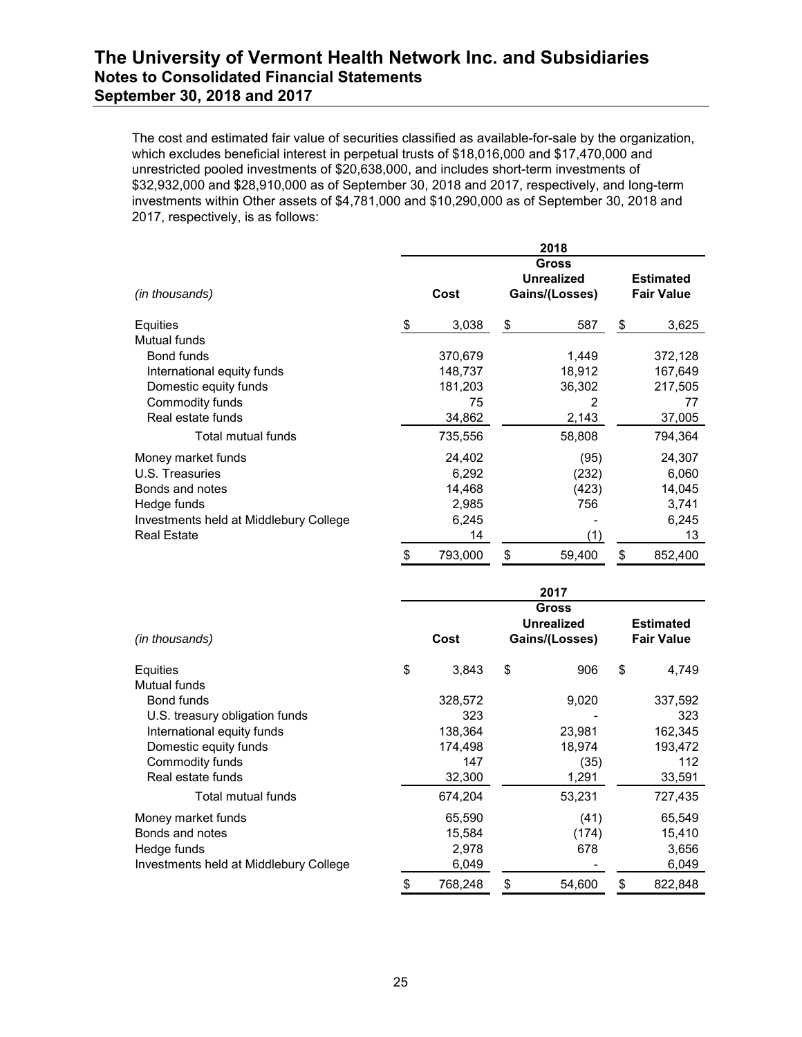The cost and estimated fair value of securities classified as available-for-sale by the organization, which excludes beneficial interest in perpetual trusts of $18,016,000 and $17,470,000 and unrestricted pooled investments of $20,638,000, and includes short-term investments of $32,932,000 and $28,910,000 as of September 30, 2018 and 2017, respectively, and long-term investments within Other assets of $4,781,000 and $10,290,000 as of September 30, 2018 and 2017, respectively, is as follows:

| *(in thousands)* | 2018 Cost | 2018 Gross Unrealized Gains/(Losses) | 2018 Estimated Fair Value |
|---|---|---|---|
| Equities | $ 3,038 | $ 587 | $ 3,625 |
| Mutual funds | | | |
| Bond funds | 370,679 | 1,449 | 372,128 |
| International equity funds | 148,737 | 18,912 | 167,649 |
| Domestic equity funds | 181,203 | 36,302 | 217,505 |
| Commodity funds | 75 | 2 | 77 |
| Real estate funds | 34,862 | 2,143 | 37,005 |
| Total mutual funds | 735,556 | 58,808 | 794,364 |
| Money market funds | 24,402 | (95) | 24,307 |
| U.S. Treasuries | 6,292 | (232) | 6,060 |
| Bonds and notes | 14,468 | (423) | 14,045 |
| Hedge funds | 2,985 | 756 | 3,741 |
| Investments held at Middlebury College | 6,245 | - | 6,245 |
| Real Estate | 14 | (1) | 13 |
| | $ 793,000 | $ 59,400 | $ 852,400 |

| *(in thousands)* | 2017 Cost | 2017 Gross Unrealized Gains/(Losses) | 2017 Estimated Fair Value |
|---|---|---|---|
| Equities | $ 3,843 | $ 906 | $ 4,749 |
| Mutual funds | | | |
| Bond funds | 328,572 | 9,020 | 337,592 |
| U.S. treasury obligation funds | 323 | - | 323 |
| International equity funds | 138,364 | 23,981 | 162,345 |
| Domestic equity funds | 174,498 | 18,974 | 193,472 |
| Commodity funds | 147 | (35) | 112 |
| Real estate funds | 32,300 | 1,291 | 33,591 |
| Total mutual funds | 674,204 | 53,231 | 727,435 |
| Money market funds | 65,590 | (41) | 65,549 |
| Bonds and notes | 15,584 | (174) | 15,410 |
| Hedge funds | 2,978 | 678 | 3,656 |
| Investments held at Middlebury College | 6,049 | - | 6,049 |
| | $ 768,248 | $ 54,600 | $ 822,848 |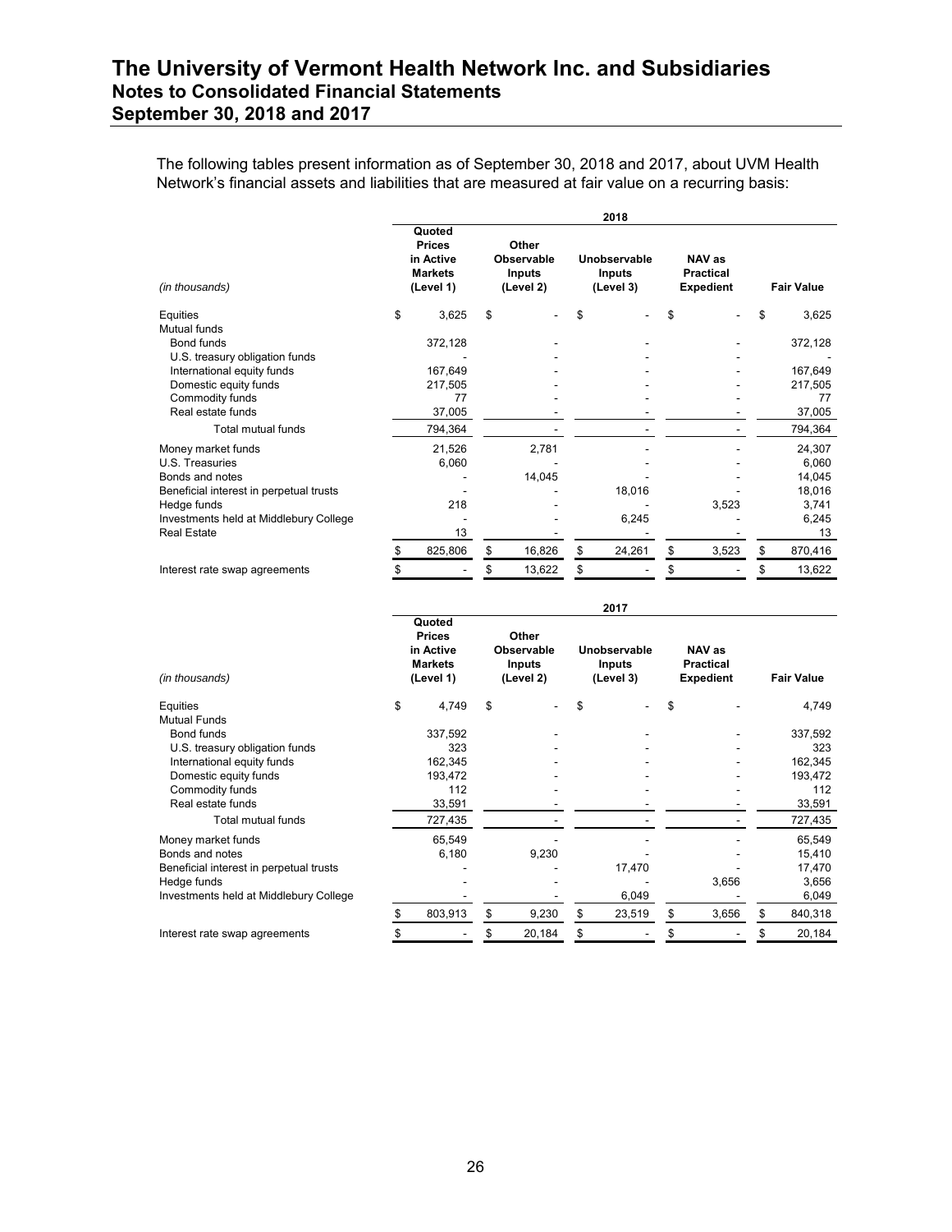The following tables present information as of September 30, 2018 and 2017, about UVM Health Network's financial assets and liabilities that are measured at fair value on a recurring basis:

| | 2018 | | | | |
|---|---|---|---|---|---|
| *(in thousands)* | Quoted Prices in Active Markets (Level 1) | Other Observable Inputs (Level 2) | Unobservable Inputs (Level 3) | NAV as Practical Expedient | Fair Value |
| Equities | $ 3,625 | $ - | $ - | $ - | $ 3,625 |
| Mutual funds | | | | | |
| Bond funds | 372,128 | - | - | - | 372,128 |
| U.S. treasury obligation funds | - | - | - | - | - |
| International equity funds | 167,649 | - | - | - | 167,649 |
| Domestic equity funds | 217,505 | - | - | - | 217,505 |
| Commodity funds | 77 | - | - | - | 77 |
| Real estate funds | 37,005 | - | - | - | 37,005 |
| Total mutual funds | 794,364 | - | - | - | 794,364 |
| Money market funds | 21,526 | 2,781 | - | - | 24,307 |
| U.S. Treasuries | 6,060 | - | - | - | 6,060 |
| Bonds and notes | - | 14,045 | - | - | 14,045 |
| Beneficial interest in perpetual trusts | - | - | 18,016 | - | 18,016 |
| Hedge funds | 218 | - | - | 3,523 | 3,741 |
| Investments held at Middlebury College | - | - | 6,245 | - | 6,245 |
| Real Estate | 13 | - | - | - | 13 |
| | $ 825,806 | $ 16,826 | $ 24,261 | $ 3,523 | $ 870,416 |
| Interest rate swap agreements | $ - | $ 13,622 | $ - | $ - | $ 13,622 |

| | 2017 | | | | |
|---|---|---|---|---|---|
| *(in thousands)* | Quoted Prices in Active Markets (Level 1) | Other Observable Inputs (Level 2) | Unobservable Inputs (Level 3) | NAV as Practical Expedient | Fair Value |
| Equities | $ 4,749 | $ - | $ - | $ - | 4,749 |
| Mutual Funds | | | | | |
| Bond funds | 337,592 | - | - | - | 337,592 |
| U.S. treasury obligation funds | 323 | - | - | - | 323 |
| International equity funds | 162,345 | - | - | - | 162,345 |
| Domestic equity funds | 193,472 | - | - | - | 193,472 |
| Commodity funds | 112 | - | - | - | 112 |
| Real estate funds | 33,591 | - | - | - | 33,591 |
| Total mutual funds | 727,435 | - | - | - | 727,435 |
| Money market funds | 65,549 | - | - | - | 65,549 |
| Bonds and notes | 6,180 | 9,230 | - | - | 15,410 |
| Beneficial interest in perpetual trusts | - | - | 17,470 | - | 17,470 |
| Hedge funds | - | - | - | 3,656 | 3,656 |
| Investments held at Middlebury College | - | - | 6,049 | - | 6,049 |
| | $ 803,913 | $ 9,230 | $ 23,519 | $ 3,656 | $ 840,318 |
| Interest rate swap agreements | $ - | $ 20,184 | $ - | $ - | $ 20,184 |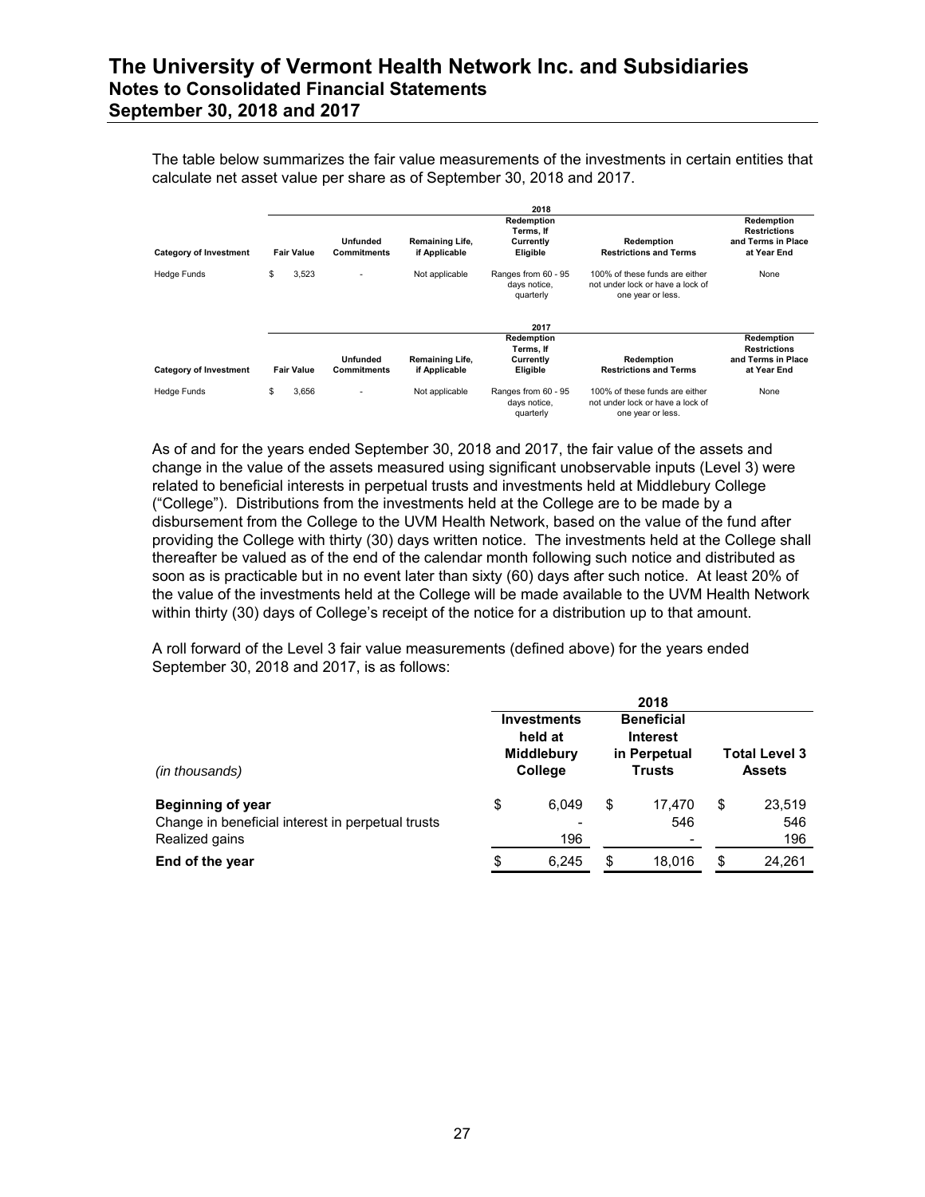The table below summarizes the fair value measurements of the investments in certain entities that calculate net asset value per share as of September 30, 2018 and 2017.

| 2018 | | | | | | |
|---|---|---|---|---|---|---|
| **Category of Investment** | **Fair Value** | **Unfunded Commitments** | **Remaining Life, if Applicable** | **Redemption Terms, If Currently Eligible** | **Redemption Restrictions and Terms** | **Redemption Restrictions and Terms in Place at Year End** |
| Hedge Funds | $ 3,523 | - | Not applicable | Ranges from 60 - 95 days notice, quarterly | 100% of these funds are either not under lock or have a lock of one year or less. | None |

| 2017 | | | | | | |
|---|---|---|---|---|---|---|
| **Category of Investment** | **Fair Value** | **Unfunded Commitments** | **Remaining Life, if Applicable** | **Redemption Terms, If Currently Eligible** | **Redemption Restrictions and Terms** | **Redemption Restrictions and Terms in Place at Year End** |
| Hedge Funds | $ 3,656 | - | Not applicable | Ranges from 60 - 95 days notice, quarterly | 100% of these funds are either not under lock or have a lock of one year or less. | None |

As of and for the years ended September 30, 2018 and 2017, the fair value of the assets and change in the value of the assets measured using significant unobservable inputs (Level 3) were related to beneficial interests in perpetual trusts and investments held at Middlebury College ("College"). Distributions from the investments held at the College are to be made by a disbursement from the College to the UVM Health Network, based on the value of the fund after providing the College with thirty (30) days written notice. The investments held at the College shall thereafter be valued as of the end of the calendar month following such notice and distributed as soon as is practicable but in no event later than sixty (60) days after such notice. At least 20% of the value of the investments held at the College will be made available to the UVM Health Network within thirty (30) days of College's receipt of the notice for a distribution up to that amount.

A roll forward of the Level 3 fair value measurements (defined above) for the years ended September 30, 2018 and 2017, is as follows:

| | 2018 | | |
|---|---|---|---|
| *(in thousands)* | **Investments held at Middlebury College** | **Beneficial Interest in Perpetual Trusts** | **Total Level 3 Assets** |
| **Beginning of year** | $ 6,049 | $ 17,470 | $ 23,519 |
| Change in beneficial interest in perpetual trusts | - | 546 | 546 |
| Realized gains | 196 | - | 196 |
| **End of the year** | $ 6,245 | $ 18,016 | $ 24,261 |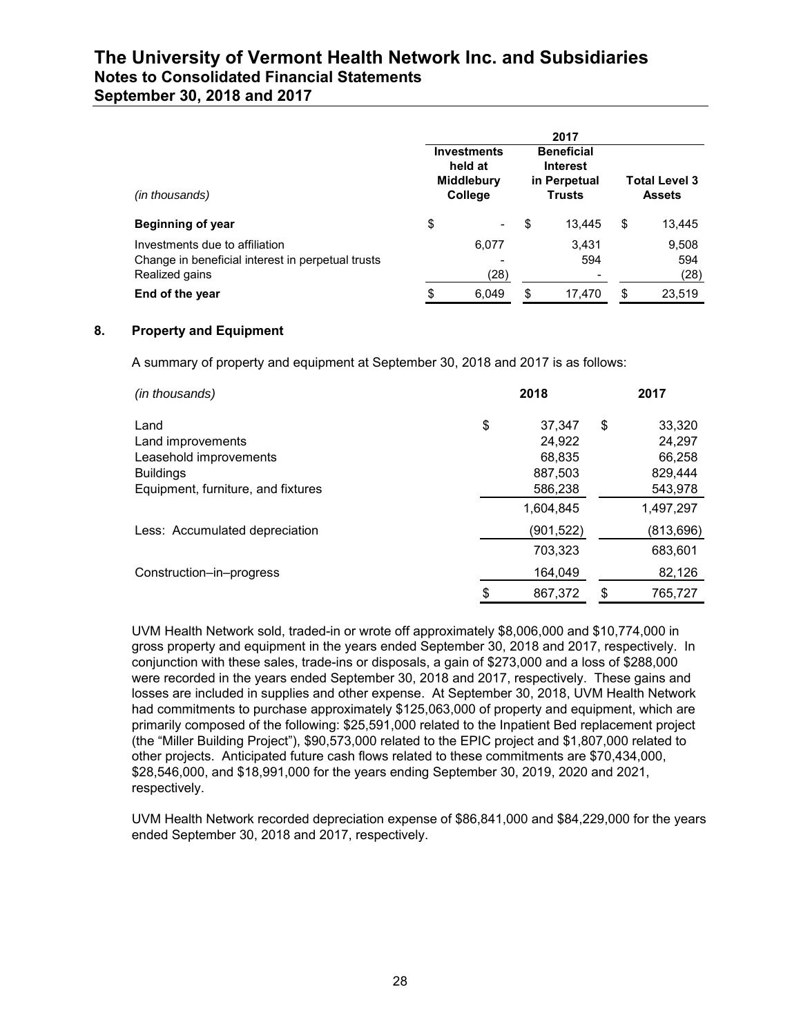| *(in thousands)* | 2017 | | |
|---|---|---|---|
| | Investments held at Middlebury College | Beneficial Interest in Perpetual Trusts | Total Level 3 Assets |
| **Beginning of year** | $ - | $ 13,445 | $ 13,445 |
| Investments due to affiliation | 6,077 | 3,431 | 9,508 |
| Change in beneficial interest in perpetual trusts | - | 594 | 594 |
| Realized gains | (28) | - | (28) |
| **End of the year** | $ 6,049 | $ 17,470 | $ 23,519 |

## 8. Property and Equipment

A summary of property and equipment at September 30, 2018 and 2017 is as follows:

| *(in thousands)* | 2018 | 2017 |
|---|---|---|
| Land | $ 37,347 | $ 33,320 |
| Land improvements | 24,922 | 24,297 |
| Leasehold improvements | 68,835 | 66,258 |
| Buildings | 887,503 | 829,444 |
| Equipment, furniture, and fixtures | 586,238 | 543,978 |
| | 1,604,845 | 1,497,297 |
| Less: Accumulated depreciation | (901,522) | (813,696) |
| | 703,323 | 683,601 |
| Construction–in–progress | 164,049 | 82,126 |
| | $ 867,372 | $ 765,727 |

UVM Health Network sold, traded-in or wrote off approximately $8,006,000 and $10,774,000 in gross property and equipment in the years ended September 30, 2018 and 2017, respectively. In conjunction with these sales, trade-ins or disposals, a gain of $273,000 and a loss of $288,000 were recorded in the years ended September 30, 2018 and 2017, respectively. These gains and losses are included in supplies and other expense. At September 30, 2018, UVM Health Network had commitments to purchase approximately $125,063,000 of property and equipment, which are primarily composed of the following: $25,591,000 related to the Inpatient Bed replacement project (the "Miller Building Project"), $90,573,000 related to the EPIC project and $1,807,000 related to other projects. Anticipated future cash flows related to these commitments are $70,434,000, $28,546,000, and $18,991,000 for the years ending September 30, 2019, 2020 and 2021, respectively.

UVM Health Network recorded depreciation expense of $86,841,000 and $84,229,000 for the years ended September 30, 2018 and 2017, respectively.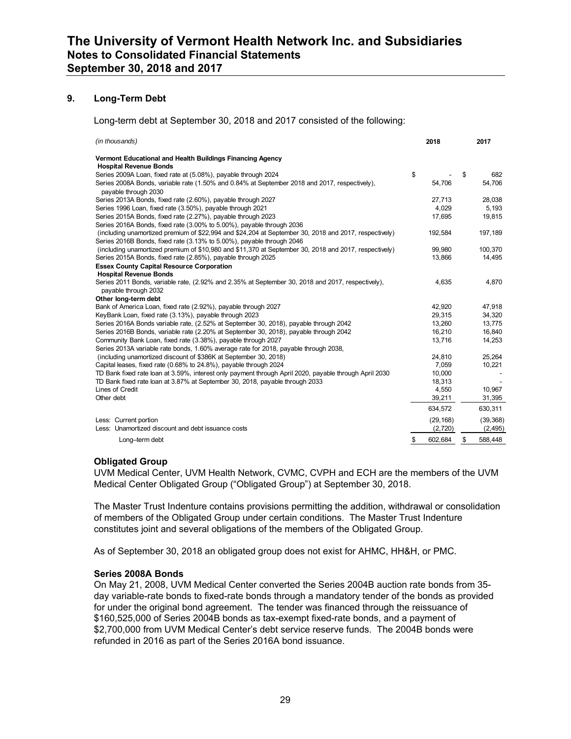## 9. Long-Term Debt

Long-term debt at September 30, 2018 and 2017 consisted of the following:

| *(in thousands)* | 2018 | 2017 |
|---|---|---|
| **Vermont Educational and Health Buildings Financing Agency** | | |
| **Hospital Revenue Bonds** | | |
| Series 2009A Loan, fixed rate at (5.08%), payable through 2024 | $ - | $ 682 |
| Series 2008A Bonds, variable rate (1.50% and 0.84% at September 2018 and 2017, respectively), payable through 2030 | 54,706 | 54,706 |
| Series 2013A Bonds, fixed rate (2.60%), payable through 2027 | 27,713 | 28,038 |
| Series 1996 Loan, fixed rate (3.50%), payable through 2021 | 4,029 | 5,193 |
| Series 2015A Bonds, fixed rate (2.27%), payable through 2023 | 17,695 | 19,815 |
| Series 2016A Bonds, fixed rate (3.00% to 5.00%), payable through 2036 (including unamortized premium of $22,994 and $24,204 at September 30, 2018 and 2017, respectively) | 192,584 | 197,189 |
| Series 2016B Bonds, fixed rate (3.13% to 5.00%), payable through 2046 (including unamortized premium of $10,980 and $11,370 at September 30, 2018 and 2017, respectively) | 99,980 | 100,370 |
| Series 2015A Bonds, fixed rate (2.85%), payable through 2025 | 13,866 | 14,495 |
| **Essex County Capital Resource Corporation** | | |
| **Hospital Revenue Bonds** | | |
| Series 2011 Bonds, variable rate, (2.92% and 2.35% at September 30, 2018 and 2017, respectively), payable through 2032 | 4,635 | 4,870 |
| **Other long-term debt** | | |
| Bank of America Loan, fixed rate (2.92%), payable through 2027 | 42,920 | 47,918 |
| KeyBank Loan, fixed rate (3.13%), payable through 2023 | 29,315 | 34,320 |
| Series 2016A Bonds variable rate, (2.52% at September 30, 2018), payable through 2042 | 13,260 | 13,775 |
| Series 2016B Bonds, variable rate (2.20% at September 30, 2018), payable through 2042 | 16,210 | 16,840 |
| Community Bank Loan, fixed rate (3.38%), payable through 2027 | 13,716 | 14,253 |
| Series 2013A variable rate bonds, 1.60% average rate for 2018, payable through 2038, (including unamortized discount of $386K at September 30, 2018) | 24,810 | 25,264 |
| Capital leases, fixed rate (0.68% to 24.8%), payable through 2024 | 7,059 | 10,221 |
| TD Bank fixed rate loan at 3.59%, interest only payment through April 2020, payable through April 2030 | 10,000 | - |
| TD Bank fixed rate loan at 3.87% at September 30, 2018, payable through 2033 | 18,313 | - |
| Lines of Credit | 4,550 | 10,967 |
| Other debt | 39,211 | 31,395 |
| | 634,572 | 630,311 |
| Less: Current portion | (29,168) | (39,368) |
| Less: Unamortized discount and debt issuance costs | (2,720) | (2,495) |
| Long–term debt | $ 602,684 | $ 588,448 |

### Obligated Group

UVM Medical Center, UVM Health Network, CVMC, CVPH and ECH are the members of the UVM Medical Center Obligated Group ("Obligated Group") at September 30, 2018.

The Master Trust Indenture contains provisions permitting the addition, withdrawal or consolidation of members of the Obligated Group under certain conditions. The Master Trust Indenture constitutes joint and several obligations of the members of the Obligated Group.

As of September 30, 2018 an obligated group does not exist for AHMC, HH&H, or PMC.

### Series 2008A Bonds

On May 21, 2008, UVM Medical Center converted the Series 2004B auction rate bonds from 35-day variable-rate bonds to fixed-rate bonds through a mandatory tender of the bonds as provided for under the original bond agreement. The tender was financed through the reissuance of $160,525,000 of Series 2004B bonds as tax-exempt fixed-rate bonds, and a payment of $2,700,000 from UVM Medical Center's debt service reserve funds. The 2004B bonds were refunded in 2016 as part of the Series 2016A bond issuance.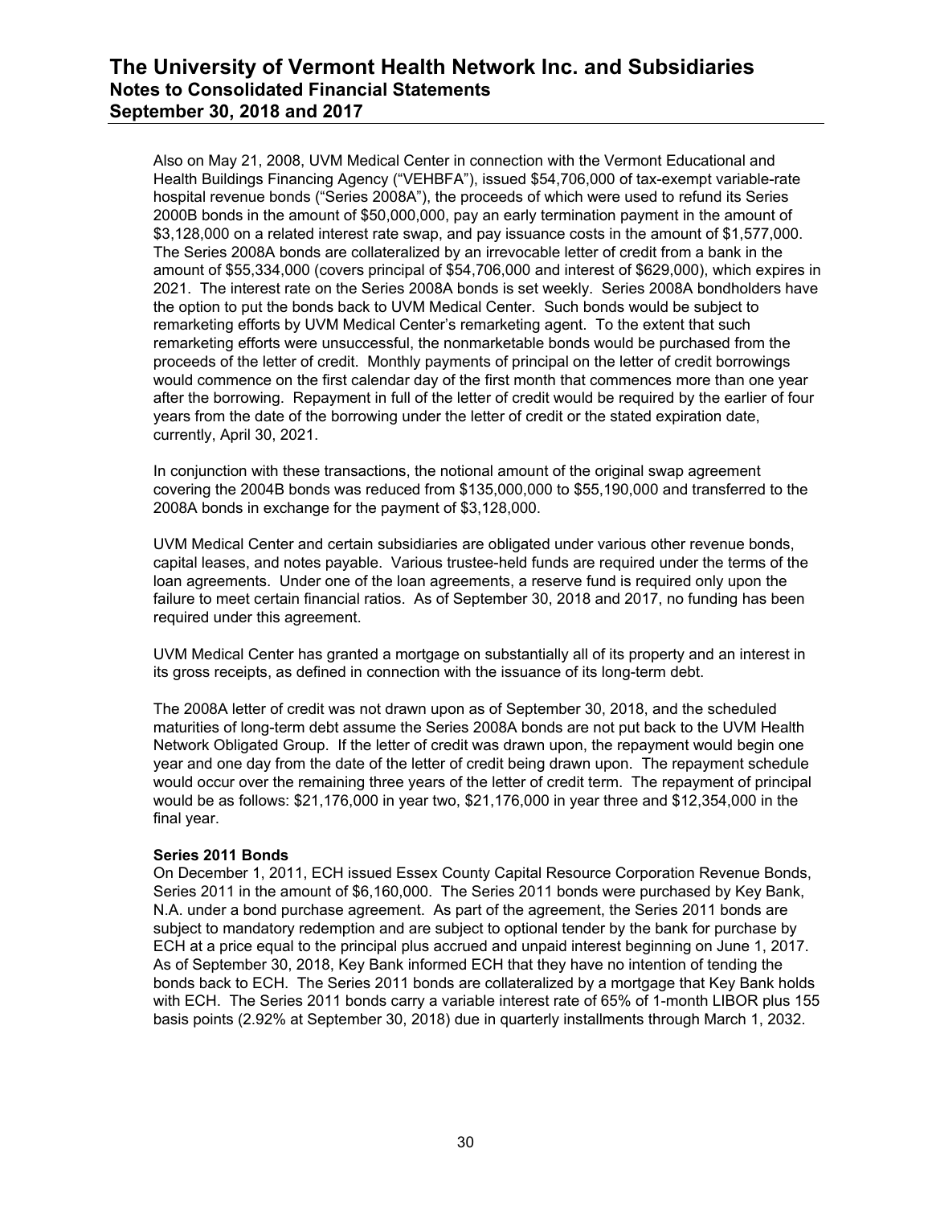Also on May 21, 2008, UVM Medical Center in connection with the Vermont Educational and Health Buildings Financing Agency ("VEHBFA"), issued $54,706,000 of tax-exempt variable-rate hospital revenue bonds ("Series 2008A"), the proceeds of which were used to refund its Series 2000B bonds in the amount of $50,000,000, pay an early termination payment in the amount of $3,128,000 on a related interest rate swap, and pay issuance costs in the amount of $1,577,000. The Series 2008A bonds are collateralized by an irrevocable letter of credit from a bank in the amount of $55,334,000 (covers principal of $54,706,000 and interest of $629,000), which expires in 2021. The interest rate on the Series 2008A bonds is set weekly. Series 2008A bondholders have the option to put the bonds back to UVM Medical Center. Such bonds would be subject to remarketing efforts by UVM Medical Center's remarketing agent. To the extent that such remarketing efforts were unsuccessful, the nonmarketable bonds would be purchased from the proceeds of the letter of credit. Monthly payments of principal on the letter of credit borrowings would commence on the first calendar day of the first month that commences more than one year after the borrowing. Repayment in full of the letter of credit would be required by the earlier of four years from the date of the borrowing under the letter of credit or the stated expiration date, currently, April 30, 2021.

In conjunction with these transactions, the notional amount of the original swap agreement covering the 2004B bonds was reduced from $135,000,000 to $55,190,000 and transferred to the 2008A bonds in exchange for the payment of $3,128,000.

UVM Medical Center and certain subsidiaries are obligated under various other revenue bonds, capital leases, and notes payable. Various trustee-held funds are required under the terms of the loan agreements. Under one of the loan agreements, a reserve fund is required only upon the failure to meet certain financial ratios. As of September 30, 2018 and 2017, no funding has been required under this agreement.

UVM Medical Center has granted a mortgage on substantially all of its property and an interest in its gross receipts, as defined in connection with the issuance of its long-term debt.

The 2008A letter of credit was not drawn upon as of September 30, 2018, and the scheduled maturities of long-term debt assume the Series 2008A bonds are not put back to the UVM Health Network Obligated Group. If the letter of credit was drawn upon, the repayment would begin one year and one day from the date of the letter of credit being drawn upon. The repayment schedule would occur over the remaining three years of the letter of credit term. The repayment of principal would be as follows: $21,176,000 in year two, $21,176,000 in year three and $12,354,000 in the final year.

**Series 2011 Bonds**

On December 1, 2011, ECH issued Essex County Capital Resource Corporation Revenue Bonds, Series 2011 in the amount of $6,160,000. The Series 2011 bonds were purchased by Key Bank, N.A. under a bond purchase agreement. As part of the agreement, the Series 2011 bonds are subject to mandatory redemption and are subject to optional tender by the bank for purchase by ECH at a price equal to the principal plus accrued and unpaid interest beginning on June 1, 2017. As of September 30, 2018, Key Bank informed ECH that they have no intention of tending the bonds back to ECH. The Series 2011 bonds are collateralized by a mortgage that Key Bank holds with ECH. The Series 2011 bonds carry a variable interest rate of 65% of 1-month LIBOR plus 155 basis points (2.92% at September 30, 2018) due in quarterly installments through March 1, 2032.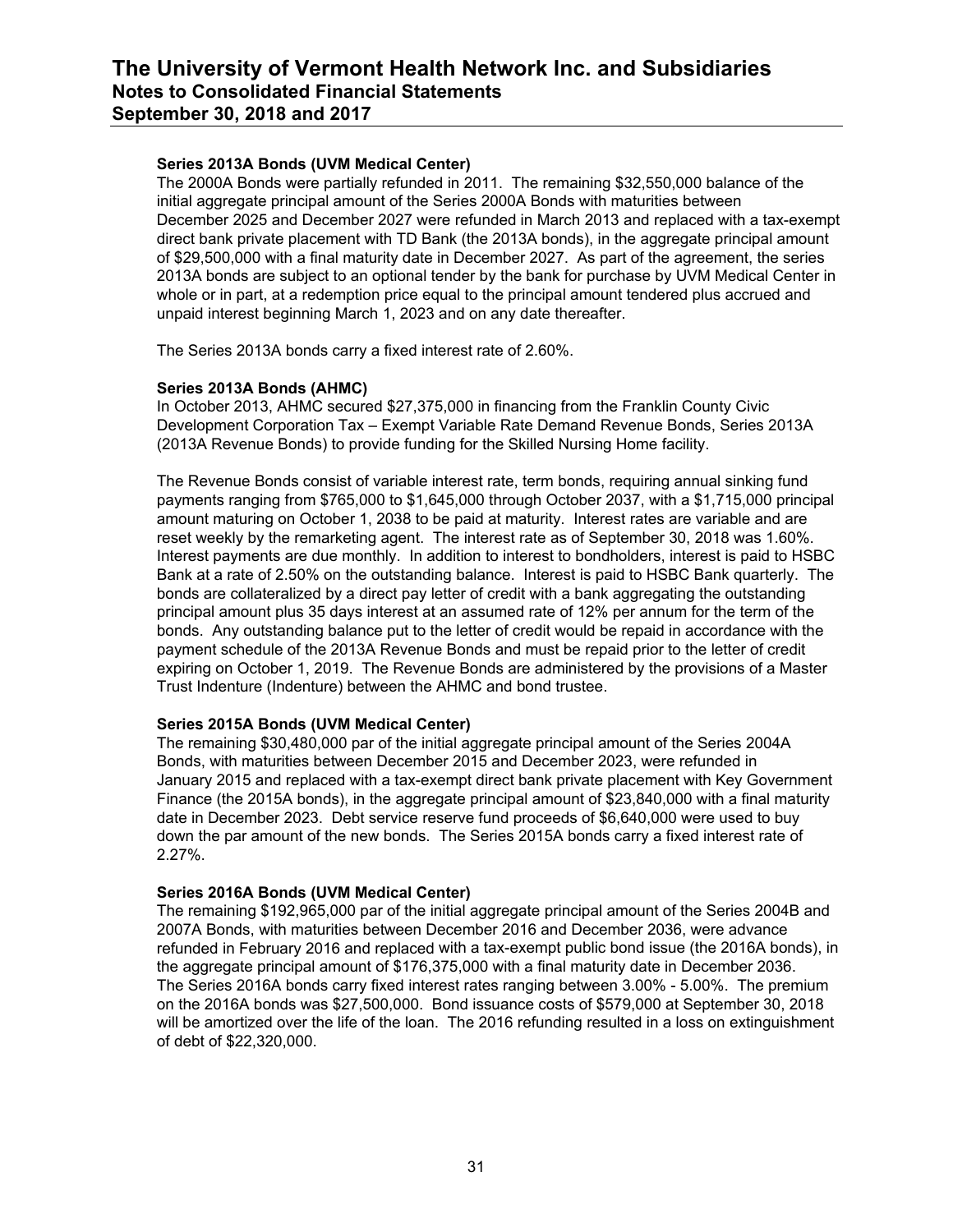### Series 2013A Bonds (UVM Medical Center)

The 2000A Bonds were partially refunded in 2011. The remaining $32,550,000 balance of the initial aggregate principal amount of the Series 2000A Bonds with maturities between December 2025 and December 2027 were refunded in March 2013 and replaced with a tax-exempt direct bank private placement with TD Bank (the 2013A bonds), in the aggregate principal amount of $29,500,000 with a final maturity date in December 2027. As part of the agreement, the series 2013A bonds are subject to an optional tender by the bank for purchase by UVM Medical Center in whole or in part, at a redemption price equal to the principal amount tendered plus accrued and unpaid interest beginning March 1, 2023 and on any date thereafter.

The Series 2013A bonds carry a fixed interest rate of 2.60%.

### Series 2013A Bonds (AHMC)

In October 2013, AHMC secured $27,375,000 in financing from the Franklin County Civic Development Corporation Tax – Exempt Variable Rate Demand Revenue Bonds, Series 2013A (2013A Revenue Bonds) to provide funding for the Skilled Nursing Home facility.

The Revenue Bonds consist of variable interest rate, term bonds, requiring annual sinking fund payments ranging from $765,000 to $1,645,000 through October 2037, with a $1,715,000 principal amount maturing on October 1, 2038 to be paid at maturity. Interest rates are variable and are reset weekly by the remarketing agent. The interest rate as of September 30, 2018 was 1.60%. Interest payments are due monthly. In addition to interest to bondholders, interest is paid to HSBC Bank at a rate of 2.50% on the outstanding balance. Interest is paid to HSBC Bank quarterly. The bonds are collateralized by a direct pay letter of credit with a bank aggregating the outstanding principal amount plus 35 days interest at an assumed rate of 12% per annum for the term of the bonds. Any outstanding balance put to the letter of credit would be repaid in accordance with the payment schedule of the 2013A Revenue Bonds and must be repaid prior to the letter of credit expiring on October 1, 2019. The Revenue Bonds are administered by the provisions of a Master Trust Indenture (Indenture) between the AHMC and bond trustee.

### Series 2015A Bonds (UVM Medical Center)

The remaining $30,480,000 par of the initial aggregate principal amount of the Series 2004A Bonds, with maturities between December 2015 and December 2023, were refunded in January 2015 and replaced with a tax-exempt direct bank private placement with Key Government Finance (the 2015A bonds), in the aggregate principal amount of $23,840,000 with a final maturity date in December 2023. Debt service reserve fund proceeds of $6,640,000 were used to buy down the par amount of the new bonds. The Series 2015A bonds carry a fixed interest rate of 2.27%.

### Series 2016A Bonds (UVM Medical Center)

The remaining $192,965,000 par of the initial aggregate principal amount of the Series 2004B and 2007A Bonds, with maturities between December 2016 and December 2036, were advance refunded in February 2016 and replaced with a tax-exempt public bond issue (the 2016A bonds), in the aggregate principal amount of $176,375,000 with a final maturity date in December 2036. The Series 2016A bonds carry fixed interest rates ranging between 3.00% - 5.00%. The premium on the 2016A bonds was $27,500,000. Bond issuance costs of $579,000 at September 30, 2018 will be amortized over the life of the loan. The 2016 refunding resulted in a loss on extinguishment of debt of $22,320,000.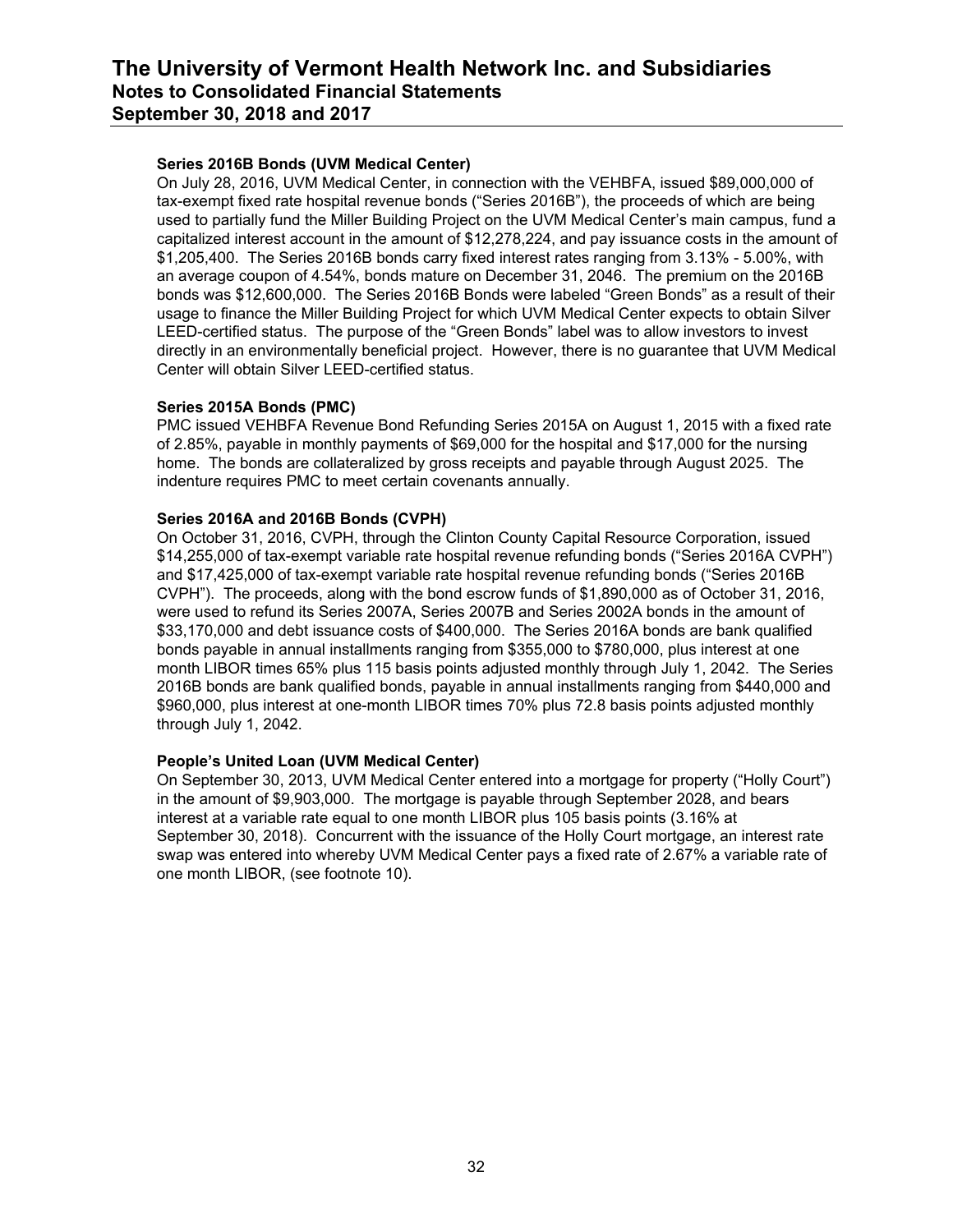**Series 2016B Bonds (UVM Medical Center)**

On July 28, 2016, UVM Medical Center, in connection with the VEHBFA, issued $89,000,000 of tax-exempt fixed rate hospital revenue bonds ("Series 2016B"), the proceeds of which are being used to partially fund the Miller Building Project on the UVM Medical Center's main campus, fund a capitalized interest account in the amount of $12,278,224, and pay issuance costs in the amount of $1,205,400. The Series 2016B bonds carry fixed interest rates ranging from 3.13% - 5.00%, with an average coupon of 4.54%, bonds mature on December 31, 2046. The premium on the 2016B bonds was $12,600,000. The Series 2016B Bonds were labeled "Green Bonds" as a result of their usage to finance the Miller Building Project for which UVM Medical Center expects to obtain Silver LEED-certified status. The purpose of the "Green Bonds" label was to allow investors to invest directly in an environmentally beneficial project. However, there is no guarantee that UVM Medical Center will obtain Silver LEED-certified status.

**Series 2015A Bonds (PMC)**

PMC issued VEHBFA Revenue Bond Refunding Series 2015A on August 1, 2015 with a fixed rate of 2.85%, payable in monthly payments of $69,000 for the hospital and $17,000 for the nursing home. The bonds are collateralized by gross receipts and payable through August 2025. The indenture requires PMC to meet certain covenants annually.

**Series 2016A and 2016B Bonds (CVPH)**

On October 31, 2016, CVPH, through the Clinton County Capital Resource Corporation, issued $14,255,000 of tax-exempt variable rate hospital revenue refunding bonds ("Series 2016A CVPH") and $17,425,000 of tax-exempt variable rate hospital revenue refunding bonds ("Series 2016B CVPH"). The proceeds, along with the bond escrow funds of $1,890,000 as of October 31, 2016, were used to refund its Series 2007A, Series 2007B and Series 2002A bonds in the amount of $33,170,000 and debt issuance costs of $400,000. The Series 2016A bonds are bank qualified bonds payable in annual installments ranging from $355,000 to $780,000, plus interest at one month LIBOR times 65% plus 115 basis points adjusted monthly through July 1, 2042. The Series 2016B bonds are bank qualified bonds, payable in annual installments ranging from $440,000 and $960,000, plus interest at one-month LIBOR times 70% plus 72.8 basis points adjusted monthly through July 1, 2042.

**People's United Loan (UVM Medical Center)**

On September 30, 2013, UVM Medical Center entered into a mortgage for property ("Holly Court") in the amount of $9,903,000. The mortgage is payable through September 2028, and bears interest at a variable rate equal to one month LIBOR plus 105 basis points (3.16% at September 30, 2018). Concurrent with the issuance of the Holly Court mortgage, an interest rate swap was entered into whereby UVM Medical Center pays a fixed rate of 2.67% a variable rate of one month LIBOR, (see footnote 10).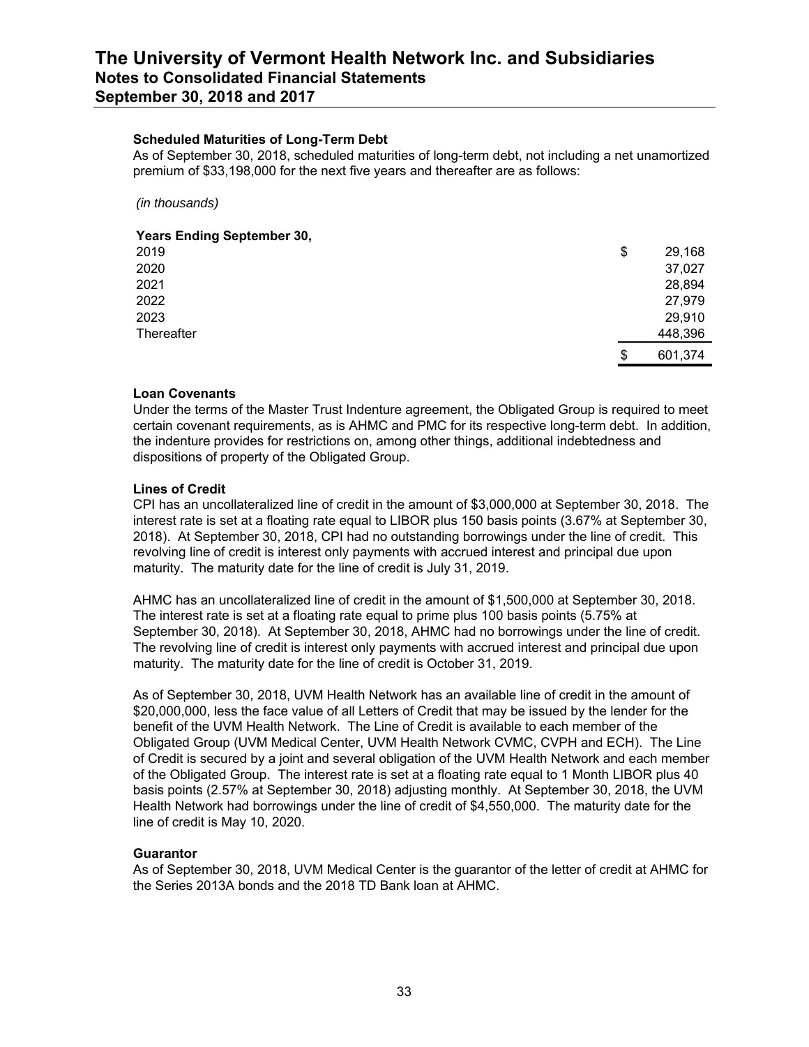### Scheduled Maturities of Long-Term Debt

As of September 30, 2018, scheduled maturities of long-term debt, not including a net unamortized premium of $33,198,000 for the next five years and thereafter are as follows:

*(in thousands)*

| Years Ending September 30, | | |
|---|---|---|
| 2019 | $ | 29,168 |
| 2020 | | 37,027 |
| 2021 | | 28,894 |
| 2022 | | 27,979 |
| 2023 | | 29,910 |
| Thereafter | | 448,396 |
| | $ | 601,374 |

### Loan Covenants

Under the terms of the Master Trust Indenture agreement, the Obligated Group is required to meet certain covenant requirements, as is AHMC and PMC for its respective long-term debt. In addition, the indenture provides for restrictions on, among other things, additional indebtedness and dispositions of property of the Obligated Group.

### Lines of Credit

CPI has an uncollateralized line of credit in the amount of $3,000,000 at September 30, 2018. The interest rate is set at a floating rate equal to LIBOR plus 150 basis points (3.67% at September 30, 2018). At September 30, 2018, CPI had no outstanding borrowings under the line of credit. This revolving line of credit is interest only payments with accrued interest and principal due upon maturity. The maturity date for the line of credit is July 31, 2019.

AHMC has an uncollateralized line of credit in the amount of $1,500,000 at September 30, 2018. The interest rate is set at a floating rate equal to prime plus 100 basis points (5.75% at September 30, 2018). At September 30, 2018, AHMC had no borrowings under the line of credit. The revolving line of credit is interest only payments with accrued interest and principal due upon maturity. The maturity date for the line of credit is October 31, 2019.

As of September 30, 2018, UVM Health Network has an available line of credit in the amount of $20,000,000, less the face value of all Letters of Credit that may be issued by the lender for the benefit of the UVM Health Network. The Line of Credit is available to each member of the Obligated Group (UVM Medical Center, UVM Health Network CVMC, CVPH and ECH). The Line of Credit is secured by a joint and several obligation of the UVM Health Network and each member of the Obligated Group. The interest rate is set at a floating rate equal to 1 Month LIBOR plus 40 basis points (2.57% at September 30, 2018) adjusting monthly. At September 30, 2018, the UVM Health Network had borrowings under the line of credit of $4,550,000. The maturity date for the line of credit is May 10, 2020.

### Guarantor

As of September 30, 2018, UVM Medical Center is the guarantor of the letter of credit at AHMC for the Series 2013A bonds and the 2018 TD Bank loan at AHMC.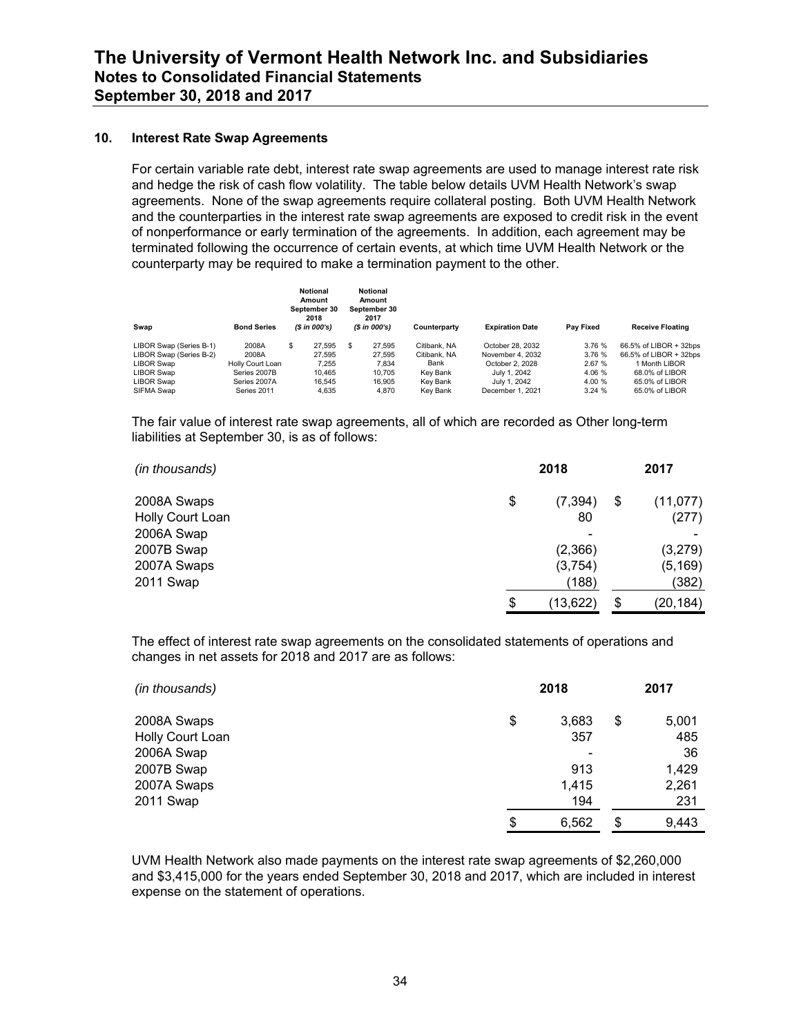### 10. Interest Rate Swap Agreements

For certain variable rate debt, interest rate swap agreements are used to manage interest rate risk and hedge the risk of cash flow volatility. The table below details UVM Health Network's swap agreements. None of the swap agreements require collateral posting. Both UVM Health Network and the counterparties in the interest rate swap agreements are exposed to credit risk in the event of nonperformance or early termination of the agreements. In addition, each agreement may be terminated following the occurrence of certain events, at which time UVM Health Network or the counterparty may be required to make a termination payment to the other.

| Swap | Bond Series | Notional Amount September 30 2018 *($ in 000's)* | Notional Amount September 30 2017 *($ in 000's)* | Counterparty | Expiration Date | Pay Fixed | Receive Floating |
|---|---|---|---|---|---|---|---|
| LIBOR Swap (Series B-1) | 2008A | $ 27,595 | $ 27,595 | Citibank, NA | October 28, 2032 | 3.76 % | 66.5% of LIBOR + 32bps |
| LIBOR Swap (Series B-2) | 2008A | 27,595 | 27,595 | Citibank, NA | November 4, 2032 | 3.76 % | 66.5% of LIBOR + 32bps |
| LIBOR Swap | Holly Court Loan | 7,255 | 7,834 | Bank | October 2, 2028 | 2.67 % | 1 Month LIBOR |
| LIBOR Swap | Series 2007B | 10,465 | 10,705 | Key Bank | July 1, 2042 | 4.06 % | 68.0% of LIBOR |
| LIBOR Swap | Series 2007A | 16,545 | 16,905 | Key Bank | July 1, 2042 | 4.00 % | 65.0% of LIBOR |
| SIFMA Swap | Series 2011 | 4,635 | 4,870 | Key Bank | December 1, 2021 | 3.24 % | 65.0% of LIBOR |

The fair value of interest rate swap agreements, all of which are recorded as Other long-term liabilities at September 30, is as of follows:

| *(in thousands)* | 2018 | 2017 |
|---|---|---|
| 2008A Swaps | $ (7,394) | $ (11,077) |
| Holly Court Loan | 80 | (277) |
| 2006A Swap | - | - |
| 2007B Swap | (2,366) | (3,279) |
| 2007A Swaps | (3,754) | (5,169) |
| 2011 Swap | (188) | (382) |
| | $ (13,622) | $ (20,184) |

The effect of interest rate swap agreements on the consolidated statements of operations and changes in net assets for 2018 and 2017 are as follows:

| *(in thousands)* | 2018 | 2017 |
|---|---|---|
| 2008A Swaps | $ 3,683 | $ 5,001 |
| Holly Court Loan | 357 | 485 |
| 2006A Swap | - | 36 |
| 2007B Swap | 913 | 1,429 |
| 2007A Swaps | 1,415 | 2,261 |
| 2011 Swap | 194 | 231 |
| | $ 6,562 | $ 9,443 |

UVM Health Network also made payments on the interest rate swap agreements of $2,260,000 and $3,415,000 for the years ended September 30, 2018 and 2017, which are included in interest expense on the statement of operations.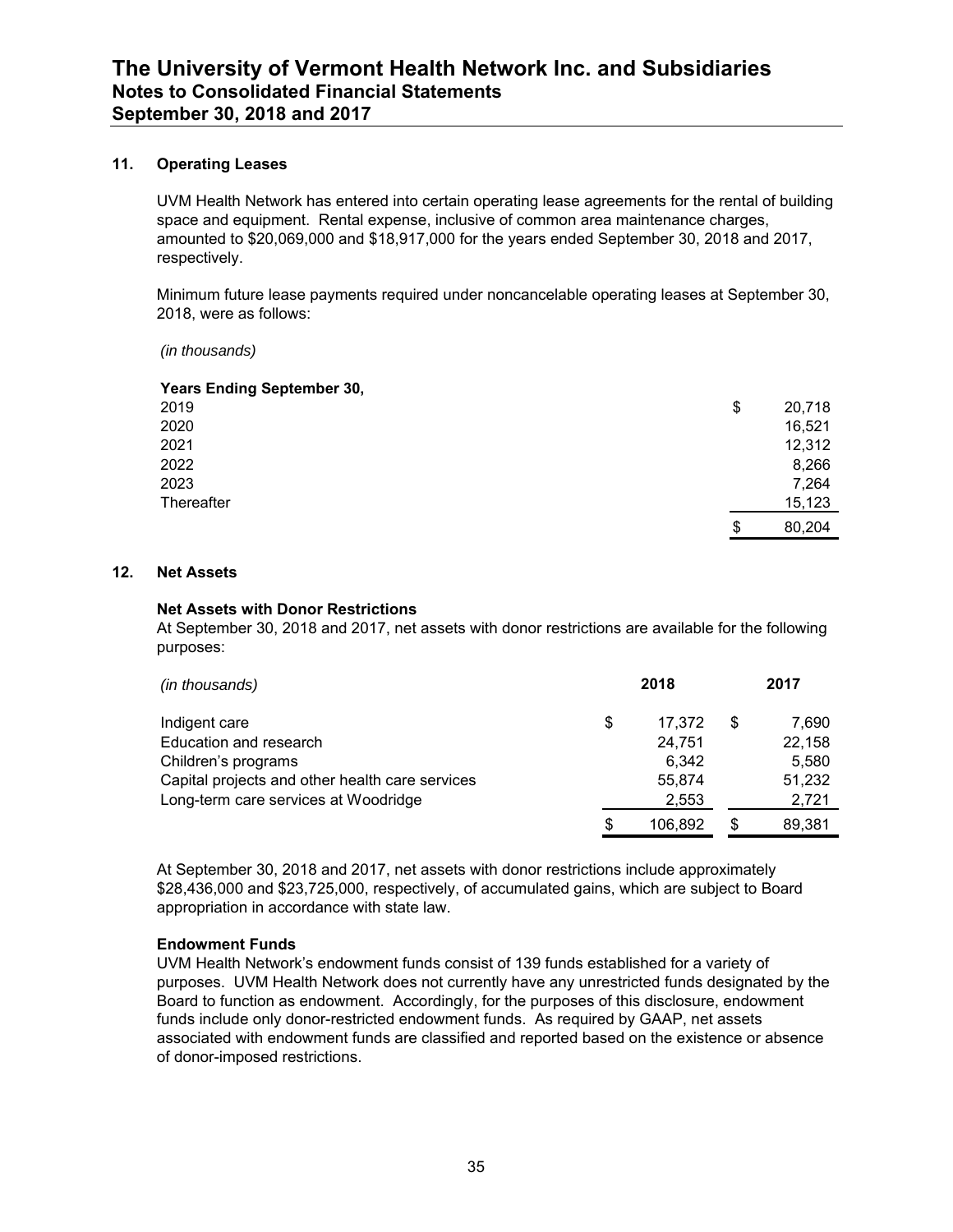## 11. Operating Leases

UVM Health Network has entered into certain operating lease agreements for the rental of building space and equipment. Rental expense, inclusive of common area maintenance charges, amounted to \$20,069,000 and \$18,917,000 for the years ended September 30, 2018 and 2017, respectively.

Minimum future lease payments required under noncancelable operating leases at September 30, 2018, were as follows:

*(in thousands)*

| **Years Ending September 30,** | |
|---|---|
| 2019 | \$ 20,718 |
| 2020 | 16,521 |
| 2021 | 12,312 |
| 2022 | 8,266 |
| 2023 | 7,264 |
| Thereafter | 15,123 |
| | \$ 80,204 |

## 12. Net Assets

### Net Assets with Donor Restrictions

At September 30, 2018 and 2017, net assets with donor restrictions are available for the following purposes:

| *(in thousands)* | 2018 | 2017 |
|---|---|---|
| Indigent care | \$ 17,372 | \$ 7,690 |
| Education and research | 24,751 | 22,158 |
| Children's programs | 6,342 | 5,580 |
| Capital projects and other health care services | 55,874 | 51,232 |
| Long-term care services at Woodridge | 2,553 | 2,721 |
| | \$ 106,892 | \$ 89,381 |

At September 30, 2018 and 2017, net assets with donor restrictions include approximately \$28,436,000 and \$23,725,000, respectively, of accumulated gains, which are subject to Board appropriation in accordance with state law.

### Endowment Funds

UVM Health Network's endowment funds consist of 139 funds established for a variety of purposes. UVM Health Network does not currently have any unrestricted funds designated by the Board to function as endowment. Accordingly, for the purposes of this disclosure, endowment funds include only donor-restricted endowment funds. As required by GAAP, net assets associated with endowment funds are classified and reported based on the existence or absence of donor-imposed restrictions.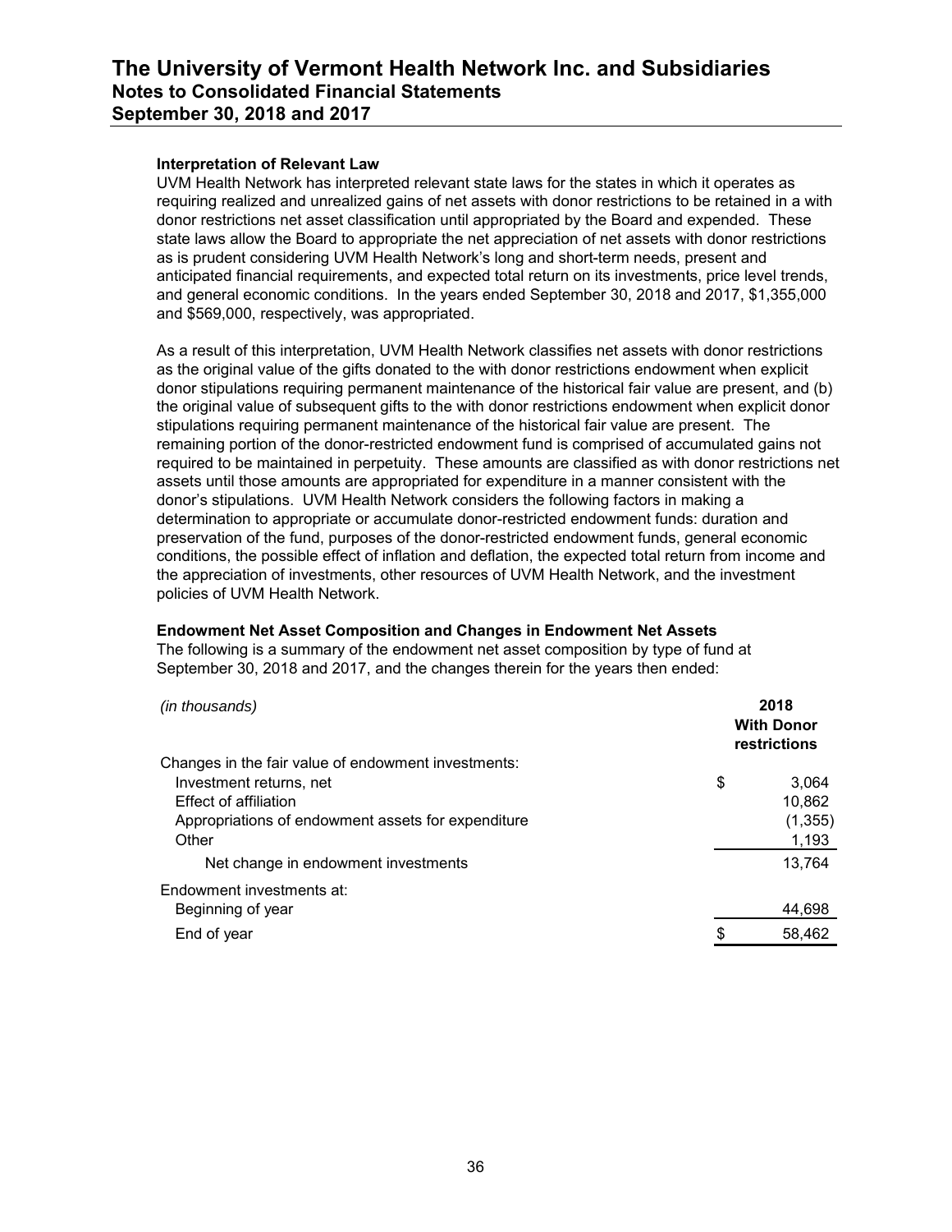#### Interpretation of Relevant Law

UVM Health Network has interpreted relevant state laws for the states in which it operates as requiring realized and unrealized gains of net assets with donor restrictions to be retained in a with donor restrictions net asset classification until appropriated by the Board and expended. These state laws allow the Board to appropriate the net appreciation of net assets with donor restrictions as is prudent considering UVM Health Network's long and short-term needs, present and anticipated financial requirements, and expected total return on its investments, price level trends, and general economic conditions. In the years ended September 30, 2018 and 2017, $1,355,000 and $569,000, respectively, was appropriated.

As a result of this interpretation, UVM Health Network classifies net assets with donor restrictions as the original value of the gifts donated to the with donor restrictions endowment when explicit donor stipulations requiring permanent maintenance of the historical fair value are present, and (b) the original value of subsequent gifts to the with donor restrictions endowment when explicit donor stipulations requiring permanent maintenance of the historical fair value are present. The remaining portion of the donor-restricted endowment fund is comprised of accumulated gains not required to be maintained in perpetuity. These amounts are classified as with donor restrictions net assets until those amounts are appropriated for expenditure in a manner consistent with the donor's stipulations. UVM Health Network considers the following factors in making a determination to appropriate or accumulate donor-restricted endowment funds: duration and preservation of the fund, purposes of the donor-restricted endowment funds, general economic conditions, the possible effect of inflation and deflation, the expected total return from income and the appreciation of investments, other resources of UVM Health Network, and the investment policies of UVM Health Network.

#### Endowment Net Asset Composition and Changes in Endowment Net Assets

The following is a summary of the endowment net asset composition by type of fund at September 30, 2018 and 2017, and the changes therein for the years then ended:

| *(in thousands)* | 2018 With Donor restrictions |
|---|---|
| Changes in the fair value of endowment investments: | |
| Investment returns, net | $ 3,064 |
| Effect of affiliation | 10,862 |
| Appropriations of endowment assets for expenditure | (1,355) |
| Other | 1,193 |
| Net change in endowment investments | 13,764 |
| Endowment investments at: | |
| Beginning of year | 44,698 |
| End of year | $ 58,462 |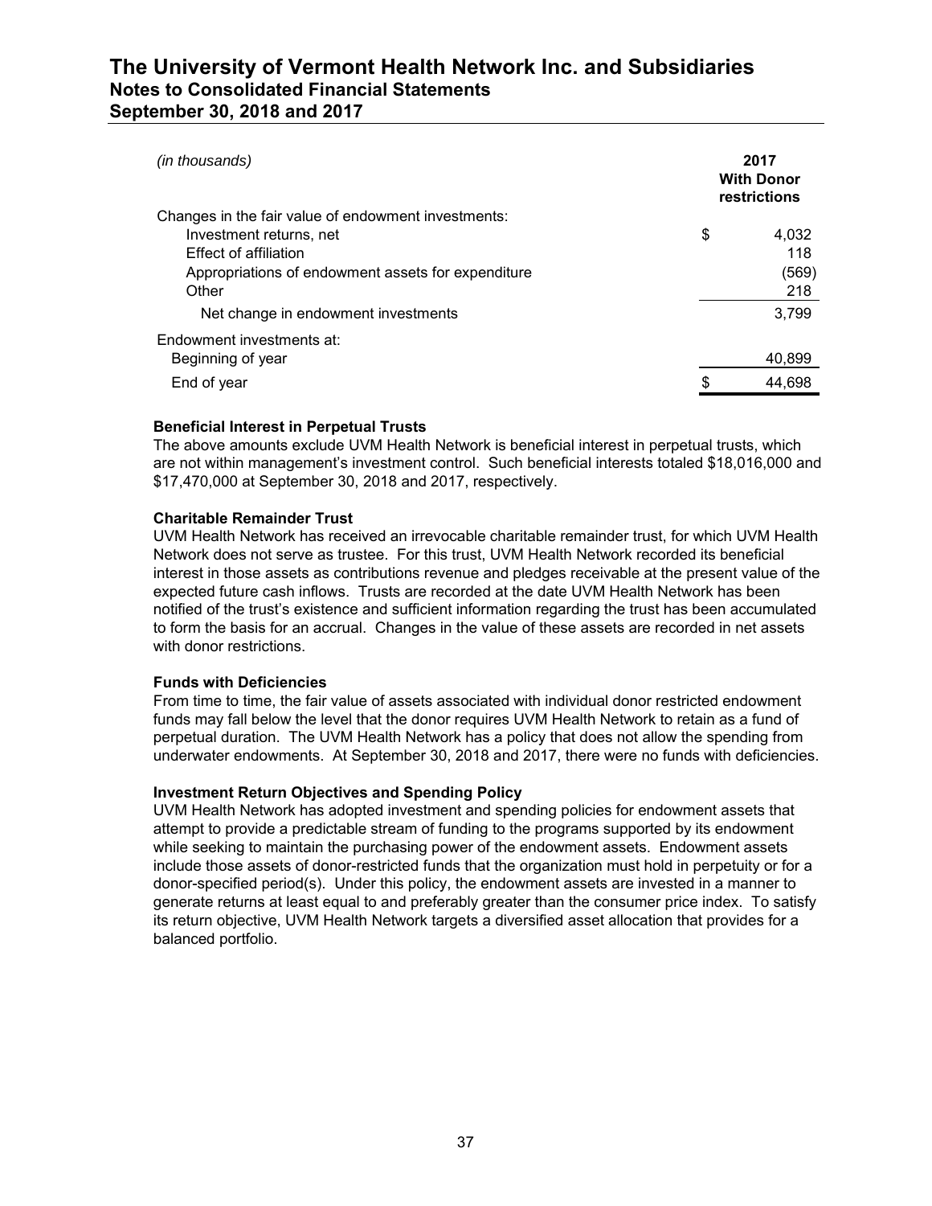| *(in thousands)* | 2017 With Donor restrictions |
|---|---|
| Changes in the fair value of endowment investments: | |
| Investment returns, net | $ 4,032 |
| Effect of affiliation | 118 |
| Appropriations of endowment assets for expenditure | (569) |
| Other | 218 |
| Net change in endowment investments | 3,799 |
| Endowment investments at: | |
| Beginning of year | 40,899 |
| End of year | $ 44,698 |

**Beneficial Interest in Perpetual Trusts**

The above amounts exclude UVM Health Network is beneficial interest in perpetual trusts, which are not within management's investment control. Such beneficial interests totaled $18,016,000 and $17,470,000 at September 30, 2018 and 2017, respectively.

**Charitable Remainder Trust**

UVM Health Network has received an irrevocable charitable remainder trust, for which UVM Health Network does not serve as trustee. For this trust, UVM Health Network recorded its beneficial interest in those assets as contributions revenue and pledges receivable at the present value of the expected future cash inflows. Trusts are recorded at the date UVM Health Network has been notified of the trust's existence and sufficient information regarding the trust has been accumulated to form the basis for an accrual. Changes in the value of these assets are recorded in net assets with donor restrictions.

**Funds with Deficiencies**

From time to time, the fair value of assets associated with individual donor restricted endowment funds may fall below the level that the donor requires UVM Health Network to retain as a fund of perpetual duration. The UVM Health Network has a policy that does not allow the spending from underwater endowments. At September 30, 2018 and 2017, there were no funds with deficiencies.

**Investment Return Objectives and Spending Policy**

UVM Health Network has adopted investment and spending policies for endowment assets that attempt to provide a predictable stream of funding to the programs supported by its endowment while seeking to maintain the purchasing power of the endowment assets. Endowment assets include those assets of donor-restricted funds that the organization must hold in perpetuity or for a donor-specified period(s). Under this policy, the endowment assets are invested in a manner to generate returns at least equal to and preferably greater than the consumer price index. To satisfy its return objective, UVM Health Network targets a diversified asset allocation that provides for a balanced portfolio.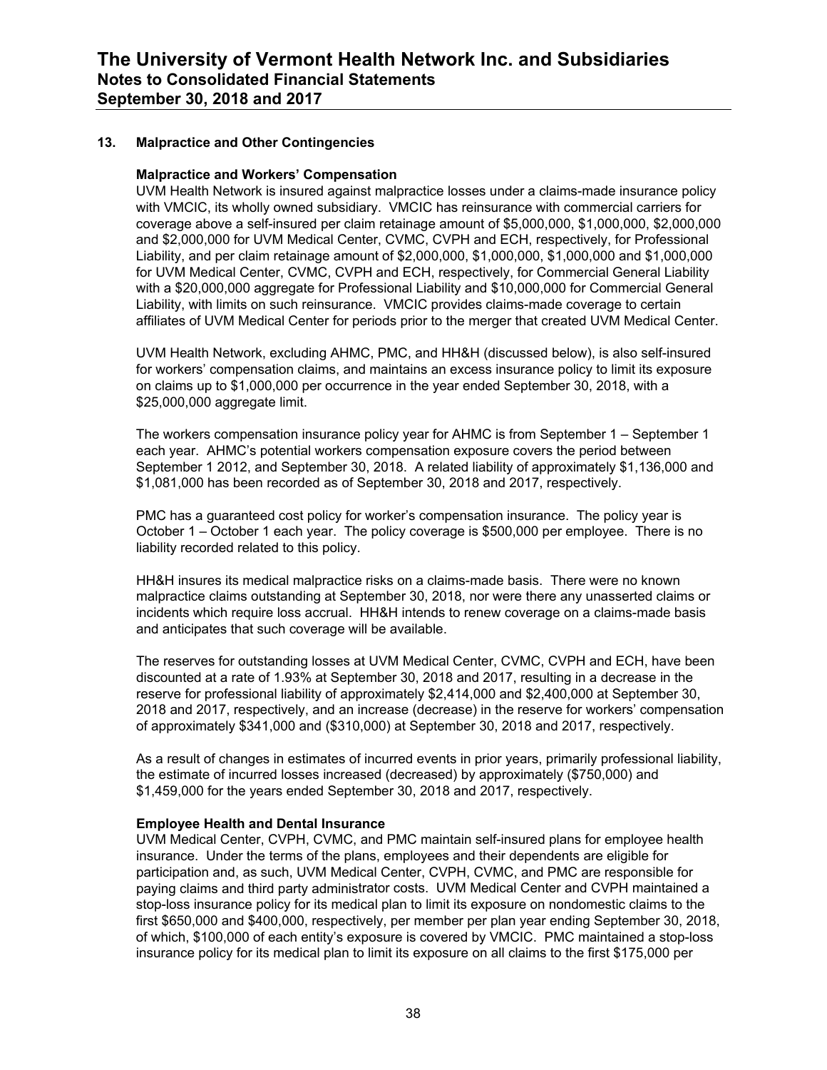## 13. Malpractice and Other Contingencies

### Malpractice and Workers' Compensation

UVM Health Network is insured against malpractice losses under a claims-made insurance policy with VMCIC, its wholly owned subsidiary. VMCIC has reinsurance with commercial carriers for coverage above a self-insured per claim retainage amount of $5,000,000, $1,000,000, $2,000,000 and $2,000,000 for UVM Medical Center, CVMC, CVPH and ECH, respectively, for Professional Liability, and per claim retainage amount of $2,000,000, $1,000,000, $1,000,000 and $1,000,000 for UVM Medical Center, CVMC, CVPH and ECH, respectively, for Commercial General Liability with a $20,000,000 aggregate for Professional Liability and $10,000,000 for Commercial General Liability, with limits on such reinsurance. VMCIC provides claims-made coverage to certain affiliates of UVM Medical Center for periods prior to the merger that created UVM Medical Center.

UVM Health Network, excluding AHMC, PMC, and HH&H (discussed below), is also self-insured for workers' compensation claims, and maintains an excess insurance policy to limit its exposure on claims up to $1,000,000 per occurrence in the year ended September 30, 2018, with a $25,000,000 aggregate limit.

The workers compensation insurance policy year for AHMC is from September 1 – September 1 each year. AHMC's potential workers compensation exposure covers the period between September 1 2012, and September 30, 2018. A related liability of approximately $1,136,000 and $1,081,000 has been recorded as of September 30, 2018 and 2017, respectively.

PMC has a guaranteed cost policy for worker's compensation insurance. The policy year is October 1 – October 1 each year. The policy coverage is $500,000 per employee. There is no liability recorded related to this policy.

HH&H insures its medical malpractice risks on a claims-made basis. There were no known malpractice claims outstanding at September 30, 2018, nor were there any unasserted claims or incidents which require loss accrual. HH&H intends to renew coverage on a claims-made basis and anticipates that such coverage will be available.

The reserves for outstanding losses at UVM Medical Center, CVMC, CVPH and ECH, have been discounted at a rate of 1.93% at September 30, 2018 and 2017, resulting in a decrease in the reserve for professional liability of approximately $2,414,000 and $2,400,000 at September 30, 2018 and 2017, respectively, and an increase (decrease) in the reserve for workers' compensation of approximately $341,000 and ($310,000) at September 30, 2018 and 2017, respectively.

As a result of changes in estimates of incurred events in prior years, primarily professional liability, the estimate of incurred losses increased (decreased) by approximately ($750,000) and $1,459,000 for the years ended September 30, 2018 and 2017, respectively.

### Employee Health and Dental Insurance

UVM Medical Center, CVPH, CVMC, and PMC maintain self-insured plans for employee health insurance. Under the terms of the plans, employees and their dependents are eligible for participation and, as such, UVM Medical Center, CVPH, CVMC, and PMC are responsible for paying claims and third party administrator costs. UVM Medical Center and CVPH maintained a stop-loss insurance policy for its medical plan to limit its exposure on nondomestic claims to the first $650,000 and $400,000, respectively, per member per plan year ending September 30, 2018, of which, $100,000 of each entity's exposure is covered by VMCIC. PMC maintained a stop-loss insurance policy for its medical plan to limit its exposure on all claims to the first $175,000 per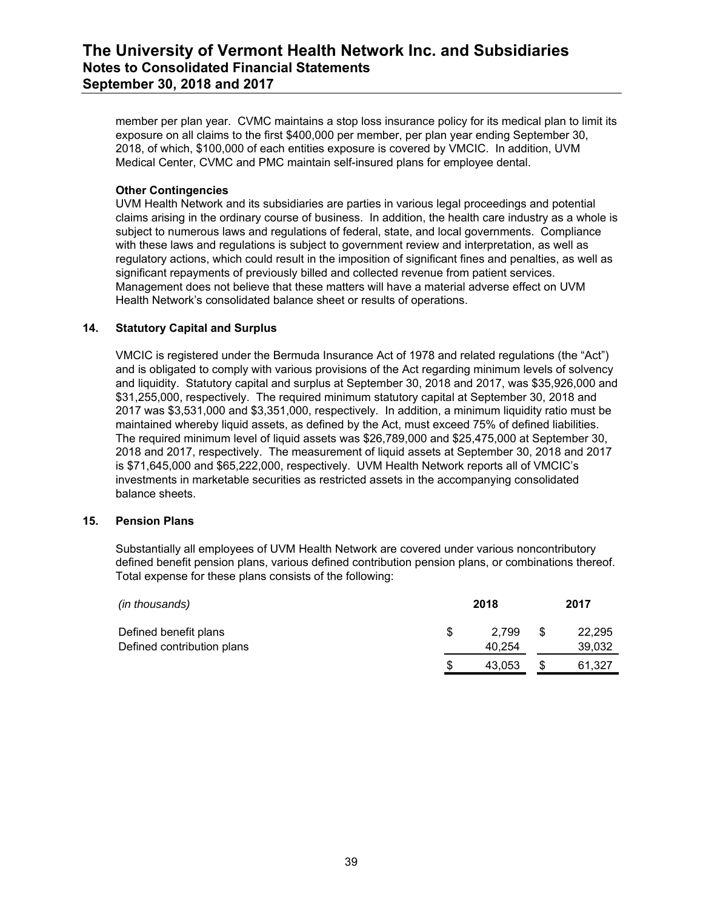member per plan year. CVMC maintains a stop loss insurance policy for its medical plan to limit its exposure on all claims to the first $400,000 per member, per plan year ending September 30, 2018, of which, $100,000 of each entities exposure is covered by VMCIC. In addition, UVM Medical Center, CVMC and PMC maintain self-insured plans for employee dental.

**Other Contingencies**

UVM Health Network and its subsidiaries are parties in various legal proceedings and potential claims arising in the ordinary course of business. In addition, the health care industry as a whole is subject to numerous laws and regulations of federal, state, and local governments. Compliance with these laws and regulations is subject to government review and interpretation, as well as regulatory actions, which could result in the imposition of significant fines and penalties, as well as significant repayments of previously billed and collected revenue from patient services. Management does not believe that these matters will have a material adverse effect on UVM Health Network's consolidated balance sheet or results of operations.

## 14. Statutory Capital and Surplus

VMCIC is registered under the Bermuda Insurance Act of 1978 and related regulations (the "Act") and is obligated to comply with various provisions of the Act regarding minimum levels of solvency and liquidity. Statutory capital and surplus at September 30, 2018 and 2017, was $35,926,000 and $31,255,000, respectively. The required minimum statutory capital at September 30, 2018 and 2017 was $3,531,000 and $3,351,000, respectively. In addition, a minimum liquidity ratio must be maintained whereby liquid assets, as defined by the Act, must exceed 75% of defined liabilities. The required minimum level of liquid assets was $26,789,000 and $25,475,000 at September 30, 2018 and 2017, respectively. The measurement of liquid assets at September 30, 2018 and 2017 is $71,645,000 and $65,222,000, respectively. UVM Health Network reports all of VMCIC's investments in marketable securities as restricted assets in the accompanying consolidated balance sheets.

## 15. Pension Plans

Substantially all employees of UVM Health Network are covered under various noncontributory defined benefit pension plans, various defined contribution pension plans, or combinations thereof. Total expense for these plans consists of the following:

| *(in thousands)* | 2018 | 2017 |
|---|---|---|
| Defined benefit plans | $ 2,799 | $ 22,295 |
| Defined contribution plans | 40,254 | 39,032 |
| | $ 43,053 | $ 61,327 |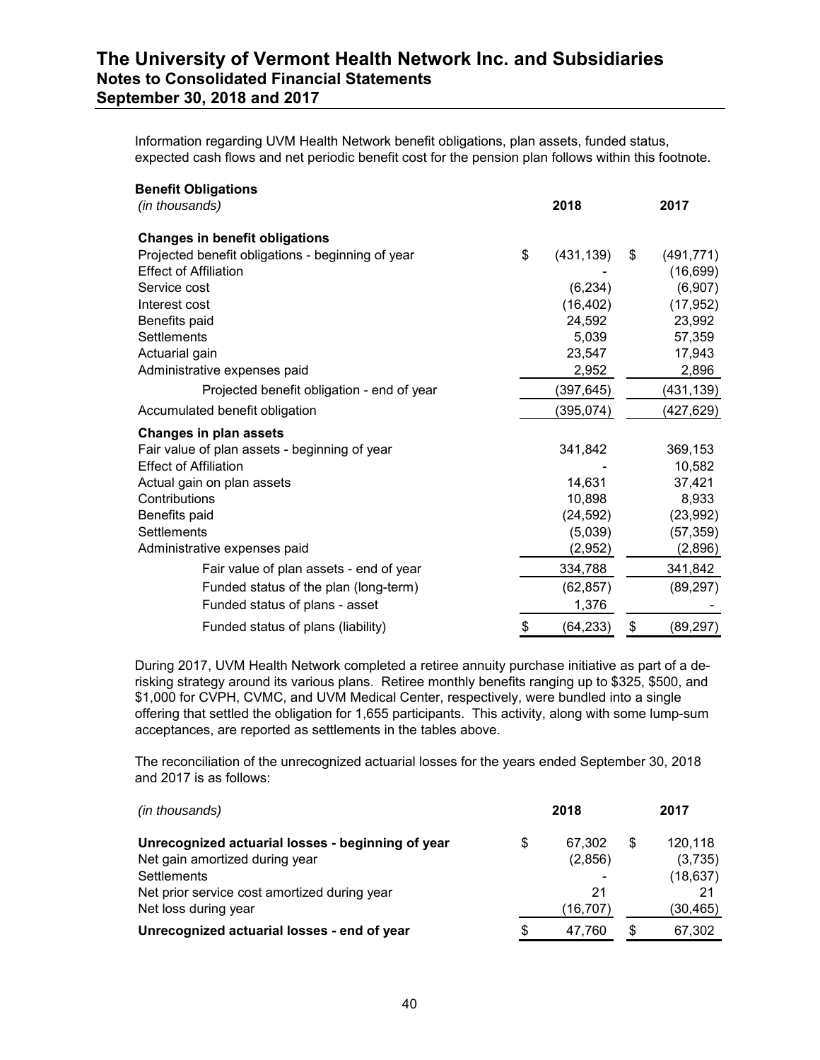Information regarding UVM Health Network benefit obligations, plan assets, funded status, expected cash flows and net periodic benefit cost for the pension plan follows within this footnote.

**Benefit Obligations**

| *(in thousands)* | 2018 | 2017 |
|---|---|---|
| **Changes in benefit obligations** | | |
| Projected benefit obligations - beginning of year | $ (431,139) | $ (491,771) |
| Effect of Affiliation | - | (16,699) |
| Service cost | (6,234) | (6,907) |
| Interest cost | (16,402) | (17,952) |
| Benefits paid | 24,592 | 23,992 |
| Settlements | 5,039 | 57,359 |
| Actuarial gain | 23,547 | 17,943 |
| Administrative expenses paid | 2,952 | 2,896 |
| Projected benefit obligation - end of year | (397,645) | (431,139) |
| Accumulated benefit obligation | (395,074) | (427,629) |
| **Changes in plan assets** | | |
| Fair value of plan assets - beginning of year | 341,842 | 369,153 |
| Effect of Affiliation | - | 10,582 |
| Actual gain on plan assets | 14,631 | 37,421 |
| Contributions | 10,898 | 8,933 |
| Benefits paid | (24,592) | (23,992) |
| Settlements | (5,039) | (57,359) |
| Administrative expenses paid | (2,952) | (2,896) |
| Fair value of plan assets - end of year | 334,788 | 341,842 |
| Funded status of the plan (long-term) | (62,857) | (89,297) |
| Funded status of plans - asset | 1,376 | - |
| Funded status of plans (liability) | $ (64,233) | $ (89,297) |

During 2017, UVM Health Network completed a retiree annuity purchase initiative as part of a de-risking strategy around its various plans. Retiree monthly benefits ranging up to $325, $500, and $1,000 for CVPH, CVMC, and UVM Medical Center, respectively, were bundled into a single offering that settled the obligation for 1,655 participants. This activity, along with some lump-sum acceptances, are reported as settlements in the tables above.

The reconciliation of the unrecognized actuarial losses for the years ended September 30, 2018 and 2017 is as follows:

| *(in thousands)* | 2018 | 2017 |
|---|---|---|
| **Unrecognized actuarial losses - beginning of year** | $ 67,302 | $ 120,118 |
| Net gain amortized during year | (2,856) | (3,735) |
| Settlements | - | (18,637) |
| Net prior service cost amortized during year | 21 | 21 |
| Net loss during year | (16,707) | (30,465) |
| **Unrecognized actuarial losses - end of year** | $ 47,760 | $ 67,302 |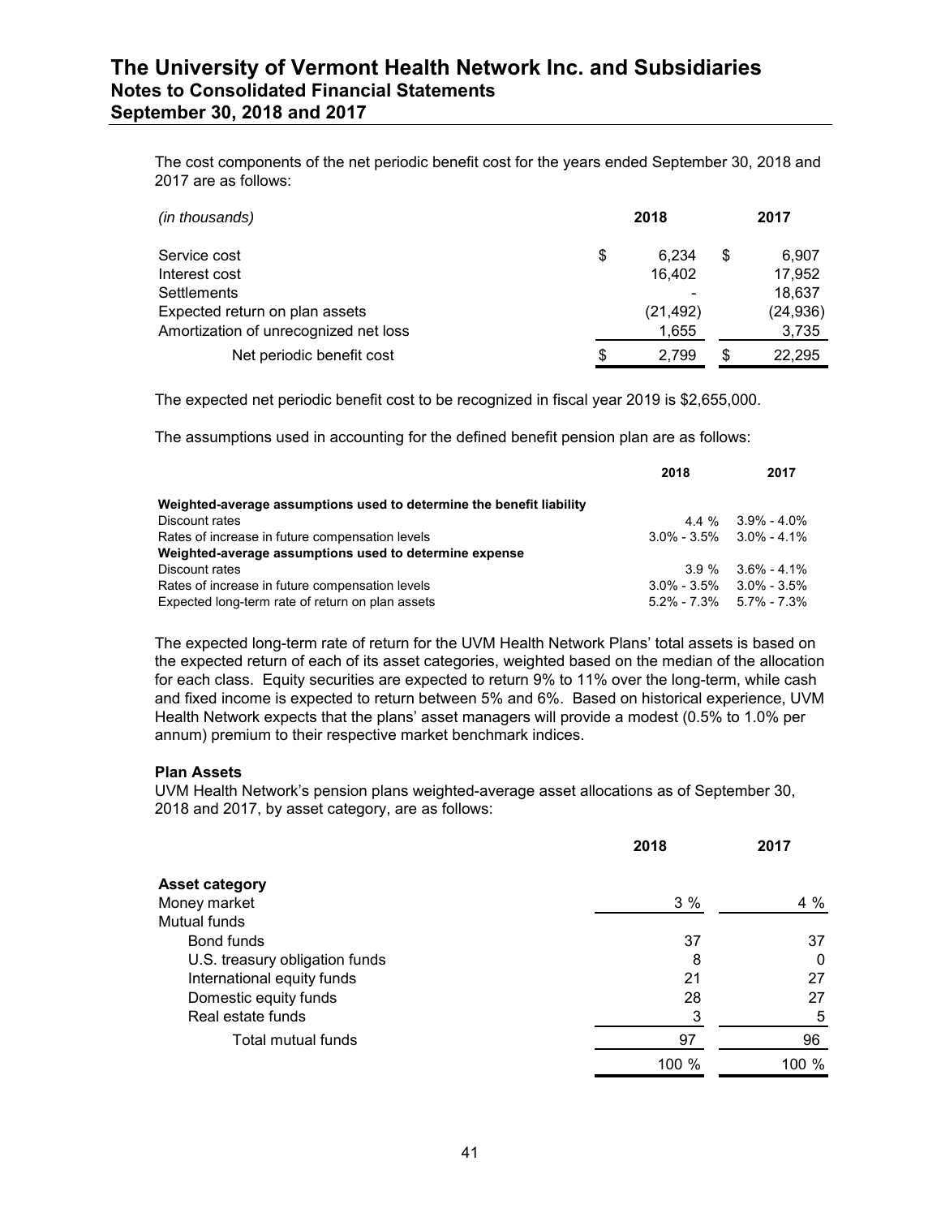The cost components of the net periodic benefit cost for the years ended September 30, 2018 and 2017 are as follows:

| *(in thousands)* | 2018 | 2017 |
|---|---|---|
| Service cost | $ 6,234 | $ 6,907 |
| Interest cost | 16,402 | 17,952 |
| Settlements | - | 18,637 |
| Expected return on plan assets | (21,492) | (24,936) |
| Amortization of unrecognized net loss | 1,655 | 3,735 |
| Net periodic benefit cost | $ 2,799 | $ 22,295 |

The expected net periodic benefit cost to be recognized in fiscal year 2019 is $2,655,000.

The assumptions used in accounting for the defined benefit pension plan are as follows:

| | 2018 | 2017 |
|---|---|---|
| **Weighted-average assumptions used to determine the benefit liability** | | |
| Discount rates | 4.4 % | 3.9% - 4.0% |
| Rates of increase in future compensation levels | 3.0% - 3.5% | 3.0% - 4.1% |
| **Weighted-average assumptions used to determine expense** | | |
| Discount rates | 3.9 % | 3.6% - 4.1% |
| Rates of increase in future compensation levels | 3.0% - 3.5% | 3.0% - 3.5% |
| Expected long-term rate of return on plan assets | 5.2% - 7.3% | 5.7% - 7.3% |

The expected long-term rate of return for the UVM Health Network Plans' total assets is based on the expected return of each of its asset categories, weighted based on the median of the allocation for each class. Equity securities are expected to return 9% to 11% over the long-term, while cash and fixed income is expected to return between 5% and 6%. Based on historical experience, UVM Health Network expects that the plans' asset managers will provide a modest (0.5% to 1.0% per annum) premium to their respective market benchmark indices.

**Plan Assets**

UVM Health Network's pension plans weighted-average asset allocations as of September 30, 2018 and 2017, by asset category, are as follows:

| | 2018 | 2017 |
|---|---|---|
| **Asset category** | | |
| Money market | 3 % | 4 % |
| Mutual funds | | |
| Bond funds | 37 | 37 |
| U.S. treasury obligation funds | 8 | 0 |
| International equity funds | 21 | 27 |
| Domestic equity funds | 28 | 27 |
| Real estate funds | 3 | 5 |
| Total mutual funds | 97 | 96 |
| | 100 % | 100 % |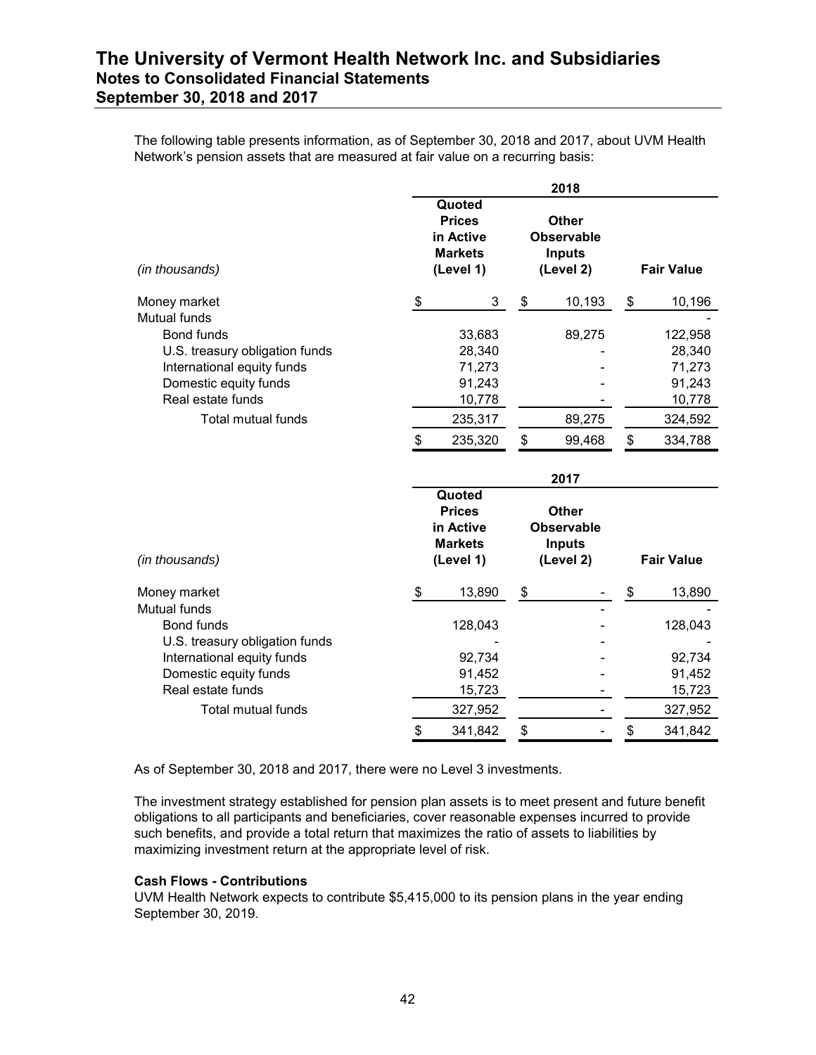The following table presents information, as of September 30, 2018 and 2017, about UVM Health Network's pension assets that are measured at fair value on a recurring basis:

| *(in thousands)* | 2018 | | |
|---|---|---|---|
| | **Quoted Prices in Active Markets (Level 1)** | **Other Observable Inputs (Level 2)** | **Fair Value** |
| Money market | $ 3 | $ 10,193 | $ 10,196 |
| Mutual funds | | | - |
| Bond funds | 33,683 | 89,275 | 122,958 |
| U.S. treasury obligation funds | 28,340 | - | 28,340 |
| International equity funds | 71,273 | - | 71,273 |
| Domestic equity funds | 91,243 | - | 91,243 |
| Real estate funds | 10,778 | - | 10,778 |
| Total mutual funds | 235,317 | 89,275 | 324,592 |
| | $ 235,320 | $ 99,468 | $ 334,788 |

| *(in thousands)* | 2017 | | |
|---|---|---|---|
| | **Quoted Prices in Active Markets (Level 1)** | **Other Observable Inputs (Level 2)** | **Fair Value** |
| Money market | $ 13,890 | $ - | $ 13,890 |
| Mutual funds | | - | - |
| Bond funds | 128,043 | - | 128,043 |
| U.S. treasury obligation funds | - | - | - |
| International equity funds | 92,734 | - | 92,734 |
| Domestic equity funds | 91,452 | - | 91,452 |
| Real estate funds | 15,723 | - | 15,723 |
| Total mutual funds | 327,952 | - | 327,952 |
| | $ 341,842 | $ - | $ 341,842 |

As of September 30, 2018 and 2017, there were no Level 3 investments.

The investment strategy established for pension plan assets is to meet present and future benefit obligations to all participants and beneficiaries, cover reasonable expenses incurred to provide such benefits, and provide a total return that maximizes the ratio of assets to liabilities by maximizing investment return at the appropriate level of risk.

**Cash Flows - Contributions**

UVM Health Network expects to contribute $5,415,000 to its pension plans in the year ending September 30, 2019.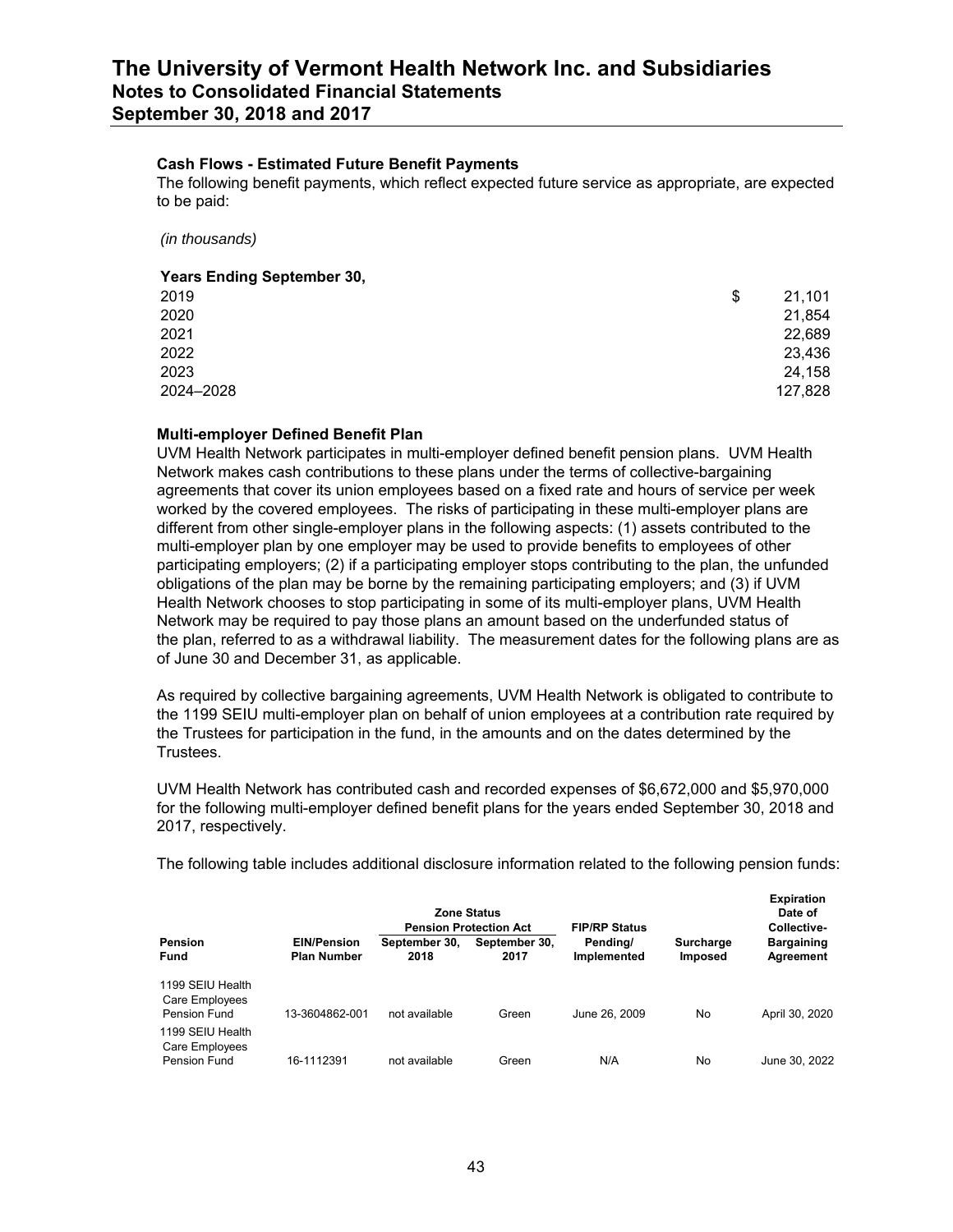### Cash Flows - Estimated Future Benefit Payments

The following benefit payments, which reflect expected future service as appropriate, are expected to be paid:

*(in thousands)*

| **Years Ending September 30,** | |
|---|---|
| 2019 | $ 21,101 |
| 2020 | 21,854 |
| 2021 | 22,689 |
| 2022 | 23,436 |
| 2023 | 24,158 |
| 2024–2028 | 127,828 |

### Multi-employer Defined Benefit Plan

UVM Health Network participates in multi-employer defined benefit pension plans. UVM Health Network makes cash contributions to these plans under the terms of collective-bargaining agreements that cover its union employees based on a fixed rate and hours of service per week worked by the covered employees. The risks of participating in these multi-employer plans are different from other single-employer plans in the following aspects: (1) assets contributed to the multi-employer plan by one employer may be used to provide benefits to employees of other participating employers; (2) if a participating employer stops contributing to the plan, the unfunded obligations of the plan may be borne by the remaining participating employers; and (3) if UVM Health Network chooses to stop participating in some of its multi-employer plans, UVM Health Network may be required to pay those plans an amount based on the underfunded status of the plan, referred to as a withdrawal liability. The measurement dates for the following plans are as of June 30 and December 31, as applicable.

As required by collective bargaining agreements, UVM Health Network is obligated to contribute to the 1199 SEIU multi-employer plan on behalf of union employees at a contribution rate required by the Trustees for participation in the fund, in the amounts and on the dates determined by the Trustees.

UVM Health Network has contributed cash and recorded expenses of $6,672,000 and $5,970,000 for the following multi-employer defined benefit plans for the years ended September 30, 2018 and 2017, respectively.

The following table includes additional disclosure information related to the following pension funds:

| Pension Fund | EIN/Pension Plan Number | Zone Status Pension Protection Act September 30, 2018 | Zone Status Pension Protection Act September 30, 2017 | FIP/RP Status Pending/ Implemented | Surcharge Imposed | Expiration Date of Collective-Bargaining Agreement |
|---|---|---|---|---|---|---|
| 1199 SEIU Health Care Employees Pension Fund | 13-3604862-001 | not available | Green | June 26, 2009 | No | April 30, 2020 |
| 1199 SEIU Health Care Employees Pension Fund | 16-1112391 | not available | Green | N/A | No | June 30, 2022 |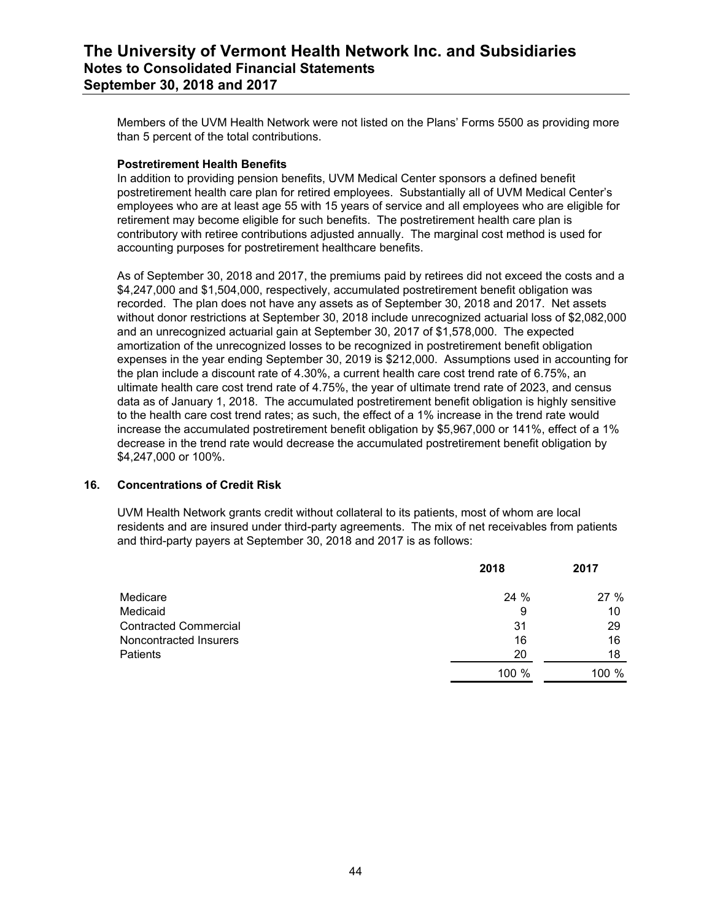Members of the UVM Health Network were not listed on the Plans' Forms 5500 as providing more than 5 percent of the total contributions.

**Postretirement Health Benefits**

In addition to providing pension benefits, UVM Medical Center sponsors a defined benefit postretirement health care plan for retired employees. Substantially all of UVM Medical Center's employees who are at least age 55 with 15 years of service and all employees who are eligible for retirement may become eligible for such benefits. The postretirement health care plan is contributory with retiree contributions adjusted annually. The marginal cost method is used for accounting purposes for postretirement healthcare benefits.

As of September 30, 2018 and 2017, the premiums paid by retirees did not exceed the costs and a $4,247,000 and $1,504,000, respectively, accumulated postretirement benefit obligation was recorded. The plan does not have any assets as of September 30, 2018 and 2017. Net assets without donor restrictions at September 30, 2018 include unrecognized actuarial loss of $2,082,000 and an unrecognized actuarial gain at September 30, 2017 of $1,578,000. The expected amortization of the unrecognized losses to be recognized in postretirement benefit obligation expenses in the year ending September 30, 2019 is $212,000. Assumptions used in accounting for the plan include a discount rate of 4.30%, a current health care cost trend rate of 6.75%, an ultimate health care cost trend rate of 4.75%, the year of ultimate trend rate of 2023, and census data as of January 1, 2018. The accumulated postretirement benefit obligation is highly sensitive to the health care cost trend rates; as such, the effect of a 1% increase in the trend rate would increase the accumulated postretirement benefit obligation by $5,967,000 or 141%, effect of a 1% decrease in the trend rate would decrease the accumulated postretirement benefit obligation by $4,247,000 or 100%.

## 16. Concentrations of Credit Risk

UVM Health Network grants credit without collateral to its patients, most of whom are local residents and are insured under third-party agreements. The mix of net receivables from patients and third-party payers at September 30, 2018 and 2017 is as follows:

| | 2018 | 2017 |
|---|---|---|
| Medicare | 24 % | 27 % |
| Medicaid | 9 | 10 |
| Contracted Commercial | 31 | 29 |
| Noncontracted Insurers | 16 | 16 |
| Patients | 20 | 18 |
| | 100 % | 100 % |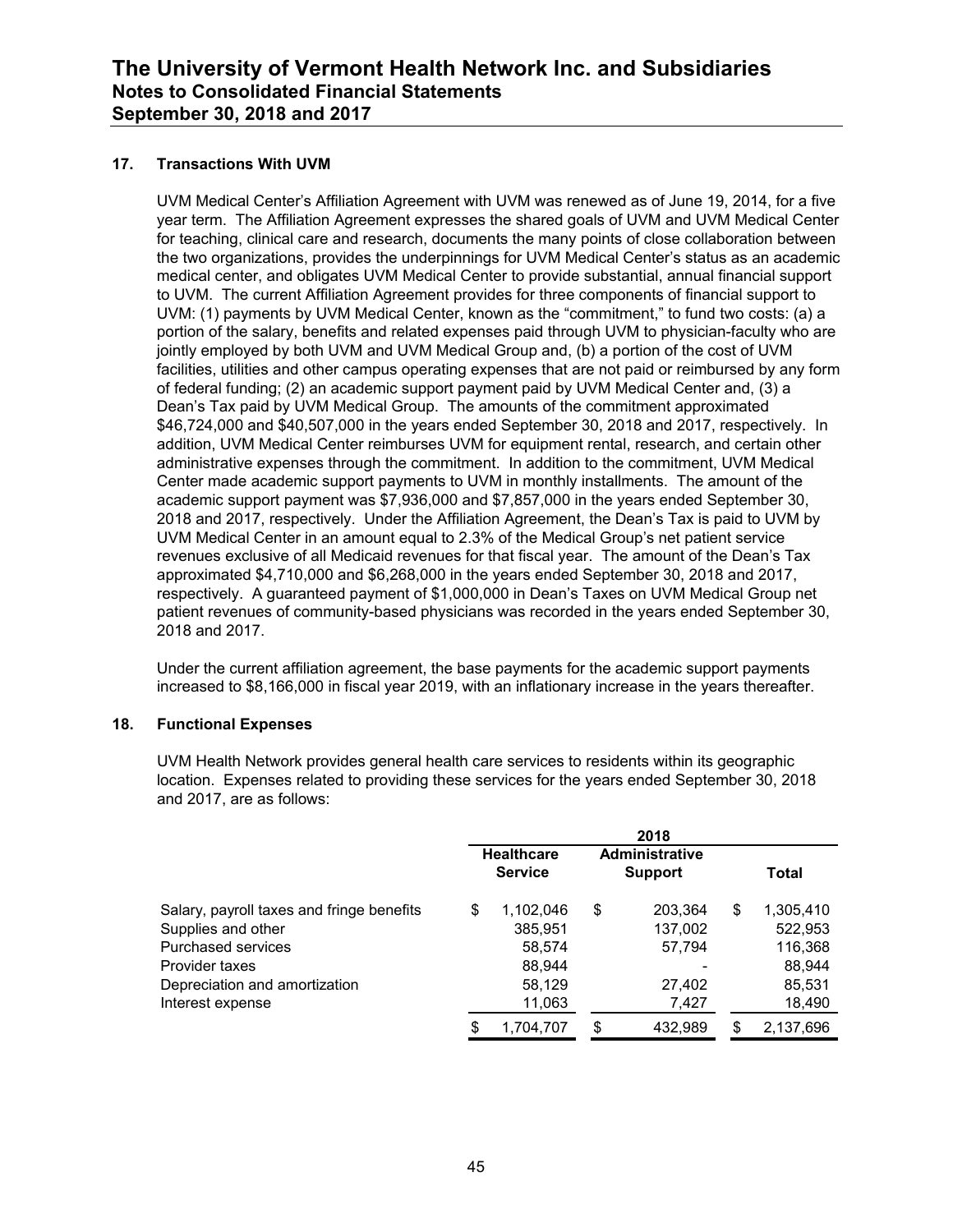## 17. Transactions With UVM

UVM Medical Center's Affiliation Agreement with UVM was renewed as of June 19, 2014, for a five year term. The Affiliation Agreement expresses the shared goals of UVM and UVM Medical Center for teaching, clinical care and research, documents the many points of close collaboration between the two organizations, provides the underpinnings for UVM Medical Center's status as an academic medical center, and obligates UVM Medical Center to provide substantial, annual financial support to UVM. The current Affiliation Agreement provides for three components of financial support to UVM: (1) payments by UVM Medical Center, known as the "commitment," to fund two costs: (a) a portion of the salary, benefits and related expenses paid through UVM to physician-faculty who are jointly employed by both UVM and UVM Medical Group and, (b) a portion of the cost of UVM facilities, utilities and other campus operating expenses that are not paid or reimbursed by any form of federal funding; (2) an academic support payment paid by UVM Medical Center and, (3) a Dean's Tax paid by UVM Medical Group. The amounts of the commitment approximated $46,724,000 and $40,507,000 in the years ended September 30, 2018 and 2017, respectively. In addition, UVM Medical Center reimburses UVM for equipment rental, research, and certain other administrative expenses through the commitment. In addition to the commitment, UVM Medical Center made academic support payments to UVM in monthly installments. The amount of the academic support payment was $7,936,000 and $7,857,000 in the years ended September 30, 2018 and 2017, respectively. Under the Affiliation Agreement, the Dean's Tax is paid to UVM by UVM Medical Center in an amount equal to 2.3% of the Medical Group's net patient service revenues exclusive of all Medicaid revenues for that fiscal year. The amount of the Dean's Tax approximated $4,710,000 and $6,268,000 in the years ended September 30, 2018 and 2017, respectively. A guaranteed payment of $1,000,000 in Dean's Taxes on UVM Medical Group net patient revenues of community-based physicians was recorded in the years ended September 30, 2018 and 2017.

Under the current affiliation agreement, the base payments for the academic support payments increased to $8,166,000 in fiscal year 2019, with an inflationary increase in the years thereafter.

## 18. Functional Expenses

UVM Health Network provides general health care services to residents within its geographic location. Expenses related to providing these services for the years ended September 30, 2018 and 2017, are as follows:

| | 2018 | | |
|---|---|---|---|
| | Healthcare Service | Administrative Support | Total |
| Salary, payroll taxes and fringe benefits | $ 1,102,046 | $ 203,364 | $ 1,305,410 |
| Supplies and other | 385,951 | 137,002 | 522,953 |
| Purchased services | 58,574 | 57,794 | 116,368 |
| Provider taxes | 88,944 | - | 88,944 |
| Depreciation and amortization | 58,129 | 27,402 | 85,531 |
| Interest expense | 11,063 | 7,427 | 18,490 |
| | $ 1,704,707 | $ 432,989 | $ 2,137,696 |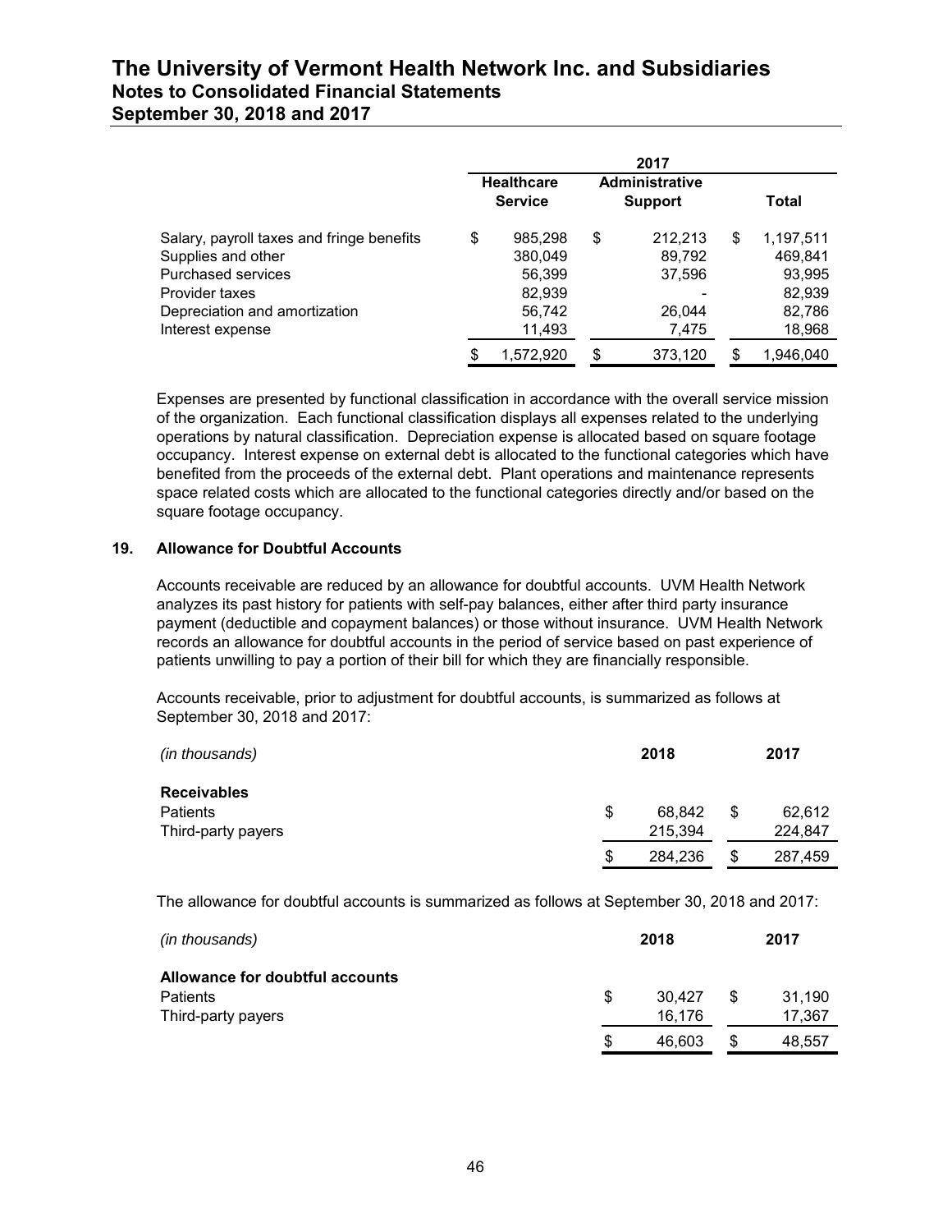| | 2017 | | |
|---|---|---|---|
| | Healthcare Service | Administrative Support | Total |
| Salary, payroll taxes and fringe benefits | $ 985,298 | $ 212,213 | $ 1,197,511 |
| Supplies and other | 380,049 | 89,792 | 469,841 |
| Purchased services | 56,399 | 37,596 | 93,995 |
| Provider taxes | 82,939 | - | 82,939 |
| Depreciation and amortization | 56,742 | 26,044 | 82,786 |
| Interest expense | 11,493 | 7,475 | 18,968 |
| | $ 1,572,920 | $ 373,120 | $ 1,946,040 |

Expenses are presented by functional classification in accordance with the overall service mission of the organization. Each functional classification displays all expenses related to the underlying operations by natural classification. Depreciation expense is allocated based on square footage occupancy. Interest expense on external debt is allocated to the functional categories which have benefited from the proceeds of the external debt. Plant operations and maintenance represents space related costs which are allocated to the functional categories directly and/or based on the square footage occupancy.

## 19. Allowance for Doubtful Accounts

Accounts receivable are reduced by an allowance for doubtful accounts. UVM Health Network analyzes its past history for patients with self-pay balances, either after third party insurance payment (deductible and copayment balances) or those without insurance. UVM Health Network records an allowance for doubtful accounts in the period of service based on past experience of patients unwilling to pay a portion of their bill for which they are financially responsible.

Accounts receivable, prior to adjustment for doubtful accounts, is summarized as follows at September 30, 2018 and 2017:

| *(in thousands)* | 2018 | 2017 |
|---|---|---|
| **Receivables** | | |
| Patients | $ 68,842 | $ 62,612 |
| Third-party payers | 215,394 | 224,847 |
| | $ 284,236 | $ 287,459 |

The allowance for doubtful accounts is summarized as follows at September 30, 2018 and 2017:

| *(in thousands)* | 2018 | 2017 |
|---|---|---|
| **Allowance for doubtful accounts** | | |
| Patients | $ 30,427 | $ 31,190 |
| Third-party payers | 16,176 | 17,367 |
| | $ 46,603 | $ 48,557 |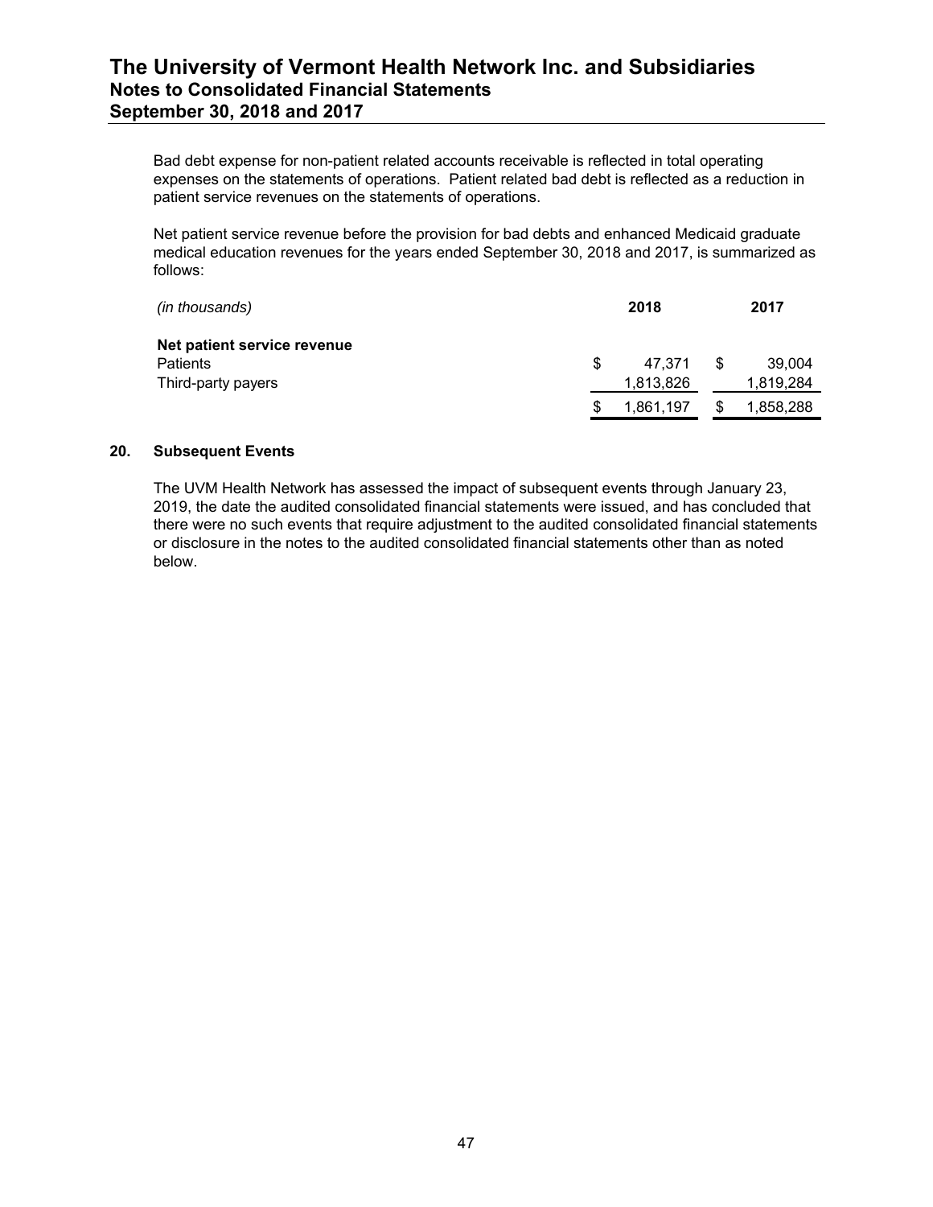Bad debt expense for non-patient related accounts receivable is reflected in total operating expenses on the statements of operations. Patient related bad debt is reflected as a reduction in patient service revenues on the statements of operations.

Net patient service revenue before the provision for bad debts and enhanced Medicaid graduate medical education revenues for the years ended September 30, 2018 and 2017, is summarized as follows:

| *(in thousands)* | 2018 | 2017 |
|---|---|---|
| **Net patient service revenue** | | |
| Patients | $ 47,371 | $ 39,004 |
| Third-party payers | 1,813,826 | 1,819,284 |
| | $ 1,861,197 | $ 1,858,288 |

## 20. Subsequent Events

The UVM Health Network has assessed the impact of subsequent events through January 23, 2019, the date the audited consolidated financial statements were issued, and has concluded that there were no such events that require adjustment to the audited consolidated financial statements or disclosure in the notes to the audited consolidated financial statements other than as noted below.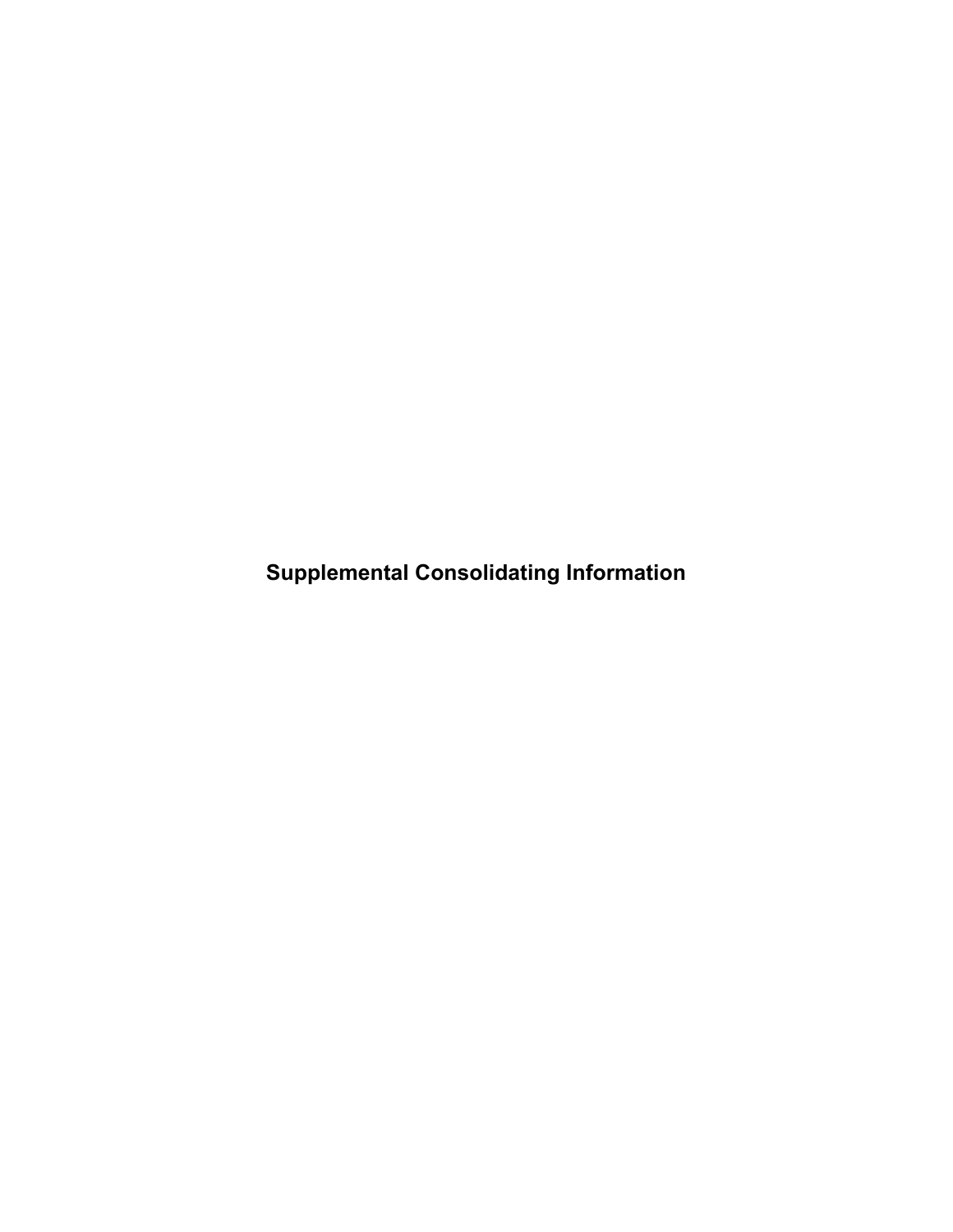# Supplemental Consolidating Information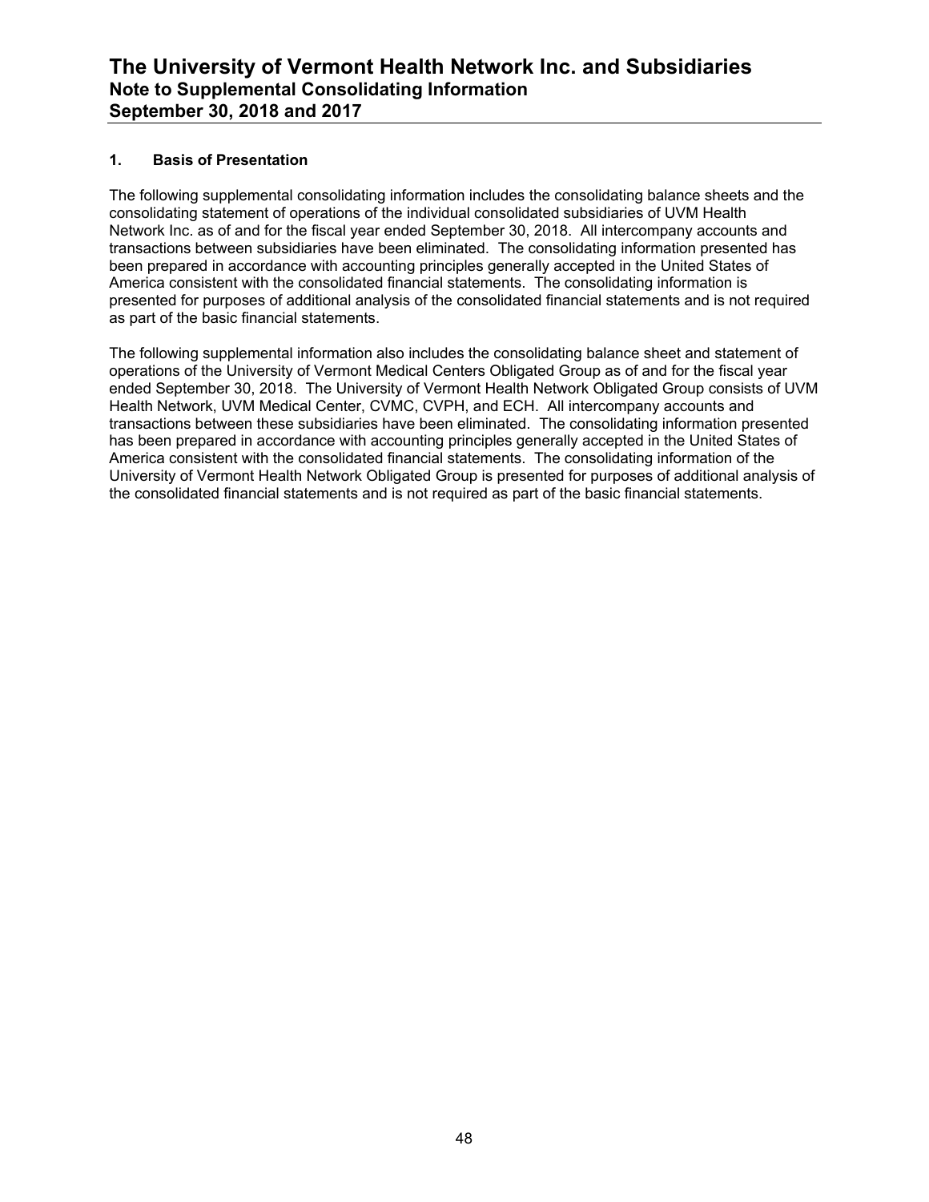# The University of Vermont Health Network Inc. and Subsidiaries
## Note to Supplemental Consolidating Information
## September 30, 2018 and 2017

### 1. Basis of Presentation

The following supplemental consolidating information includes the consolidating balance sheets and the consolidating statement of operations of the individual consolidated subsidiaries of UVM Health Network Inc. as of and for the fiscal year ended September 30, 2018. All intercompany accounts and transactions between subsidiaries have been eliminated. The consolidating information presented has been prepared in accordance with accounting principles generally accepted in the United States of America consistent with the consolidated financial statements. The consolidating information is presented for purposes of additional analysis of the consolidated financial statements and is not required as part of the basic financial statements.

The following supplemental information also includes the consolidating balance sheet and statement of operations of the University of Vermont Medical Centers Obligated Group as of and for the fiscal year ended September 30, 2018. The University of Vermont Health Network Obligated Group consists of UVM Health Network, UVM Medical Center, CVMC, CVPH, and ECH. All intercompany accounts and transactions between these subsidiaries have been eliminated. The consolidating information presented has been prepared in accordance with accounting principles generally accepted in the United States of America consistent with the consolidated financial statements. The consolidating information of the University of Vermont Health Network Obligated Group is presented for purposes of additional analysis of the consolidated financial statements and is not required as part of the basic financial statements.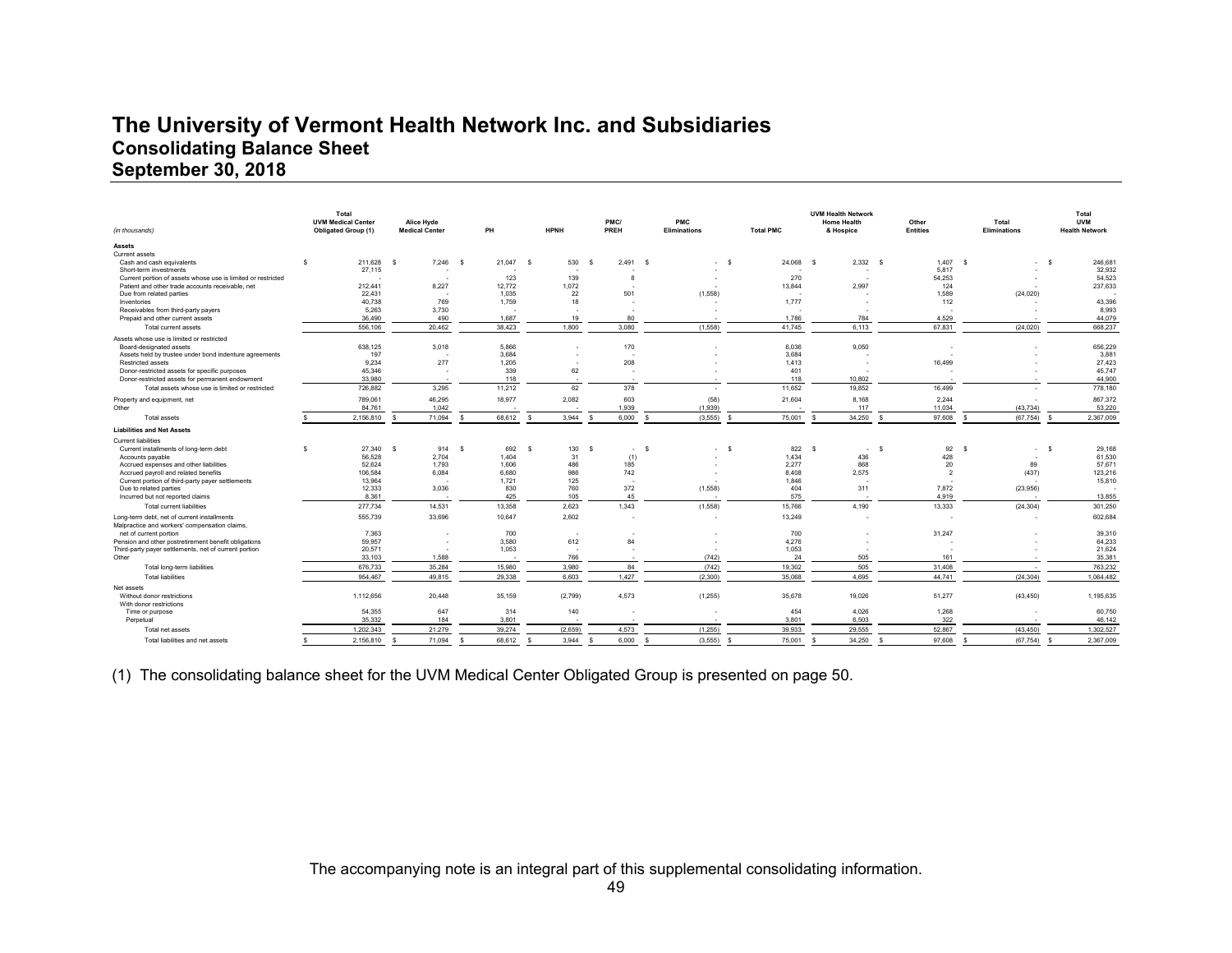# The University of Vermont Health Network Inc. and Subsidiaries
## Consolidating Balance Sheet
## September 30, 2018

| (in thousands) | Total UVM Medical Center Obligated Group (1) | Alice Hyde Medical Center | PH | HPNH | PMC/ PREH | PMC Eliminations | Total PMC | UVM Health Network Home Health & Hospice | Other Entities | Total Eliminations | Total UVM Health Network |
|---|---|---|---|---|---|---|---|---|---|---|---|
| **Assets** | | | | | | | | | | | |
| Current assets | | | | | | | | | | | |
| Cash and cash equivalents | $ 211,628 | $ 7,246 | $ 21,047 | $ 530 | $ 2,491 | $ - | $ 24,068 | $ 2,332 | $ 1,407 | $ - | $ 246,681 |
| Short-term investments | 27,115 | - | - | - | - | - | - | - | 5,817 | - | 32,932 |
| Current portion of assets whose use is limited or restricted | - | - | 123 | 139 | 8 | - | 270 | - | 54,253 | - | 54,523 |
| Patient and other trade accounts receivable, net | 212,441 | 8,227 | 12,772 | 1,072 | - | - | 13,844 | 2,997 | 124 | - | 237,633 |
| Due from related parties | 22,431 | - | 1,035 | 22 | 501 | (1,558) | - | - | 1,589 | (24,020) | - |
| Inventories | 40,738 | 769 | 1,759 | 18 | - | - | 1,777 | - | 112 | - | 43,396 |
| Receivables from third-party payers | 5,263 | 3,730 | - | - | - | - | - | - | - | - | 8,993 |
| Prepaid and other current assets | 36,490 | 490 | 1,687 | 19 | 80 | - | 1,786 | 784 | 4,529 | - | 44,079 |
| Total current assets | 556,106 | 20,462 | 38,423 | 1,800 | 3,080 | (1,558) | 41,745 | 6,113 | 67,831 | (24,020) | 668,237 |
| Assets whose use is limited or restricted | | | | | | | | | | | |
| Board-designated assets | 638,125 | 3,018 | 5,866 | - | 170 | - | 6,036 | 9,050 | - | - | 656,229 |
| Assets held by trustee under bond indenture agreements | 197 | - | 3,684 | - | - | - | 3,684 | - | - | - | 3,881 |
| Restricted assets | 9,234 | 277 | 1,205 | - | 208 | - | 1,413 | - | 16,499 | - | 27,423 |
| Donor-restricted assets for specific purposes | 45,346 | - | 339 | 62 | - | - | 401 | - | - | - | 45,747 |
| Donor-restricted assets for permanent endowment | 33,980 | - | 118 | - | - | - | 118 | 10,802 | - | - | 44,900 |
| Total assets whose use is limited or restricted | 726,882 | 3,295 | 11,212 | 62 | 378 | - | 11,652 | 19,852 | 16,499 | - | 778,180 |
| Property and equipment, net | 789,061 | 46,295 | 18,977 | 2,082 | 603 | (58) | 21,604 | 8,168 | 2,244 | - | 867,372 |
| Other | 84,761 | 1,042 | - | - | 1,939 | (1,939) | - | 117 | 11,034 | (43,734) | 53,220 |
| Total assets | $ 2,156,810 | $ 71,094 | $ 68,612 | $ 3,944 | $ 6,000 | $ (3,555) | $ 75,001 | $ 34,250 | $ 97,608 | $ (67,754) | $ 2,367,009 |
| **Liabilities and Net Assets** | | | | | | | | | | | |
| Current liabilities | | | | | | | | | | | |
| Current installments of long-term debt | $ 27,340 | $ 914 | $ 692 | $ 130 | $ - | $ - | $ 822 | $ - | $ 92 | $ - | $ 29,168 |
| Accounts payable | 56,528 | 2,704 | 1,404 | 31 | (1) | - | 1,434 | 436 | 428 | - | 61,530 |
| Accrued expenses and other liabilities | 52,624 | 1,793 | 1,606 | 486 | 185 | - | 2,277 | 868 | 20 | 89 | 57,671 |
| Accrued payroll and related benefits | 106,584 | 6,084 | 6,680 | 986 | 742 | - | 8,408 | 2,575 | 2 | (437) | 123,216 |
| Current portion of third-party payer settlements | 13,964 | - | 1,721 | 125 | - | - | 1,846 | - | - | - | 15,810 |
| Due to related parties | 12,333 | 3,036 | 830 | 760 | 372 | (1,558) | 404 | 311 | 7,872 | (23,956) | - |
| Incurred but not reported claims | 8,361 | - | 425 | 105 | 45 | - | 575 | - | 4,919 | - | 13,855 |
| Total current liabilities | 277,734 | 14,531 | 13,358 | 2,623 | 1,343 | (1,558) | 15,766 | 4,190 | 13,333 | (24,304) | 301,250 |
| Long-term debt, net of current installments | 555,739 | 33,696 | 10,647 | 2,602 | - | - | 13,249 | - | - | - | 602,684 |
| Malpractice and workers' compensation claims, net of current portion | 7,363 | - | 700 | - | - | - | 700 | - | 31,247 | - | 39,310 |
| Pension and other postretirement benefit obligations | 59,957 | - | 3,580 | 612 | 84 | - | 4,276 | - | - | - | 64,233 |
| Third-party payer settlements, net of current portion | 20,571 | - | 1,053 | - | - | - | 1,053 | - | - | - | 21,624 |
| Other | 33,103 | 1,588 | - | 766 | - | (742) | 24 | 505 | 161 | - | 35,381 |
| Total long-term liabilities | 676,733 | 35,284 | 15,980 | 3,980 | 84 | (742) | 19,302 | 505 | 31,408 | - | 763,232 |
| Total liabilities | 954,467 | 49,815 | 29,338 | 6,603 | 1,427 | (2,300) | 35,068 | 4,695 | 44,741 | (24,304) | 1,064,482 |
| Net assets | | | | | | | | | | | |
| Without donor restrictions | 1,112,656 | 20,448 | 35,159 | (2,799) | 4,573 | (1,255) | 35,678 | 19,026 | 51,277 | (43,450) | 1,195,635 |
| With donor restrictions | | | | | | | | | | | |
| Time or purpose | 54,355 | 647 | 314 | 140 | - | - | 454 | 4,026 | 1,268 | - | 60,750 |
| Perpetual | 35,332 | 184 | 3,801 | - | - | - | 3,801 | 6,503 | 322 | - | 46,142 |
| Total net assets | 1,202,343 | 21,279 | 39,274 | (2,659) | 4,573 | (1,255) | 39,933 | 29,555 | 52,867 | (43,450) | 1,302,527 |
| Total liabilities and net assets | $ 2,156,810 | $ 71,094 | $ 68,612 | $ 3,944 | $ 6,000 | $ (3,555) | $ 75,001 | $ 34,250 | $ 97,608 | $ (67,754) | $ 2,367,009 |

(1) The consolidating balance sheet for the UVM Medical Center Obligated Group is presented on page 50.

The accompanying note is an integral part of this supplemental consolidating information.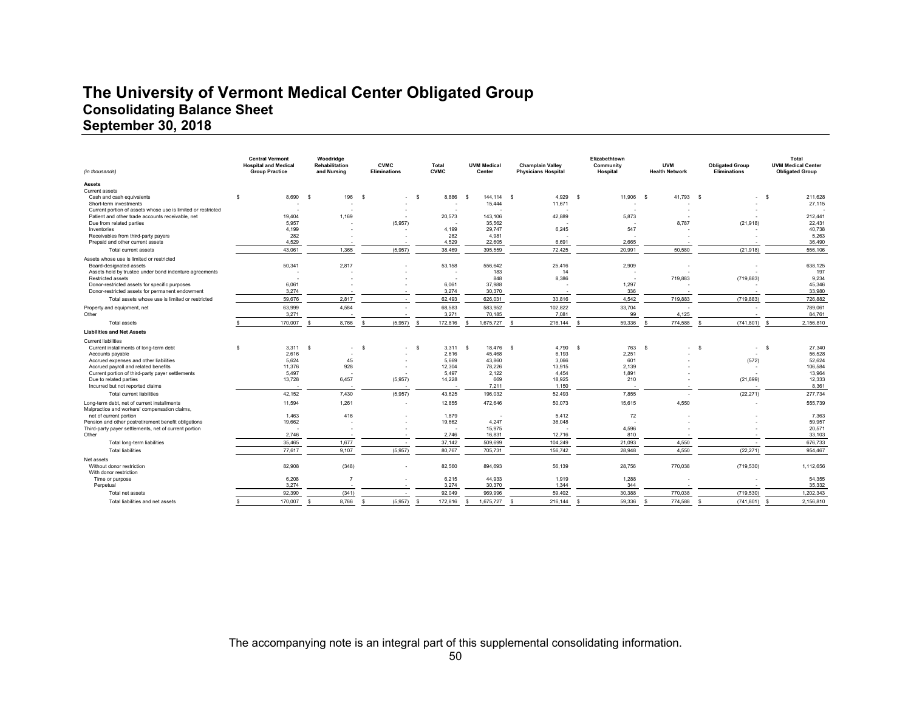# The University of Vermont Medical Center Obligated Group
## Consolidating Balance Sheet
## September 30, 2018

| (in thousands) | Central Vermont Hospital and Medical Group Practice | Woodridge Rehabilitation and Nursing | CVMC Eliminations | Total CVMC | UVM Medical Center | Champlain Valley Physicians Hospital | Elizabethtown Community Hospital | UVM Health Network | Obligated Group Eliminations | Total UVM Medical Center Obligated Group |
|---|---|---|---|---|---|---|---|---|---|---|
| **Assets** | | | | | | | | | | |
| Current assets | | | | | | | | | | |
| Cash and cash equivalents | $ 8,690 | $ 196 | $ - | $ 8,886 | $ 144,114 | $ 4,929 | $ 11,906 | $ 41,793 | $ - | $ 211,628 |
| Short-term investments | - | - | - | - | 15,444 | 11,671 | - | - | - | 27,115 |
| Current portion of assets whose use is limited or restricted | - | - | - | - | - | - | - | - | - | - |
| Patient and other trade accounts receivable, net | 19,404 | 1,169 | - | 20,573 | 143,106 | 42,889 | 5,873 | - | - | 212,441 |
| Due from related parties | 5,957 | - | (5,957) | - | 35,562 | - | - | 8,787 | (21,918) | 22,431 |
| Inventories | 4,199 | - | - | 4,199 | 29,747 | 6,245 | 547 | - | - | 40,738 |
| Receivables from third-party payers | 282 | - | - | 282 | 4,981 | - | - | - | - | 5,263 |
| Prepaid and other current assets | 4,529 | - | - | 4,529 | 22,605 | 6,691 | 2,665 | - | - | 36,490 |
| Total current assets | 43,061 | 1,365 | (5,957) | 38,469 | 395,559 | 72,425 | 20,991 | 50,580 | (21,918) | 556,106 |
| Assets whose use is limited or restricted | | | | | | | | | | |
| Board-designated assets | 50,341 | 2,817 | - | 53,158 | 556,642 | 25,416 | 2,909 | - | - | 638,125 |
| Assets held by trustee under bond indenture agreements | - | - | - | - | 183 | 14 | - | - | - | 197 |
| Restricted assets | - | - | - | - | 848 | 8,386 | - | 719,883 | (719,883) | 9,234 |
| Donor-restricted assets for specific purposes | 6,061 | - | - | 6,061 | 37,988 | - | 1,297 | - | - | 45,346 |
| Donor-restricted assets for permanent endowment | 3,274 | - | - | 3,274 | 30,370 | - | 336 | - | - | 33,980 |
| Total assets whose use is limited or restricted | 59,676 | 2,817 | - | 62,493 | 626,031 | 33,816 | 4,542 | 719,883 | (719,883) | 726,882 |
| Property and equipment, net | 63,999 | 4,584 | - | 68,583 | 583,952 | 102,822 | 33,704 | - | - | 789,061 |
| Other | 3,271 | - | - | 3,271 | 70,185 | 7,081 | 99 | 4,125 | - | 84,761 |
| Total assets | $ 170,007 | $ 8,766 | $ (5,957) | $ 172,816 | $ 1,675,727 | $ 216,144 | $ 59,336 | $ 774,588 | $ (741,801) | $ 2,156,810 |
| **Liabilities and Net Assets** | | | | | | | | | | |
| Current liabilities | | | | | | | | | | |
| Current installments of long-term debt | $ 3,311 | $ - | $ - | $ 3,311 | $ 18,476 | $ 4,790 | $ 763 | $ - | $ - | $ 27,340 |
| Accounts payable | 2,616 | - | - | 2,616 | 45,468 | 6,193 | 2,251 | - | - | 56,528 |
| Accrued expenses and other liabilities | 5,624 | 45 | - | 5,669 | 43,860 | 3,066 | 601 | - | (572) | 52,624 |
| Accrued payroll and related benefits | 11,376 | 928 | - | 12,304 | 78,226 | 13,915 | 2,139 | - | - | 106,584 |
| Current portion of third-party payer settlements | 5,497 | - | - | 5,497 | 2,122 | 4,454 | 1,891 | - | - | 13,964 |
| Due to related parties | 13,728 | 6,457 | (5,957) | 14,228 | 669 | 18,925 | 210 | - | (21,699) | 12,333 |
| Incurred but not reported claims | - | - | - | - | 7,211 | 1,150 | - | - | - | 8,361 |
| Total current liabilities | 42,152 | 7,430 | (5,957) | 43,625 | 196,032 | 52,493 | 7,855 | - | (22,271) | 277,734 |
| Long-term debt, net of current installments | 11,594 | 1,261 | - | 12,855 | 472,646 | 50,073 | 15,615 | 4,550 | - | 555,739 |
| Malpractice and workers' compensation claims, net of current portion | 1,463 | 416 | - | 1,879 | - | 5,412 | 72 | - | - | 7,363 |
| Pension and other postretirement benefit obligations | 19,662 | - | - | 19,662 | 4,247 | 36,048 | - | - | - | 59,957 |
| Third-party payer settlements, net of current portion | - | - | - | - | 15,975 | - | 4,596 | - | - | 20,571 |
| Other | 2,746 | - | - | 2,746 | 16,831 | 12,716 | 810 | - | - | 33,103 |
| Total long-term liabilities | 35,465 | 1,677 | - | 37,142 | 509,699 | 104,249 | 21,093 | 4,550 | - | 676,733 |
| Total liabilities | 77,617 | 9,107 | (5,957) | 80,767 | 705,731 | 156,742 | 28,948 | 4,550 | (22,271) | 954,467 |
| Net assets | | | | | | | | | | |
| Without donor restriction | 82,908 | (348) | - | 82,560 | 894,693 | 56,139 | 28,756 | 770,038 | (719,530) | 1,112,656 |
| With donor restriction | | | | | | | | | | |
| Time or purpose | 6,208 | 7 | - | 6,215 | 44,933 | 1,919 | 1,288 | - | - | 54,355 |
| Perpetual | 3,274 | - | - | 3,274 | 30,370 | 1,344 | 344 | - | - | 35,332 |
| Total net assets | 92,390 | (341) | - | 92,049 | 969,996 | 59,402 | 30,388 | 770,038 | (719,530) | 1,202,343 |
| Total liabilities and net assets | $ 170,007 | $ 8,766 | $ (5,957) | $ 172,816 | $ 1,675,727 | $ 216,144 | $ 59,336 | $ 774,588 | $ (741,801) | $ 2,156,810 |

The accompanying note is an integral part of this supplemental consolidating information.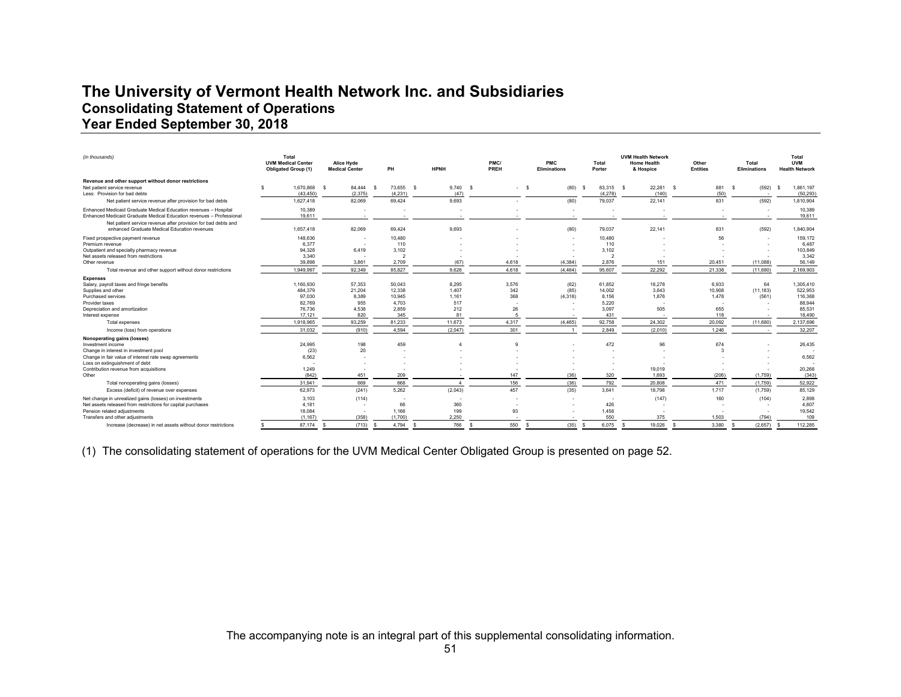# The University of Vermont Health Network Inc. and Subsidiaries
## Consolidating Statement of Operations
## Year Ended September 30, 2018

| *(in thousands)* | Total UVM Medical Center Obligated Group (1) | Alice Hyde Medical Center | PH | HPNH | PMC/ PREH | PMC Eliminations | Total Porter | UVM Health Network Home Health & Hospice | Other Entities | Total Eliminations | Total UVM Health Network |
|---|---|---|---|---|---|---|---|---|---|---|---|
| **Revenue and other support without donor restrictions** | | | | | | | | | | | |
| Net patient service revenue | $ 1,670,868 | $ 84,444 | $ 73,655 | $ 9,740 | $ - | $ (80) | $ 83,315 | $ 22,281 | $ 881 | $ (592) | $ 1,861,197 |
| Less: Provision for bad debts | (43,450) | (2,375) | (4,231) | (47) | | | (4,278) | (140) | (50) | - | (50,293) |
| Net patient service revenue after provision for bad debts | 1,627,418 | 82,069 | 69,424 | 9,693 | - | (80) | 79,037 | 22,141 | 831 | (592) | 1,810,904 |
| Enhanced Medicaid Graduate Medical Education revenues – Hospital | 10,389 | - | - | - | - | - | - | - | - | - | 10,389 |
| Enhanced Medicaid Graduate Medical Education revenues – Professional | 19,611 | - | - | - | - | - | - | - | - | - | 19,611 |
| Net patient service revenue after provision for bad debts and enhanced Graduate Medical Education revenues | 1,657,418 | 82,069 | 69,424 | 9,693 | - | (80) | 79,037 | 22,141 | 831 | (592) | 1,840,904 |
| Fixed prospective payment revenue | 148,636 | - | 10,480 | - | - | - | 10,480 | - | 56 | - | 159,172 |
| Premium revenue | 6,377 | - | 110 | - | - | - | 110 | - | - | - | 6,487 |
| Outpatient and specialty pharmacy revenue | 94,328 | 6,419 | 3,102 | - | - | - | 3,102 | - | - | - | 103,849 |
| Net assets released from restrictions | 3,340 | - | 2 | - | - | - | 2 | - | - | - | 3,342 |
| Other revenue | 39,898 | 3,861 | 2,709 | (67) | 4,618 | (4,384) | 2,876 | 151 | 20,451 | (11,088) | 56,149 |
| Total revenue and other support without donor restrictions | 1,949,997 | 92,349 | 85,827 | 9,626 | 4,618 | (4,464) | 95,607 | 22,292 | 21,338 | (11,680) | 2,169,903 |
| **Expenses** | | | | | | | | | | | |
| Salary, payroll taxes and fringe benefits | 1,160,930 | 57,353 | 50,043 | 8,295 | 3,576 | (62) | 61,852 | 18,278 | 6,933 | 64 | 1,305,410 |
| Supplies and other | 484,379 | 21,204 | 12,338 | 1,407 | 342 | (85) | 14,002 | 3,643 | 10,908 | (11,183) | 522,953 |
| Purchased services | 97,030 | 8,389 | 10,945 | 1,161 | 368 | (4,318) | 8,156 | 1,876 | 1,478 | (561) | 116,368 |
| Provider taxes | 82,769 | 955 | 4,703 | 517 | - | - | 5,220 | - | - | - | 88,944 |
| Depreciation and amortization | 76,736 | 4,538 | 2,859 | 212 | 26 | - | 3,097 | 505 | 655 | - | 85,531 |
| Interest expense | 17,121 | 820 | 345 | 81 | 5 | - | 431 | - | 118 | - | 18,490 |
| Total expenses | 1,918,965 | 93,259 | 81,233 | 11,673 | 4,317 | (4,465) | 92,758 | 24,302 | 20,092 | (11,680) | 2,137,696 |
| Income (loss) from operations | 31,032 | (910) | 4,594 | (2,047) | 301 | 1 | 2,849 | (2,010) | 1,246 | - | 32,207 |
| **Nonoperating gains (losses)** | | | | | | | | | | | |
| Investment income | 24,995 | 198 | 459 | 4 | 9 | - | 472 | 96 | 674 | - | 26,435 |
| Change in interest in investment pool | (23) | 20 | - | - | - | - | - | - | 3 | - | - |
| Change in fair value of interest rate swap agreements | 6,562 | - | - | - | - | - | - | - | - | - | 6,562 |
| Loss on extinguishment of debt | - | - | - | - | - | - | - | - | - | - | - |
| Contribution revenue from acquisitions | 1,249 | - | - | - | - | - | - | 19,019 | - | - | 20,268 |
| Other | (842) | 451 | 209 | - | 147 | (36) | 320 | 1,693 | (206) | (1,759) | (343) |
| Total nonoperating gains (losses) | 31,941 | 669 | 668 | 4 | 156 | (36) | 792 | 20,808 | 471 | (1,759) | 52,922 |
| Excess (deficit) of revenue over expenses | 62,973 | (241) | 5,262 | (2,043) | 457 | (35) | 3,641 | 18,798 | 1,717 | (1,759) | 85,129 |
| Net change in unrealized gains (losses) on investments | 3,103 | (114) | - | - | - | - | - | (147) | 160 | (104) | 2,898 |
| Net assets released from restrictions for capital purchases | 4,181 | - | 66 | 360 | - | - | 426 | - | - | - | 4,607 |
| Pension related adjustments | 18,084 | - | 1,166 | 199 | 93 | - | 1,458 | - | - | - | 19,542 |
| Transfers and other adjustments | (1,167) | (358) | (1,700) | 2,250 | - | - | 550 | 375 | 1,503 | (794) | 109 |
| Increase (decrease) in net assets without donor restrictions | $ 87,174 | $ (713) | $ 4,794 | $ 766 | $ 550 | $ (35) | $ 6,075 | $ 19,026 | $ 3,380 | $ (2,657) | $ 112,285 |

(1) The consolidating statement of operations for the UVM Medical Center Obligated Group is presented on page 52.

The accompanying note is an integral part of this supplemental consolidating information.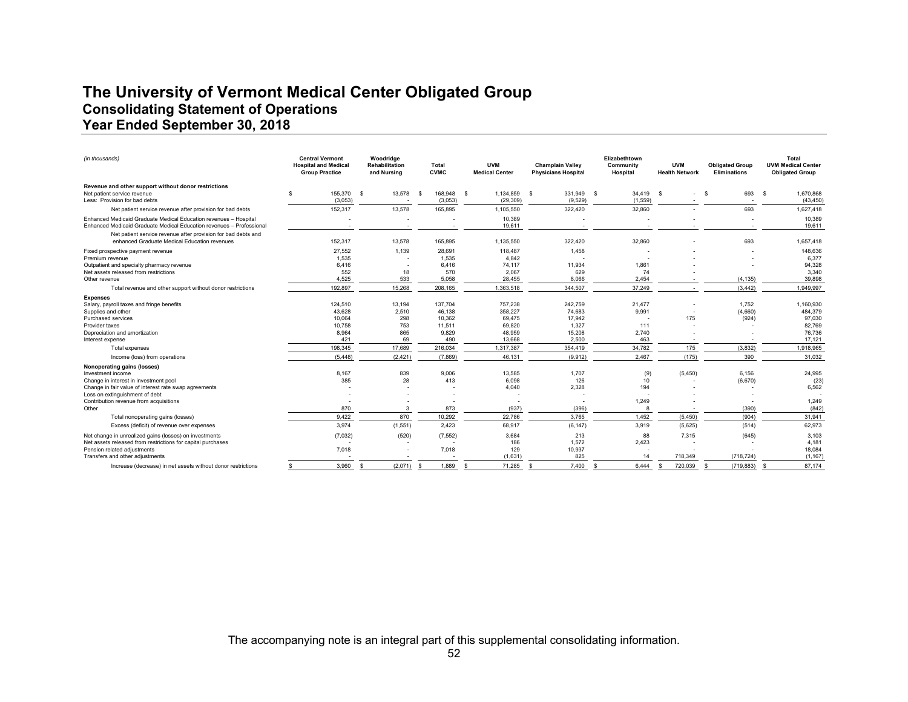# The University of Vermont Medical Center Obligated Group
## Consolidating Statement of Operations
## Year Ended September 30, 2018

| *(in thousands)* | Central Vermont Hospital and Medical Group Practice | Woodridge Rehabilitation and Nursing | Total CVMC | UVM Medical Center | Champlain Valley Physicians Hospital | Elizabethtown Community Hospital | UVM Health Network | Obligated Group Eliminations | Total UVM Medical Center Obligated Group |
|---|---|---|---|---|---|---|---|---|---|
| **Revenue and other support without donor restrictions** | | | | | | | | | |
| Net patient service revenue | $ 155,370 | $ 13,578 | $ 168,948 | $ 1,134,859 | $ 331,949 | $ 34,419 | $ - | $ 693 | $ 1,670,868 |
| Less: Provision for bad debts | (3,053) | - | (3,053) | (29,309) | (9,529) | (1,559) | - | - | (43,450) |
| Net patient service revenue after provision for bad debts | 152,317 | 13,578 | 165,895 | 1,105,550 | 322,420 | 32,860 | - | 693 | 1,627,418 |
| Enhanced Medicaid Graduate Medical Education revenues – Hospital | - | - | - | 10,389 | - | - | - | - | 10,389 |
| Enhanced Medicaid Graduate Medical Education revenues – Professional | - | - | - | 19,611 | - | - | - | - | 19,611 |
| Net patient service revenue after provision for bad debts and enhanced Graduate Medical Education revenues | 152,317 | 13,578 | 165,895 | 1,135,550 | 322,420 | 32,860 | - | 693 | 1,657,418 |
| Fixed prospective payment revenue | 27,552 | 1,139 | 28,691 | 118,487 | 1,458 | - | - | - | 148,636 |
| Premium revenue | 1,535 | - | 1,535 | 4,842 | - | - | - | - | 6,377 |
| Outpatient and specialty pharmacy revenue | 6,416 | - | 6,416 | 74,117 | 11,934 | 1,861 | - | - | 94,328 |
| Net assets released from restrictions | 552 | 18 | 570 | 2,067 | 629 | 74 | - | | 3,340 |
| Other revenue | 4,525 | 533 | 5,058 | 28,455 | 8,066 | 2,454 | - | (4,135) | 39,898 |
| Total revenue and other support without donor restrictions | 192,897 | 15,268 | 208,165 | 1,363,518 | 344,507 | 37,249 | - | (3,442) | 1,949,997 |
| **Expenses** | | | | | | | | | |
| Salary, payroll taxes and fringe benefits | 124,510 | 13,194 | 137,704 | 757,238 | 242,759 | 21,477 | - | 1,752 | 1,160,930 |
| Supplies and other | 43,628 | 2,510 | 46,138 | 358,227 | 74,683 | 9,991 | - | (4,660) | 484,379 |
| Purchased services | 10,064 | 298 | 10,362 | 69,475 | 17,942 | - | 175 | (924) | 97,030 |
| Provider taxes | 10,758 | 753 | 11,511 | 69,820 | 1,327 | 111 | - | - | 82,769 |
| Depreciation and amortization | 8,964 | 865 | 9,829 | 48,959 | 15,208 | 2,740 | - | - | 76,736 |
| Interest expense | 421 | 69 | 490 | 13,668 | 2,500 | 463 | - | - | 17,121 |
| Total expenses | 198,345 | 17,689 | 216,034 | 1,317,387 | 354,419 | 34,782 | 175 | (3,832) | 1,918,965 |
| Income (loss) from operations | (5,448) | (2,421) | (7,869) | 46,131 | (9,912) | 2,467 | (175) | 390 | 31,032 |
| **Nonoperating gains (losses)** | | | | | | | | | |
| Investment income | 8,167 | 839 | 9,006 | 13,585 | 1,707 | (9) | (5,450) | 6,156 | 24,995 |
| Change in interest in investment pool | 385 | 28 | 413 | 6,098 | 126 | 10 | - | (6,670) | (23) |
| Change in fair value of interest rate swap agreements | - | - | - | 4,040 | 2,328 | 194 | - | - | 6,562 |
| Loss on extinguishment of debt | - | - | - | - | - | - | - | - | - |
| Contribution revenue from acquisitions | - | - | - | - | - | 1,249 | - | - | 1,249 |
| Other | 870 | 3 | 873 | (937) | (396) | 8 | - | (390) | (842) |
| Total nonoperating gains (losses) | 9,422 | 870 | 10,292 | 22,786 | 3,765 | 1,452 | (5,450) | (904) | 31,941 |
| Excess (deficit) of revenue over expenses | 3,974 | (1,551) | 2,423 | 68,917 | (6,147) | 3,919 | (5,625) | (514) | 62,973 |
| Net change in unrealized gains (losses) on investments | (7,032) | (520) | (7,552) | 3,684 | 213 | 88 | 7,315 | (645) | 3,103 |
| Net assets released from restrictions for capital purchases | - | - | - | 186 | 1,572 | 2,423 | - | - | 4,181 |
| Pension related adjustments | 7,018 | - | 7,018 | 129 | 10,937 | - | - | - | 18,084 |
| Transfers and other adjustments | - | - | - | (1,631) | 825 | 14 | 718,349 | (718,724) | (1,167) |
| Increase (decrease) in net assets without donor restrictions | $ 3,960 | $ (2,071) | $ 1,889 | $ 71,285 | $ 7,400 | $ 6,444 | $ 720,039 | $ (719,883) | $ 87,174 |

The accompanying note is an integral part of this supplemental consolidating information.